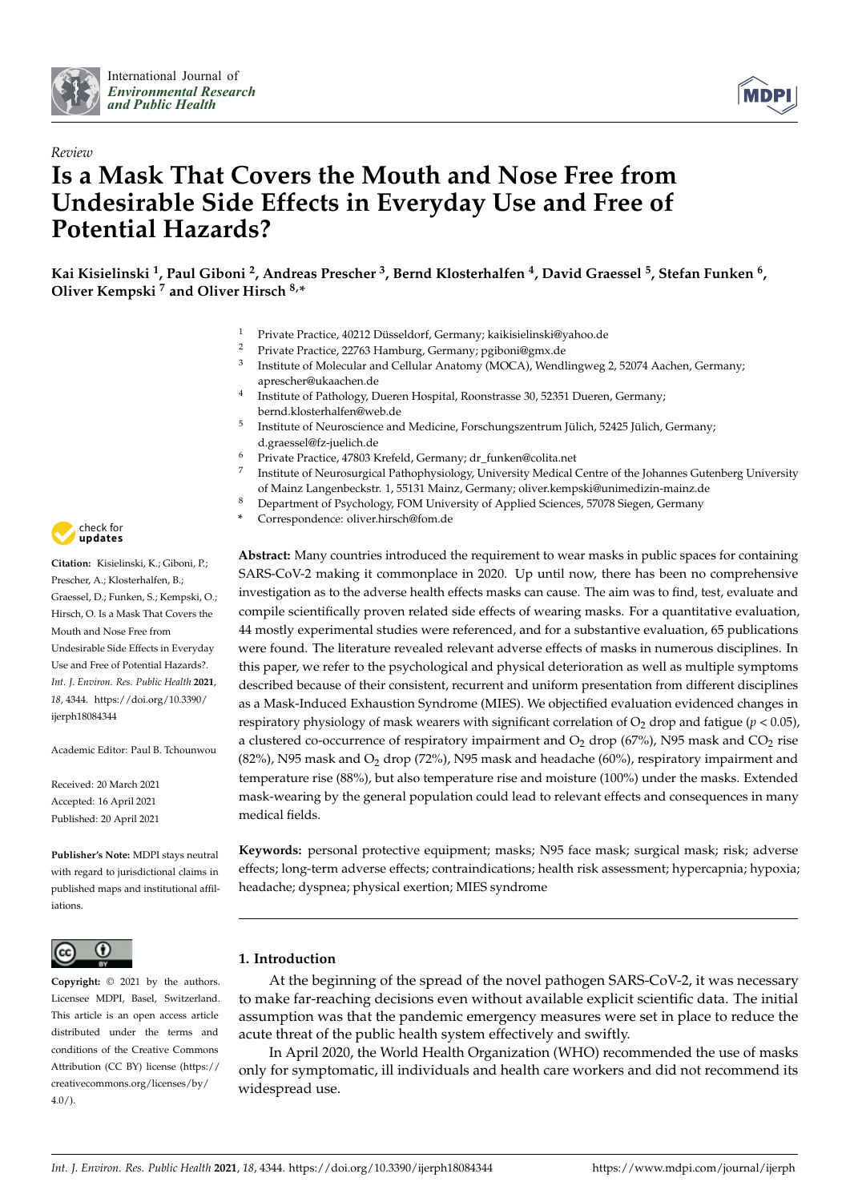*Review*

# Is a Mask That Covers the Mouth and Nose Free from Undesirable Side Effects in Everyday Use and Free of Potential Hazards?

**Kai Kisielinski [1], Paul Giboni [2], Andreas Prescher [3], Bernd Klosterhalfen [4], David Graessel [5], Stefan Funken [6], Oliver Kempski [7] and Oliver Hirsch [8,*]**

[1] Private Practice, 40212 Düsseldorf, Germany; kaikisielinski@yahoo.de
[2] Private Practice, 22763 Hamburg, Germany; pgiboni@gmx.de
[3] Institute of Molecular and Cellular Anatomy (MOCA), Wendlingweg 2, 52074 Aachen, Germany; aprescher@ukaachen.de
[4] Institute of Pathology, Dueren Hospital, Roonstrasse 30, 52351 Dueren, Germany; bernd.klosterhalfen@web.de
[5] Institute of Neuroscience and Medicine, Forschungszentrum Jülich, 52425 Jülich, Germany; d.graessel@fz-juelich.de
[6] Private Practice, 47803 Krefeld, Germany; dr_funken@colita.net
[7] Institute of Neurosurgical Pathophysiology, University Medical Centre of the Johannes Gutenberg University of Mainz Langenbeckstr. 1, 55131 Mainz, Germany; oliver.kempski@unimedizin-mainz.de
[8] Department of Psychology, FOM University of Applied Sciences, 57078 Siegen, Germany
* Correspondence: oliver.hirsch@fom.de

**Citation:** Kisielinski, K.; Giboni, P.; Prescher, A.; Klosterhalfen, B.; Graessel, D.; Funken, S.; Kempski, O.; Hirsch, O. Is a Mask That Covers the Mouth and Nose Free from Undesirable Side Effects in Everyday Use and Free of Potential Hazards?. *Int. J. Environ. Res. Public Health* **2021**, *18*, 4344. https://doi.org/10.3390/ijerph18084344

Academic Editor: Paul B. Tchounwou

Received: 20 March 2021
Accepted: 16 April 2021
Published: 20 April 2021

**Publisher's Note:** MDPI stays neutral with regard to jurisdictional claims in published maps and institutional affiliations.

**Copyright:** © 2021 by the authors. Licensee MDPI, Basel, Switzerland. This article is an open access article distributed under the terms and conditions of the Creative Commons Attribution (CC BY) license (https://creativecommons.org/licenses/by/4.0/).

**Abstract:** Many countries introduced the requirement to wear masks in public spaces for containing SARS-CoV-2 making it commonplace in 2020. Up until now, there has been no comprehensive investigation as to the adverse health effects masks can cause. The aim was to find, test, evaluate and compile scientifically proven related side effects of wearing masks. For a quantitative evaluation, 44 mostly experimental studies were referenced, and for a substantive evaluation, 65 publications were found. The literature revealed relevant adverse effects of masks in numerous disciplines. In this paper, we refer to the psychological and physical deterioration as well as multiple symptoms described because of their consistent, recurrent and uniform presentation from different disciplines as a Mask-Induced Exhaustion Syndrome (MIES). We objectified evaluation evidenced changes in respiratory physiology of mask wearers with significant correlation of $O_2$ drop and fatigue ($p < 0.05$), a clustered co-occurrence of respiratory impairment and $O_2$ drop (67%), N95 mask and $CO_2$ rise (82%), N95 mask and $O_2$ drop (72%), N95 mask and headache (60%), respiratory impairment and temperature rise (88%), but also temperature rise and moisture (100%) under the masks. Extended mask-wearing by the general population could lead to relevant effects and consequences in many medical fields.

**Keywords:** personal protective equipment; masks; N95 face mask; surgical mask; risk; adverse effects; long-term adverse effects; contraindications; health risk assessment; hypercapnia; hypoxia; headache; dyspnea; physical exertion; MIES syndrome

## 1. Introduction

At the beginning of the spread of the novel pathogen SARS-CoV-2, it was necessary to make far-reaching decisions even without available explicit scientific data. The initial assumption was that the pandemic emergency measures were set in place to reduce the acute threat of the public health system effectively and swiftly.

In April 2020, the World Health Organization (WHO) recommended the use of masks only for symptomatic, ill individuals and health care workers and did not recommend its widespread use.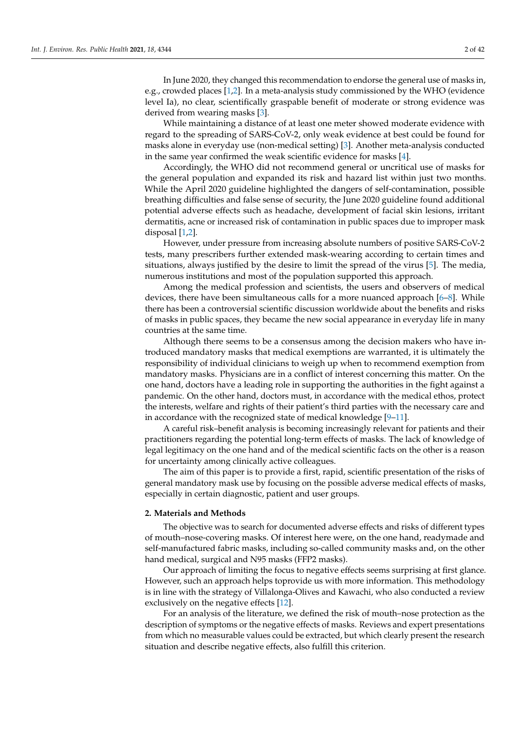In June 2020, they changed this recommendation to endorse the general use of masks in, e.g., crowded places [1,2]. In a meta-analysis study commissioned by the WHO (evidence level Ia), no clear, scientifically graspable benefit of moderate or strong evidence was derived from wearing masks [3].

While maintaining a distance of at least one meter showed moderate evidence with regard to the spreading of SARS-CoV-2, only weak evidence at best could be found for masks alone in everyday use (non-medical setting) [3]. Another meta-analysis conducted in the same year confirmed the weak scientific evidence for masks [4].

Accordingly, the WHO did not recommend general or uncritical use of masks for the general population and expanded its risk and hazard list within just two months. While the April 2020 guideline highlighted the dangers of self-contamination, possible breathing difficulties and false sense of security, the June 2020 guideline found additional potential adverse effects such as headache, development of facial skin lesions, irritant dermatitis, acne or increased risk of contamination in public spaces due to improper mask disposal [1,2].

However, under pressure from increasing absolute numbers of positive SARS-CoV-2 tests, many prescribers further extended mask-wearing according to certain times and situations, always justified by the desire to limit the spread of the virus [5]. The media, numerous institutions and most of the population supported this approach.

Among the medical profession and scientists, the users and observers of medical devices, there have been simultaneous calls for a more nuanced approach [6–8]. While there has been a controversial scientific discussion worldwide about the benefits and risks of masks in public spaces, they became the new social appearance in everyday life in many countries at the same time.

Although there seems to be a consensus among the decision makers who have introduced mandatory masks that medical exemptions are warranted, it is ultimately the responsibility of individual clinicians to weigh up when to recommend exemption from mandatory masks. Physicians are in a conflict of interest concerning this matter. On the one hand, doctors have a leading role in supporting the authorities in the fight against a pandemic. On the other hand, doctors must, in accordance with the medical ethos, protect the interests, welfare and rights of their patient's third parties with the necessary care and in accordance with the recognized state of medical knowledge [9–11].

A careful risk–benefit analysis is becoming increasingly relevant for patients and their practitioners regarding the potential long-term effects of masks. The lack of knowledge of legal legitimacy on the one hand and of the medical scientific facts on the other is a reason for uncertainty among clinically active colleagues.

The aim of this paper is to provide a first, rapid, scientific presentation of the risks of general mandatory mask use by focusing on the possible adverse medical effects of masks, especially in certain diagnostic, patient and user groups.

## 2. Materials and Methods

The objective was to search for documented adverse effects and risks of different types of mouth–nose-covering masks. Of interest here were, on the one hand, readymade and self-manufactured fabric masks, including so-called community masks and, on the other hand medical, surgical and N95 masks (FFP2 masks).

Our approach of limiting the focus to negative effects seems surprising at first glance. However, such an approach helps toprovide us with more information. This methodology is in line with the strategy of Villalonga-Olives and Kawachi, who also conducted a review exclusively on the negative effects [12].

For an analysis of the literature, we defined the risk of mouth–nose protection as the description of symptoms or the negative effects of masks. Reviews and expert presentations from which no measurable values could be extracted, but which clearly present the research situation and describe negative effects, also fulfill this criterion.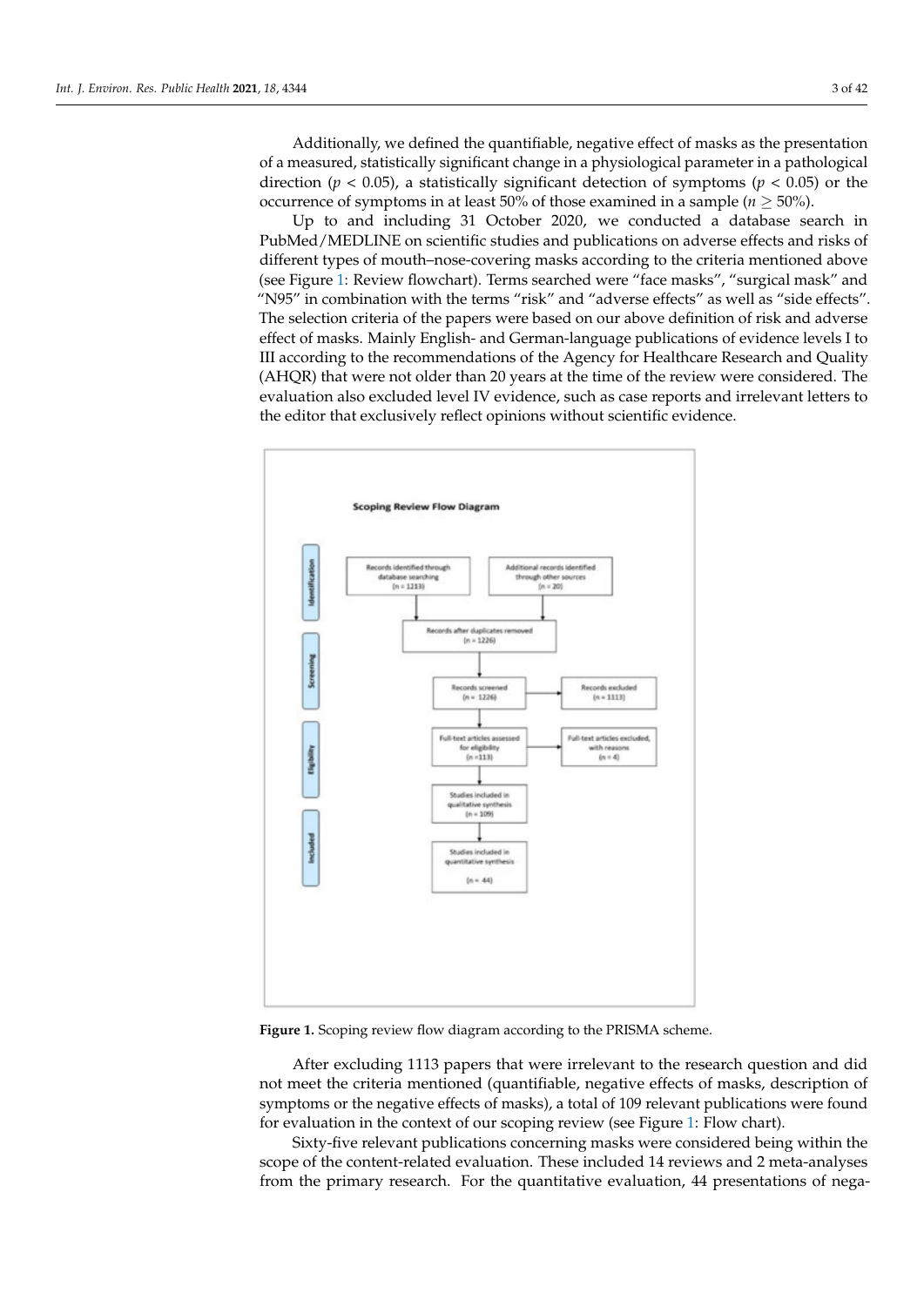Additionally, we defined the quantifiable, negative effect of masks as the presentation of a measured, statistically significant change in a physiological parameter in a pathological direction ($p < 0.05$), a statistically significant detection of symptoms ($p < 0.05$) or the occurrence of symptoms in at least 50% of those examined in a sample ($n \geq 50\%$).

Up to and including 31 October 2020, we conducted a database search in PubMed/MEDLINE on scientific studies and publications on adverse effects and risks of different types of mouth–nose-covering masks according to the criteria mentioned above (see Figure 1: Review flowchart). Terms searched were "face masks", "surgical mask" and "N95" in combination with the terms "risk" and "adverse effects" as well as "side effects". The selection criteria of the papers were based on our above definition of risk and adverse effect of masks. Mainly English- and German-language publications of evidence levels I to III according to the recommendations of the Agency for Healthcare Research and Quality (AHQR) that were not older than 20 years at the time of the review were considered. The evaluation also excluded level IV evidence, such as case reports and irrelevant letters to the editor that exclusively reflect opinions without scientific evidence.

**Scoping Review Flow Diagram**

- **Identification**
  - Records identified through database searching (n = 1213)
  - Additional records identified through other sources (n = 20)
  - Records after duplicates removed (n = 1226)
- **Screening**
  - Records screened (n = 1226)
  - Records excluded (n = 1113)
- **Eligibility**
  - Full-text articles assessed for eligibility (n = 113)
  - Full-text articles excluded, with reasons (n = 4)
- **Included**
  - Studies included in qualitative synthesis (n = 109)
  - Studies included in quantitative synthesis (n = 44)

**Figure 1.** Scoping review flow diagram according to the PRISMA scheme.

After excluding 1113 papers that were irrelevant to the research question and did not meet the criteria mentioned (quantifiable, negative effects of masks, description of symptoms or the negative effects of masks), a total of 109 relevant publications were found for evaluation in the context of our scoping review (see Figure 1: Flow chart).

Sixty-five relevant publications concerning masks were considered being within the scope of the content-related evaluation. These included 14 reviews and 2 meta-analyses from the primary research. For the quantitative evaluation, 44 presentations of nega-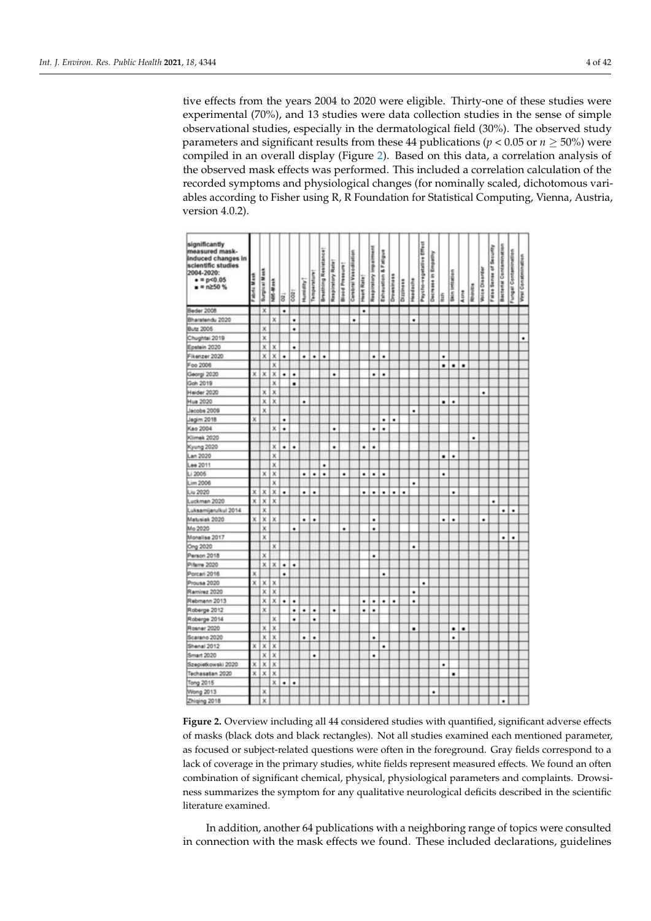tive effects from the years 2004 to 2020 were eligible. Thirty-one of these studies were experimental (70%), and 13 studies were data collection studies in the sense of simple observational studies, especially in the dermatological field (30%). The observed study parameters and significant results from these 44 publications ($p < 0.05$ or $n \geq 50\%$) were compiled in an overall display (Figure 2). Based on this data, a correlation analysis of the observed mask effects was performed. This included a correlation calculation of the recorded symptoms and physiological changes (for nominally scaled, dichotomous variables according to Fisher using R, R Foundation for Statistical Computing, Vienna, Austria, version 4.0.2).

| significantly measured mask-induced changes in scientific studies 2004-2020: • = p<0.05 ■ = n≥50 % | Fabric Mask | Surgical Mask | N95-Mask | $O_2$↓ | $CO_2$↑ | Humidity↑ | Temperature↑ | Breathing Resistance↑ | Respiratory Rate↑ | Blood Pressure↑ | Cerebral Vasodilation | Heart Rate↑ | Respiratory impairment | Exhaustion & Fatigue | Drowsiness | Dizziness | Headache | Psycho-vegetative Effect | Decrease in Empathy | Itch | Skin irritation | Acne | Rhinitis | Voice Disorder | False Sense of Security | Bacterial Contamination | Fungal Contamination | Viral Contamination |
|---|---|---|---|---|---|---|---|---|---|---|---|---|---|---|---|---|---|---|---|---|---|---|---|---|---|---|---|---|
| Beder 2008 | | X | | • | | | | | | | | • | | | | | | | | | | | | | | | | |
| Bharatendu 2020 | | | X | | • | | | | | | • | | | | | | • | | | | | | | | | | | |
| Butz 2005 | | X | | | • | | | | | | | | | | | | | | | | | | | | | | | |
| Chughtai 2019 | | X | | | | | | | | | | | | | | | | | | | | | | | | | | • |
| Epstein 2020 | | X | X | | • | | | | | | | | | | | | | | | | | | | | | | | |
| Fikenzer 2020 | | X | X | • | | • | • | • | | | | | • | • | | | | | | • | | | | | | | | |
| Foo 2006 | | | X | | | | | | | | | | | | | | | | | ■ | ■ | ■ | | | | | | |
| Georgi 2020 | X | X | X | • | • | | | | • | | | | • | • | | | | | | | | | | | | | | |
| Goh 2019 | | | X | | ■ | | | | | | | | | | | | | | | | | | | | | | | |
| Heider 2020 | | X | X | | | | | | | | | | | | | | | | | | | | | • | | | | |
| Hua 2020 | | X | X | | | • | | | | | | | | | | | | | | ■ | • | | | | | | | |
| Jacobs 2009 | | X | | | | | | | | | | | | | | | • | | | | | | | | | | | |
| Jagim 2018 | X | | | • | | | | | | | | | | • | • | | | | | | | | | | | | | |
| Kao 2004 | | | X | • | | | | | • | | | | • | • | | | | | | | | | | | | | | |
| Klimek 2020 | | | | | | | | | | | | | | | | | | | | | | | • | | | | | |
| Kyung 2020 | | | X | • | • | | | | • | | | • | • | | | | | | | | | | | | | | | |
| Lan 2020 | | | X | | | | | | | | | | | | | | | | | ■ | • | | | | | | | |
| Lee 2011 | | | X | | | | | • | | | | | | | | | | | | | | | | | | | | |
| Li 2005 | | X | X | | | • | • | • | | • | | • | • | • | | | | | | • | | | | | | | | |
| Lim 2006 | | | X | | | | | | | | | | | | | | • | | | | | | | | | | | |
| Liu 2020 | X | X | X | • | | • | • | | | | | • | • | • | • | • | | | | | • | | | | | | | |
| Luckman 2020 | X | X | X | | | | | | | | | | | | | | | | | | | | | | • | | | |
| Luksamijarulkul 2014 | | X | | | | | | | | | | | | | | | | | | | | | | | | • | • | |
| Matusiak 2020 | X | X | X | | | • | • | | | | | | • | | | | | | | • | • | | | • | | | | |
| Mo 2020 | | X | | | • | | | | | • | | | • | | | | | | | | | | | | | | | |
| Monalisa 2017 | | X | | | | | | | | | | | | | | | | | | | | | | | | • | • | |
| Ong 2020 | | | X | | | | | | | | | | | | | | • | | | | | | | | | | | |
| Person 2018 | | X | | | | | | | | | | | • | | | | | | | | | | | | | | | |
| Pifarre 2020 | | X | X | • | • | | | | | | | | | | | | | | | | | | | | | | | |
| Porcari 2016 | X | | | • | | | | | | | | | | | | | | | | | | | | | | | | |
| Prousa 2020 | X | X | X | | | | | | | | | | | | | | | • | | | | | | | | | | |
| Ramirez 2020 | | X | X | | | | | | | | | | | | | | • | | | | | | | | | | | |
| Rebmann 2013 | | X | X | • | • | | | | | | | • | • | • | • | | • | | | | | | | | | | | |
| Roberge 2012 | | X | | | • | • | • | | • | | | • | • | | | | | | | | | | | | | | | |
| Roberge 2014 | | | X | | • | | • | | | | | | | | | | | | | | | | | | | | | |
| Rosner 2020 | | X | X | | | | | | | | | | | | | | ■ | | | | ■ | ■ | | | | | | |
| Scarano 2020 | | X | X | | | • | • | | | | | | • | | | | | | | | • | | | | | | | |
| Shenal 2012 | X | X | X | | | | | | | | | | | • | | | | | | | | | | | | | | |
| Smart 2020 | | X | X | | | | • | | | | | | • | | | | | | | | | | | | | | | |
| Szepietkowski 2020 | X | X | X | | | | | | | | | | | | | | | | | • | | | | | | | | |
| Techasatian 2020 | X | X | X | | | | | | | | | | | | | | | | | | ■ | | | | | | | |
| Tong 2015 | | | X | • | • | | | | | | | | | | | | | | | | | | | | | | | |
| Wong 2013 | | X | | | | | | | | | | | | | | | | | • | | | | | | | | | |
| Zhiqing 2018 | | X | | | | | | | | | | | | | | | | | | | | | | | | • | | |

**Figure 2.** Overview including all 44 considered studies with quantified, significant adverse effects of masks (black dots and black rectangles). Not all studies examined each mentioned parameter, as focused or subject-related questions were often in the foreground. Gray fields correspond to a lack of coverage in the primary studies, white fields represent measured effects. We found an often combination of significant chemical, physical, physiological parameters and complaints. Drowsiness summarizes the symptom for any qualitative neurological deficits described in the scientific literature examined.

In addition, another 64 publications with a neighboring range of topics were consulted in connection with the mask effects we found. These included declarations, guidelines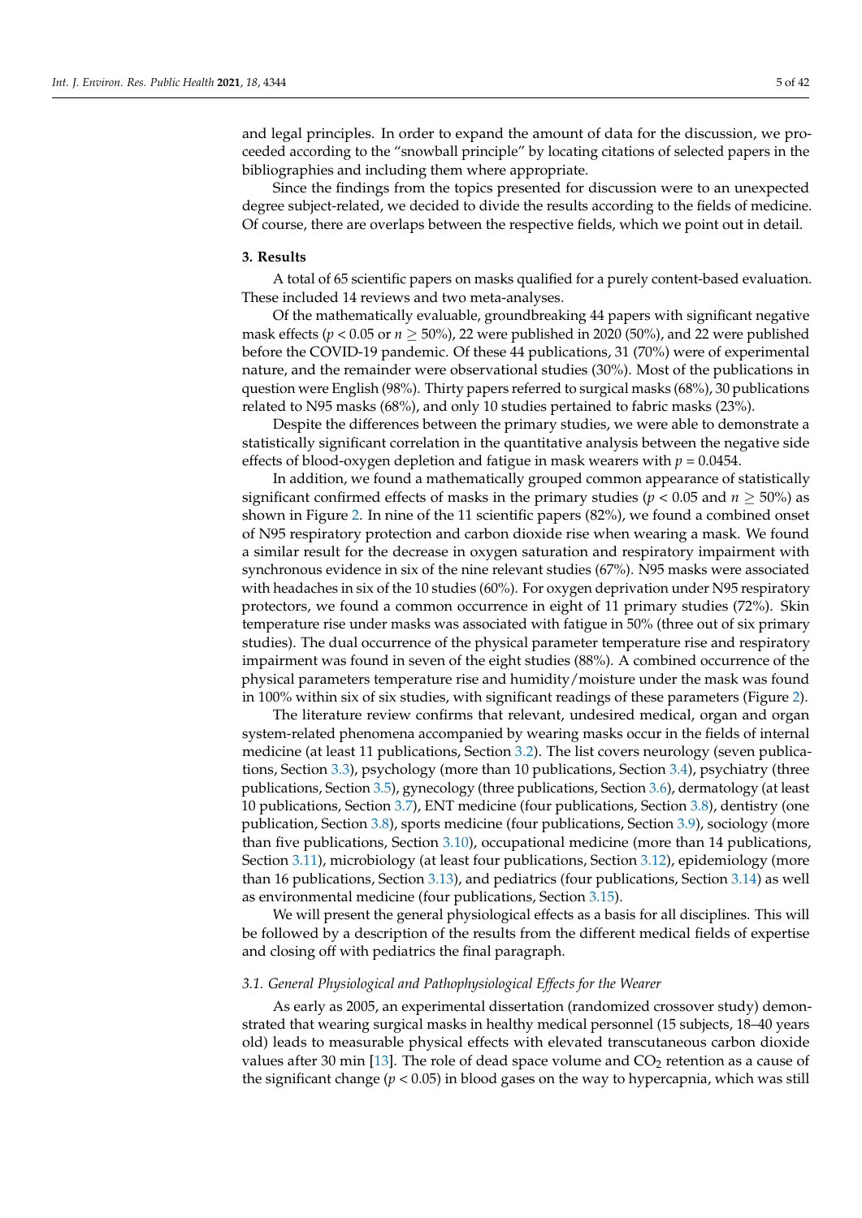and legal principles. In order to expand the amount of data for the discussion, we proceeded according to the "snowball principle" by locating citations of selected papers in the bibliographies and including them where appropriate.

Since the findings from the topics presented for discussion were to an unexpected degree subject-related, we decided to divide the results according to the fields of medicine. Of course, there are overlaps between the respective fields, which we point out in detail.

## 3. Results

A total of 65 scientific papers on masks qualified for a purely content-based evaluation. These included 14 reviews and two meta-analyses.

Of the mathematically evaluable, groundbreaking 44 papers with significant negative mask effects ($p < 0.05$ or $n \geq 50\%$), 22 were published in 2020 (50%), and 22 were published before the COVID-19 pandemic. Of these 44 publications, 31 (70%) were of experimental nature, and the remainder were observational studies (30%). Most of the publications in question were English (98%). Thirty papers referred to surgical masks (68%), 30 publications related to N95 masks (68%), and only 10 studies pertained to fabric masks (23%).

Despite the differences between the primary studies, we were able to demonstrate a statistically significant correlation in the quantitative analysis between the negative side effects of blood-oxygen depletion and fatigue in mask wearers with $p = 0.0454$.

In addition, we found a mathematically grouped common appearance of statistically significant confirmed effects of masks in the primary studies ($p < 0.05$ and $n \geq 50\%$) as shown in Figure 2. In nine of the 11 scientific papers (82%), we found a combined onset of N95 respiratory protection and carbon dioxide rise when wearing a mask. We found a similar result for the decrease in oxygen saturation and respiratory impairment with synchronous evidence in six of the nine relevant studies (67%). N95 masks were associated with headaches in six of the 10 studies (60%). For oxygen deprivation under N95 respiratory protectors, we found a common occurrence in eight of 11 primary studies (72%). Skin temperature rise under masks was associated with fatigue in 50% (three out of six primary studies). The dual occurrence of the physical parameter temperature rise and respiratory impairment was found in seven of the eight studies (88%). A combined occurrence of the physical parameters temperature rise and humidity/moisture under the mask was found in 100% within six of six studies, with significant readings of these parameters (Figure 2).

The literature review confirms that relevant, undesired medical, organ and organ system-related phenomena accompanied by wearing masks occur in the fields of internal medicine (at least 11 publications, Section 3.2). The list covers neurology (seven publications, Section 3.3), psychology (more than 10 publications, Section 3.4), psychiatry (three publications, Section 3.5), gynecology (three publications, Section 3.6), dermatology (at least 10 publications, Section 3.7), ENT medicine (four publications, Section 3.8), dentistry (one publication, Section 3.8), sports medicine (four publications, Section 3.9), sociology (more than five publications, Section 3.10), occupational medicine (more than 14 publications, Section 3.11), microbiology (at least four publications, Section 3.12), epidemiology (more than 16 publications, Section 3.13), and pediatrics (four publications, Section 3.14) as well as environmental medicine (four publications, Section 3.15).

We will present the general physiological effects as a basis for all disciplines. This will be followed by a description of the results from the different medical fields of expertise and closing off with pediatrics the final paragraph.

### *3.1. General Physiological and Pathophysiological Effects for the Wearer*

As early as 2005, an experimental dissertation (randomized crossover study) demonstrated that wearing surgical masks in healthy medical personnel (15 subjects, 18–40 years old) leads to measurable physical effects with elevated transcutaneous carbon dioxide values after 30 min [13]. The role of dead space volume and $CO_2$ retention as a cause of the significant change ($p < 0.05$) in blood gases on the way to hypercapnia, which was still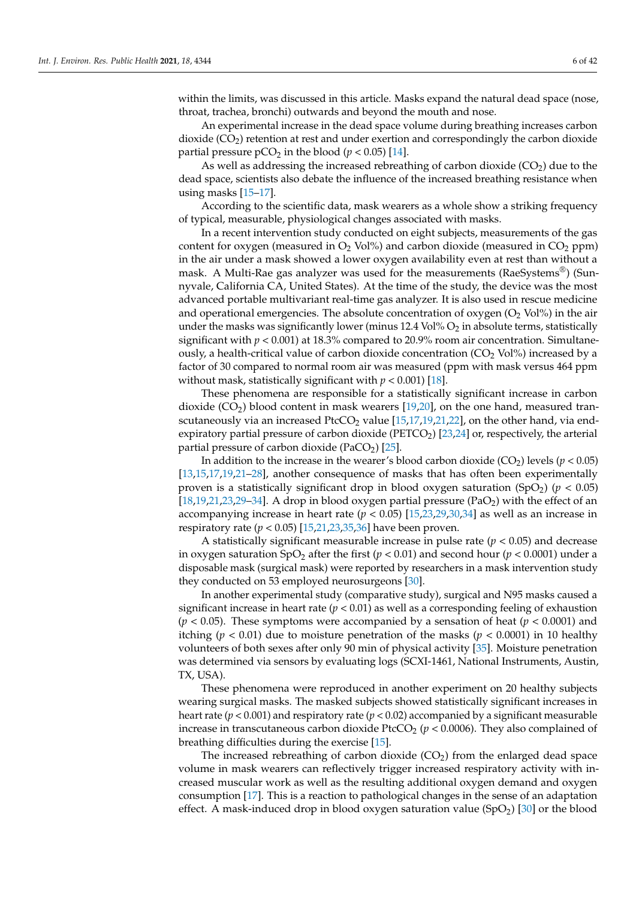within the limits, was discussed in this article. Masks expand the natural dead space (nose, throat, trachea, bronchi) outwards and beyond the mouth and nose.

An experimental increase in the dead space volume during breathing increases carbon dioxide ($CO_2$) retention at rest and under exertion and correspondingly the carbon dioxide partial pressure $pCO_2$ in the blood ($p < 0.05$) [14].

As well as addressing the increased rebreathing of carbon dioxide ($CO_2$) due to the dead space, scientists also debate the influence of the increased breathing resistance when using masks [15–17].

According to the scientific data, mask wearers as a whole show a striking frequency of typical, measurable, physiological changes associated with masks.

In a recent intervention study conducted on eight subjects, measurements of the gas content for oxygen (measured in $O_2$ Vol%) and carbon dioxide (measured in $CO_2$ ppm) in the air under a mask showed a lower oxygen availability even at rest than without a mask. A Multi-Rae gas analyzer was used for the measurements (RaeSystems®) (Sunnyvale, California CA, United States). At the time of the study, the device was the most advanced portable multivariant real-time gas analyzer. It is also used in rescue medicine and operational emergencies. The absolute concentration of oxygen ($O_2$ Vol%) in the air under the masks was significantly lower (minus 12.4 Vol% $O_2$ in absolute terms, statistically significant with $p < 0.001$) at 18.3% compared to 20.9% room air concentration. Simultaneously, a health-critical value of carbon dioxide concentration ($CO_2$ Vol%) increased by a factor of 30 compared to normal room air was measured (ppm with mask versus 464 ppm without mask, statistically significant with $p < 0.001$) [18].

These phenomena are responsible for a statistically significant increase in carbon dioxide ($CO_2$) blood content in mask wearers [19,20], on the one hand, measured transcutaneously via an increased $PtcCO_2$ value [15,17,19,21,22], on the other hand, via end-expiratory partial pressure of carbon dioxide ($PETCO_2$) [23,24] or, respectively, the arterial partial pressure of carbon dioxide ($PaCO_2$) [25].

In addition to the increase in the wearer's blood carbon dioxide ($CO_2$) levels ($p < 0.05$) [13,15,17,19,21–28], another consequence of masks that has often been experimentally proven is a statistically significant drop in blood oxygen saturation ($SpO_2$) ($p < 0.05$) [18,19,21,23,29–34]. A drop in blood oxygen partial pressure ($PaO_2$) with the effect of an accompanying increase in heart rate ($p < 0.05$) [15,23,29,30,34] as well as an increase in respiratory rate ($p < 0.05$) [15,21,23,35,36] have been proven.

A statistically significant measurable increase in pulse rate ($p < 0.05$) and decrease in oxygen saturation $SpO_2$ after the first ($p < 0.01$) and second hour ($p < 0.0001$) under a disposable mask (surgical mask) were reported by researchers in a mask intervention study they conducted on 53 employed neurosurgeons [30].

In another experimental study (comparative study), surgical and N95 masks caused a significant increase in heart rate ($p < 0.01$) as well as a corresponding feeling of exhaustion ($p < 0.05$). These symptoms were accompanied by a sensation of heat ($p < 0.0001$) and itching ($p < 0.01$) due to moisture penetration of the masks ($p < 0.0001$) in 10 healthy volunteers of both sexes after only 90 min of physical activity [35]. Moisture penetration was determined via sensors by evaluating logs (SCXI-1461, National Instruments, Austin, TX, USA).

These phenomena were reproduced in another experiment on 20 healthy subjects wearing surgical masks. The masked subjects showed statistically significant increases in heart rate ($p < 0.001$) and respiratory rate ($p < 0.02$) accompanied by a significant measurable increase in transcutaneous carbon dioxide $PtcCO_2$ ($p < 0.0006$). They also complained of breathing difficulties during the exercise [15].

The increased rebreathing of carbon dioxide ($CO_2$) from the enlarged dead space volume in mask wearers can reflectively trigger increased respiratory activity with increased muscular work as well as the resulting additional oxygen demand and oxygen consumption [17]. This is a reaction to pathological changes in the sense of an adaptation effect. A mask-induced drop in blood oxygen saturation value ($SpO_2$) [30] or the blood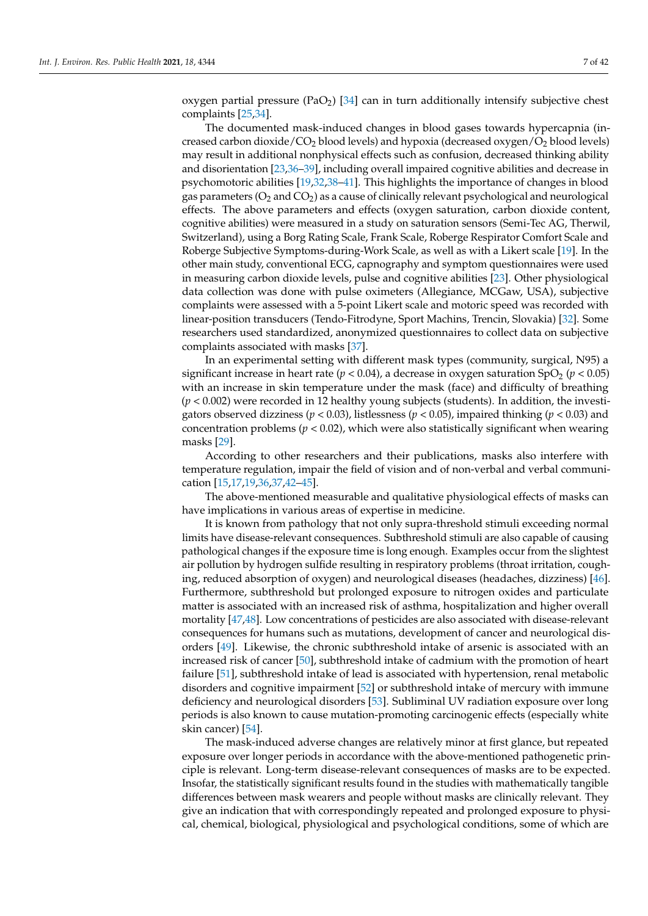oxygen partial pressure ($PaO_2$) [34] can in turn additionally intensify subjective chest complaints [25,34].

The documented mask-induced changes in blood gases towards hypercapnia (increased carbon dioxide/$CO_2$ blood levels) and hypoxia (decreased oxygen/$O_2$ blood levels) may result in additional nonphysical effects such as confusion, decreased thinking ability and disorientation [23,36–39], including overall impaired cognitive abilities and decrease in psychomotoric abilities [19,32,38–41]. This highlights the importance of changes in blood gas parameters ($O_2$ and $CO_2$) as a cause of clinically relevant psychological and neurological effects. The above parameters and effects (oxygen saturation, carbon dioxide content, cognitive abilities) were measured in a study on saturation sensors (Semi-Tec AG, Therwil, Switzerland), using a Borg Rating Scale, Frank Scale, Roberge Respirator Comfort Scale and Roberge Subjective Symptoms-during-Work Scale, as well as with a Likert scale [19]. In the other main study, conventional ECG, capnography and symptom questionnaires were used in measuring carbon dioxide levels, pulse and cognitive abilities [23]. Other physiological data collection was done with pulse oximeters (Allegiance, MCGaw, USA), subjective complaints were assessed with a 5-point Likert scale and motoric speed was recorded with linear-position transducers (Tendo-Fitrodyne, Sport Machins, Trencin, Slovakia) [32]. Some researchers used standardized, anonymized questionnaires to collect data on subjective complaints associated with masks [37].

In an experimental setting with different mask types (community, surgical, N95) a significant increase in heart rate ($p < 0.04$), a decrease in oxygen saturation $SpO_2$ ($p < 0.05$) with an increase in skin temperature under the mask (face) and difficulty of breathing ($p < 0.002$) were recorded in 12 healthy young subjects (students). In addition, the investigators observed dizziness ($p < 0.03$), listlessness ($p < 0.05$), impaired thinking ($p < 0.03$) and concentration problems ($p < 0.02$), which were also statistically significant when wearing masks [29].

According to other researchers and their publications, masks also interfere with temperature regulation, impair the field of vision and of non-verbal and verbal communication [15,17,19,36,37,42–45].

The above-mentioned measurable and qualitative physiological effects of masks can have implications in various areas of expertise in medicine.

It is known from pathology that not only supra-threshold stimuli exceeding normal limits have disease-relevant consequences. Subthreshold stimuli are also capable of causing pathological changes if the exposure time is long enough. Examples occur from the slightest air pollution by hydrogen sulfide resulting in respiratory problems (throat irritation, coughing, reduced absorption of oxygen) and neurological diseases (headaches, dizziness) [46]. Furthermore, subthreshold but prolonged exposure to nitrogen oxides and particulate matter is associated with an increased risk of asthma, hospitalization and higher overall mortality [47,48]. Low concentrations of pesticides are also associated with disease-relevant consequences for humans such as mutations, development of cancer and neurological disorders [49]. Likewise, the chronic subthreshold intake of arsenic is associated with an increased risk of cancer [50], subthreshold intake of cadmium with the promotion of heart failure [51], subthreshold intake of lead is associated with hypertension, renal metabolic disorders and cognitive impairment [52] or subthreshold intake of mercury with immune deficiency and neurological disorders [53]. Subliminal UV radiation exposure over long periods is also known to cause mutation-promoting carcinogenic effects (especially white skin cancer) [54].

The mask-induced adverse changes are relatively minor at first glance, but repeated exposure over longer periods in accordance with the above-mentioned pathogenetic principle is relevant. Long-term disease-relevant consequences of masks are to be expected. Insofar, the statistically significant results found in the studies with mathematically tangible differences between mask wearers and people without masks are clinically relevant. They give an indication that with correspondingly repeated and prolonged exposure to physical, chemical, biological, physiological and psychological conditions, some of which are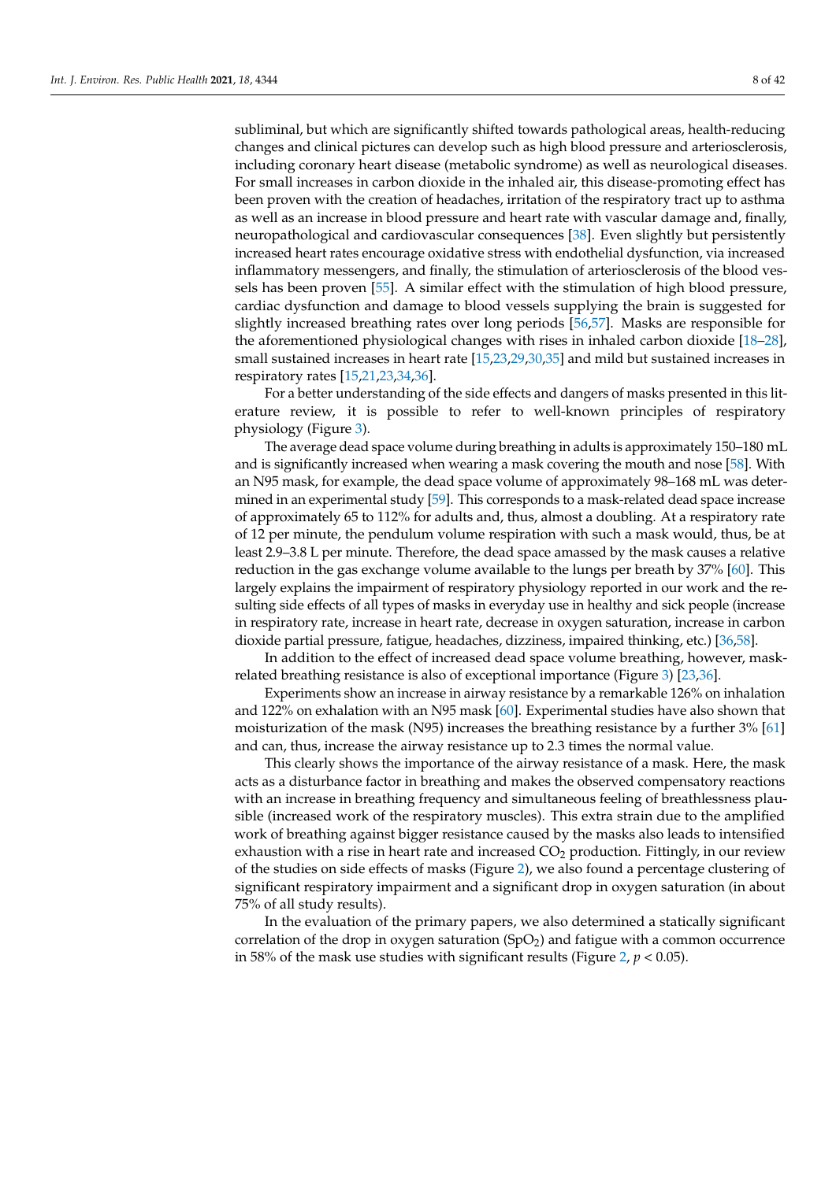subliminal, but which are significantly shifted towards pathological areas, health-reducing changes and clinical pictures can develop such as high blood pressure and arteriosclerosis, including coronary heart disease (metabolic syndrome) as well as neurological diseases. For small increases in carbon dioxide in the inhaled air, this disease-promoting effect has been proven with the creation of headaches, irritation of the respiratory tract up to asthma as well as an increase in blood pressure and heart rate with vascular damage and, finally, neuropathological and cardiovascular consequences [38]. Even slightly but persistently increased heart rates encourage oxidative stress with endothelial dysfunction, via increased inflammatory messengers, and finally, the stimulation of arteriosclerosis of the blood vessels has been proven [55]. A similar effect with the stimulation of high blood pressure, cardiac dysfunction and damage to blood vessels supplying the brain is suggested for slightly increased breathing rates over long periods [56,57]. Masks are responsible for the aforementioned physiological changes with rises in inhaled carbon dioxide [18–28], small sustained increases in heart rate [15,23,29,30,35] and mild but sustained increases in respiratory rates [15,21,23,34,36].

For a better understanding of the side effects and dangers of masks presented in this literature review, it is possible to refer to well-known principles of respiratory physiology (Figure 3).

The average dead space volume during breathing in adults is approximately 150–180 mL and is significantly increased when wearing a mask covering the mouth and nose [58]. With an N95 mask, for example, the dead space volume of approximately 98–168 mL was determined in an experimental study [59]. This corresponds to a mask-related dead space increase of approximately 65 to 112% for adults and, thus, almost a doubling. At a respiratory rate of 12 per minute, the pendulum volume respiration with such a mask would, thus, be at least 2.9–3.8 L per minute. Therefore, the dead space amassed by the mask causes a relative reduction in the gas exchange volume available to the lungs per breath by 37% [60]. This largely explains the impairment of respiratory physiology reported in our work and the resulting side effects of all types of masks in everyday use in healthy and sick people (increase in respiratory rate, increase in heart rate, decrease in oxygen saturation, increase in carbon dioxide partial pressure, fatigue, headaches, dizziness, impaired thinking, etc.) [36,58].

In addition to the effect of increased dead space volume breathing, however, mask-related breathing resistance is also of exceptional importance (Figure 3) [23,36].

Experiments show an increase in airway resistance by a remarkable 126% on inhalation and 122% on exhalation with an N95 mask [60]. Experimental studies have also shown that moisturization of the mask (N95) increases the breathing resistance by a further 3% [61] and can, thus, increase the airway resistance up to 2.3 times the normal value.

This clearly shows the importance of the airway resistance of a mask. Here, the mask acts as a disturbance factor in breathing and makes the observed compensatory reactions with an increase in breathing frequency and simultaneous feeling of breathlessness plausible (increased work of the respiratory muscles). This extra strain due to the amplified work of breathing against bigger resistance caused by the masks also leads to intensified exhaustion with a rise in heart rate and increased $CO_2$ production. Fittingly, in our review of the studies on side effects of masks (Figure 2), we also found a percentage clustering of significant respiratory impairment and a significant drop in oxygen saturation (in about 75% of all study results).

In the evaluation of the primary papers, we also determined a statically significant correlation of the drop in oxygen saturation ($SpO_2$) and fatigue with a common occurrence in 58% of the mask use studies with significant results (Figure 2, $p < 0.05$).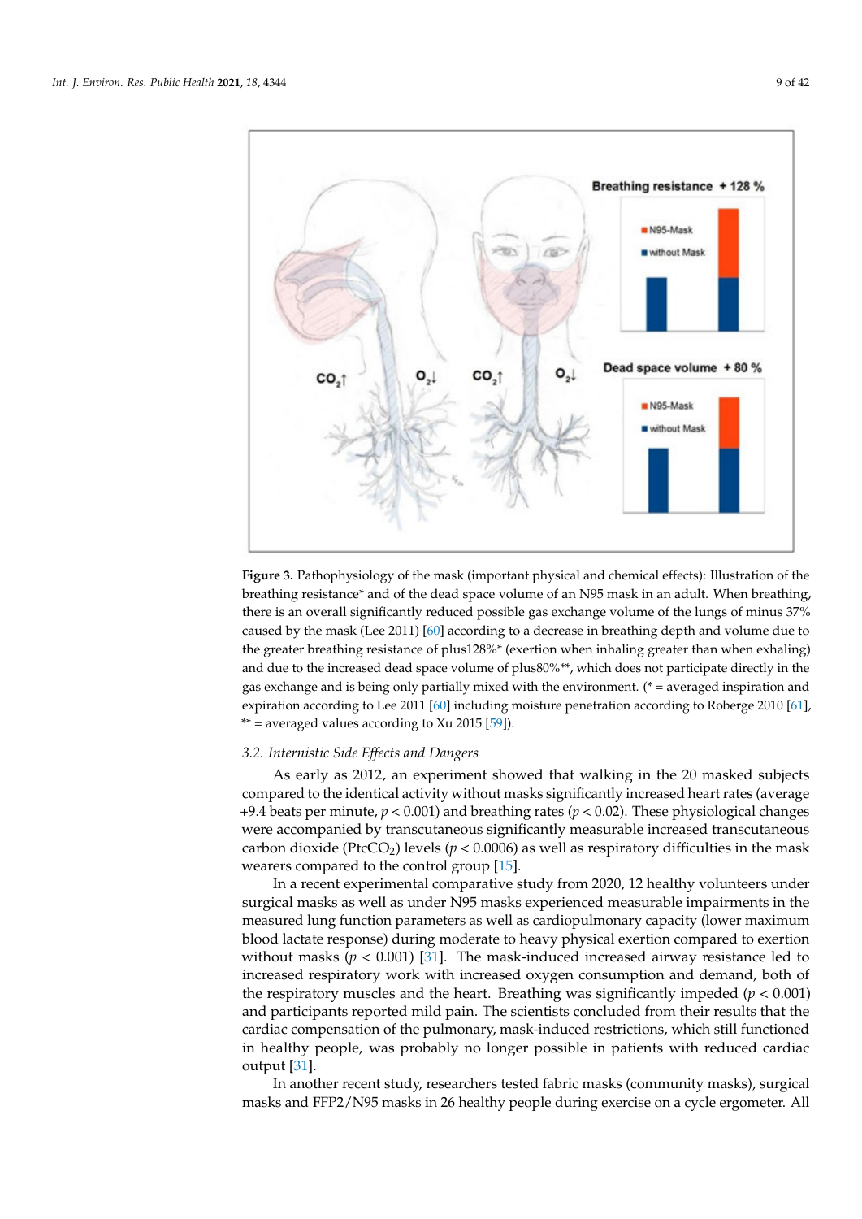**Figure 3.** Pathophysiology of the mask (important physical and chemical effects): Illustration of the breathing resistance* and of the dead space volume of an N95 mask in an adult. When breathing, there is an overall significantly reduced possible gas exchange volume of the lungs of minus 37% caused by the mask (Lee 2011) [60] according to a decrease in breathing depth and volume due to the greater breathing resistance of plus128%* (exertion when inhaling greater than when exhaling) and due to the increased dead space volume of plus80%**, which does not participate directly in the gas exchange and is being only partially mixed with the environment. (* = averaged inspiration and expiration according to Lee 2011 [60] including moisture penetration according to Roberge 2010 [61], ** = averaged values according to Xu 2015 [59]).

### 3.2. Internistic Side Effects and Dangers

As early as 2012, an experiment showed that walking in the 20 masked subjects compared to the identical activity without masks significantly increased heart rates (average +9.4 beats per minute, $p < 0.001$) and breathing rates ($p < 0.02$). These physiological changes were accompanied by transcutaneous significantly measurable increased transcutaneous carbon dioxide ($PtcCO_2$) levels ($p < 0.0006$) as well as respiratory difficulties in the mask wearers compared to the control group [15].

In a recent experimental comparative study from 2020, 12 healthy volunteers under surgical masks as well as under N95 masks experienced measurable impairments in the measured lung function parameters as well as cardiopulmonary capacity (lower maximum blood lactate response) during moderate to heavy physical exertion compared to exertion without masks ($p < 0.001$) [31]. The mask-induced increased airway resistance led to increased respiratory work with increased oxygen consumption and demand, both of the respiratory muscles and the heart. Breathing was significantly impeded ($p < 0.001$) and participants reported mild pain. The scientists concluded from their results that the cardiac compensation of the pulmonary, mask-induced restrictions, which still functioned in healthy people, was probably no longer possible in patients with reduced cardiac output [31].

In another recent study, researchers tested fabric masks (community masks), surgical masks and FFP2/N95 masks in 26 healthy people during exercise on a cycle ergometer. All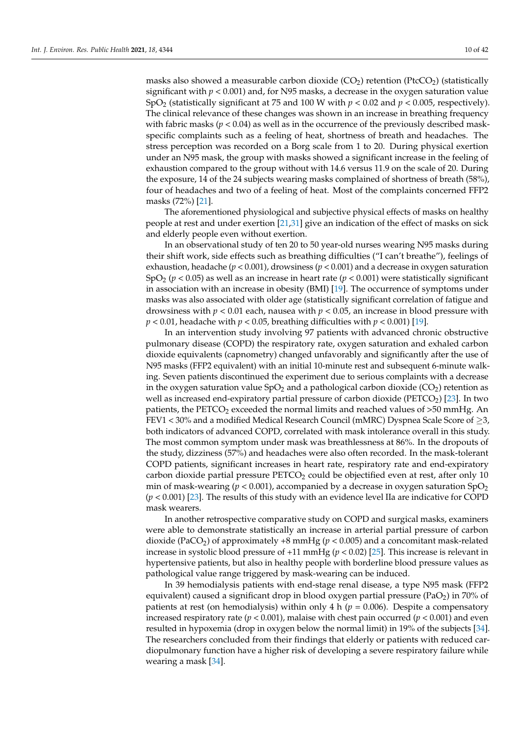masks also showed a measurable carbon dioxide ($CO_2$) retention ($PtcCO_2$) (statistically significant with $p < 0.001$) and, for N95 masks, a decrease in the oxygen saturation value $SpO_2$ (statistically significant at 75 and 100 W with $p < 0.02$ and $p < 0.005$, respectively). The clinical relevance of these changes was shown in an increase in breathing frequency with fabric masks ($p < 0.04$) as well as in the occurrence of the previously described mask-specific complaints such as a feeling of heat, shortness of breath and headaches. The stress perception was recorded on a Borg scale from 1 to 20. During physical exertion under an N95 mask, the group with masks showed a significant increase in the feeling of exhaustion compared to the group without with 14.6 versus 11.9 on the scale of 20. During the exposure, 14 of the 24 subjects wearing masks complained of shortness of breath (58%), four of headaches and two of a feeling of heat. Most of the complaints concerned FFP2 masks (72%) [21].

The aforementioned physiological and subjective physical effects of masks on healthy people at rest and under exertion [21,31] give an indication of the effect of masks on sick and elderly people even without exertion.

In an observational study of ten 20 to 50 year-old nurses wearing N95 masks during their shift work, side effects such as breathing difficulties ("I can't breathe"), feelings of exhaustion, headache ($p < 0.001$), drowsiness ($p < 0.001$) and a decrease in oxygen saturation $SpO_2$ ($p < 0.05$) as well as an increase in heart rate ($p < 0.001$) were statistically significant in association with an increase in obesity (BMI) [19]. The occurrence of symptoms under masks was also associated with older age (statistically significant correlation of fatigue and drowsiness with $p < 0.01$ each, nausea with $p < 0.05$, an increase in blood pressure with $p < 0.01$, headache with $p < 0.05$, breathing difficulties with $p < 0.001$) [19].

In an intervention study involving 97 patients with advanced chronic obstructive pulmonary disease (COPD) the respiratory rate, oxygen saturation and exhaled carbon dioxide equivalents (capnometry) changed unfavorably and significantly after the use of N95 masks (FFP2 equivalent) with an initial 10-minute rest and subsequent 6-minute walking. Seven patients discontinued the experiment due to serious complaints with a decrease in the oxygen saturation value $SpO_2$ and a pathological carbon dioxide ($CO_2$) retention as well as increased end-expiratory partial pressure of carbon dioxide ($PETCO_2$) [23]. In two patients, the $PETCO_2$ exceeded the normal limits and reached values of >50 mmHg. An FEV1 < 30% and a modified Medical Research Council (mMRC) Dyspnea Scale Score of $\geq$3, both indicators of advanced COPD, correlated with mask intolerance overall in this study. The most common symptom under mask was breathlessness at 86%. In the dropouts of the study, dizziness (57%) and headaches were also often recorded. In the mask-tolerant COPD patients, significant increases in heart rate, respiratory rate and end-expiratory carbon dioxide partial pressure $PETCO_2$ could be objectified even at rest, after only 10 min of mask-wearing ($p < 0.001$), accompanied by a decrease in oxygen saturation $SpO_2$ ($p < 0.001$) [23]. The results of this study with an evidence level IIa are indicative for COPD mask wearers.

In another retrospective comparative study on COPD and surgical masks, examiners were able to demonstrate statistically an increase in arterial partial pressure of carbon dioxide ($PaCO_2$) of approximately +8 mmHg ($p < 0.005$) and a concomitant mask-related increase in systolic blood pressure of +11 mmHg ($p < 0.02$) [25]. This increase is relevant in hypertensive patients, but also in healthy people with borderline blood pressure values as pathological value range triggered by mask-wearing can be induced.

In 39 hemodialysis patients with end-stage renal disease, a type N95 mask (FFP2 equivalent) caused a significant drop in blood oxygen partial pressure ($PaO_2$) in 70% of patients at rest (on hemodialysis) within only 4 h ($p = 0.006$). Despite a compensatory increased respiratory rate ($p < 0.001$), malaise with chest pain occurred ($p < 0.001$) and even resulted in hypoxemia (drop in oxygen below the normal limit) in 19% of the subjects [34]. The researchers concluded from their findings that elderly or patients with reduced cardiopulmonary function have a higher risk of developing a severe respiratory failure while wearing a mask [34].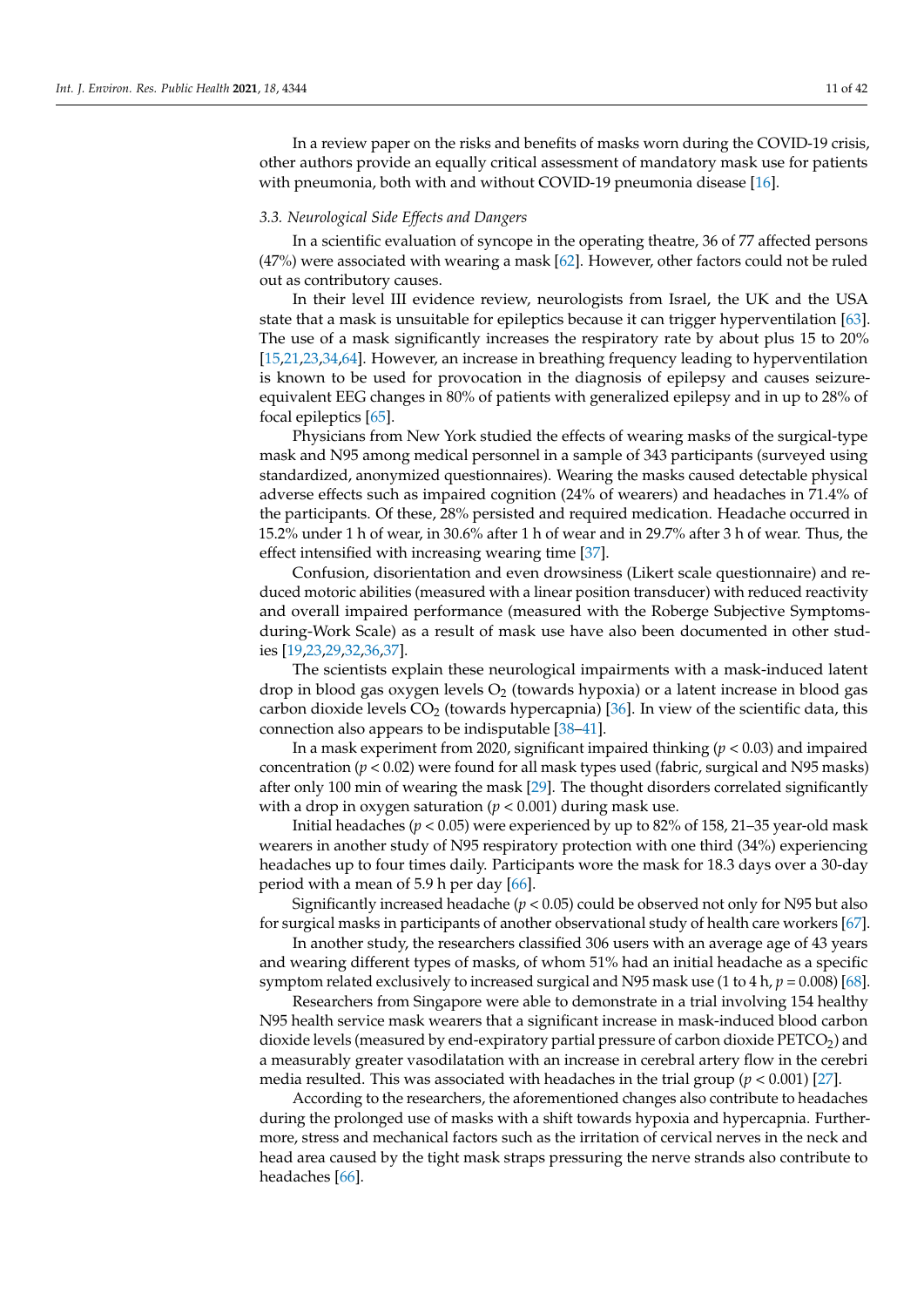In a review paper on the risks and benefits of masks worn during the COVID-19 crisis, other authors provide an equally critical assessment of mandatory mask use for patients with pneumonia, both with and without COVID-19 pneumonia disease [16].

### 3.3. Neurological Side Effects and Dangers

In a scientific evaluation of syncope in the operating theatre, 36 of 77 affected persons (47%) were associated with wearing a mask [62]. However, other factors could not be ruled out as contributory causes.

In their level III evidence review, neurologists from Israel, the UK and the USA state that a mask is unsuitable for epileptics because it can trigger hyperventilation [63]. The use of a mask significantly increases the respiratory rate by about plus 15 to 20% [15,21,23,34,64]. However, an increase in breathing frequency leading to hyperventilation is known to be used for provocation in the diagnosis of epilepsy and causes seizure-equivalent EEG changes in 80% of patients with generalized epilepsy and in up to 28% of focal epileptics [65].

Physicians from New York studied the effects of wearing masks of the surgical-type mask and N95 among medical personnel in a sample of 343 participants (surveyed using standardized, anonymized questionnaires). Wearing the masks caused detectable physical adverse effects such as impaired cognition (24% of wearers) and headaches in 71.4% of the participants. Of these, 28% persisted and required medication. Headache occurred in 15.2% under 1 h of wear, in 30.6% after 1 h of wear and in 29.7% after 3 h of wear. Thus, the effect intensified with increasing wearing time [37].

Confusion, disorientation and even drowsiness (Likert scale questionnaire) and reduced motoric abilities (measured with a linear position transducer) with reduced reactivity and overall impaired performance (measured with the Roberge Subjective Symptoms-during-Work Scale) as a result of mask use have also been documented in other studies [19,23,29,32,36,37].

The scientists explain these neurological impairments with a mask-induced latent drop in blood gas oxygen levels $O_2$ (towards hypoxia) or a latent increase in blood gas carbon dioxide levels $CO_2$ (towards hypercapnia) [36]. In view of the scientific data, this connection also appears to be indisputable [38–41].

In a mask experiment from 2020, significant impaired thinking ($p < 0.03$) and impaired concentration ($p < 0.02$) were found for all mask types used (fabric, surgical and N95 masks) after only 100 min of wearing the mask [29]. The thought disorders correlated significantly with a drop in oxygen saturation ($p < 0.001$) during mask use.

Initial headaches ($p < 0.05$) were experienced by up to 82% of 158, 21–35 year-old mask wearers in another study of N95 respiratory protection with one third (34%) experiencing headaches up to four times daily. Participants wore the mask for 18.3 days over a 30-day period with a mean of 5.9 h per day [66].

Significantly increased headache ($p < 0.05$) could be observed not only for N95 but also for surgical masks in participants of another observational study of health care workers [67].

In another study, the researchers classified 306 users with an average age of 43 years and wearing different types of masks, of whom 51% had an initial headache as a specific symptom related exclusively to increased surgical and N95 mask use (1 to 4 h, $p = 0.008$) [68].

Researchers from Singapore were able to demonstrate in a trial involving 154 healthy N95 health service mask wearers that a significant increase in mask-induced blood carbon dioxide levels (measured by end-expiratory partial pressure of carbon dioxide $PETCO_2$) and a measurably greater vasodilatation with an increase in cerebral artery flow in the cerebri media resulted. This was associated with headaches in the trial group ($p < 0.001$) [27].

According to the researchers, the aforementioned changes also contribute to headaches during the prolonged use of masks with a shift towards hypoxia and hypercapnia. Furthermore, stress and mechanical factors such as the irritation of cervical nerves in the neck and head area caused by the tight mask straps pressuring the nerve strands also contribute to headaches [66].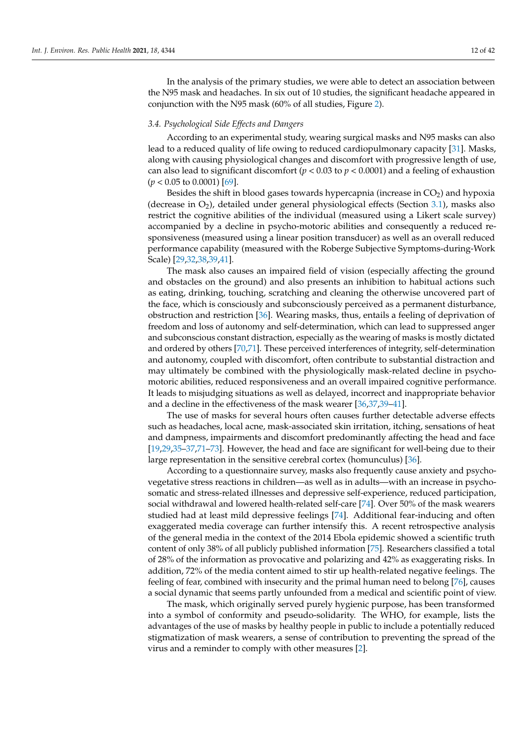In the analysis of the primary studies, we were able to detect an association between the N95 mask and headaches. In six out of 10 studies, the significant headache appeared in conjunction with the N95 mask (60% of all studies, Figure 2).

### 3.4. Psychological Side Effects and Dangers

According to an experimental study, wearing surgical masks and N95 masks can also lead to a reduced quality of life owing to reduced cardiopulmonary capacity [31]. Masks, along with causing physiological changes and discomfort with progressive length of use, can also lead to significant discomfort ($p < 0.03$ to $p < 0.0001$) and a feeling of exhaustion ($p < 0.05$ to 0.0001) [69].

Besides the shift in blood gases towards hypercapnia (increase in $CO_2$) and hypoxia (decrease in $O_2$), detailed under general physiological effects (Section 3.1), masks also restrict the cognitive abilities of the individual (measured using a Likert scale survey) accompanied by a decline in psycho-motoric abilities and consequently a reduced responsiveness (measured using a linear position transducer) as well as an overall reduced performance capability (measured with the Roberge Subjective Symptoms-during-Work Scale) [29,32,38,39,41].

The mask also causes an impaired field of vision (especially affecting the ground and obstacles on the ground) and also presents an inhibition to habitual actions such as eating, drinking, touching, scratching and cleaning the otherwise uncovered part of the face, which is consciously and subconsciously perceived as a permanent disturbance, obstruction and restriction [36]. Wearing masks, thus, entails a feeling of deprivation of freedom and loss of autonomy and self-determination, which can lead to suppressed anger and subconscious constant distraction, especially as the wearing of masks is mostly dictated and ordered by others [70,71]. These perceived interferences of integrity, self-determination and autonomy, coupled with discomfort, often contribute to substantial distraction and may ultimately be combined with the physiologically mask-related decline in psycho-motoric abilities, reduced responsiveness and an overall impaired cognitive performance. It leads to misjudging situations as well as delayed, incorrect and inappropriate behavior and a decline in the effectiveness of the mask wearer [36,37,39–41].

The use of masks for several hours often causes further detectable adverse effects such as headaches, local acne, mask-associated skin irritation, itching, sensations of heat and dampness, impairments and discomfort predominantly affecting the head and face [19,29,35–37,71–73]. However, the head and face are significant for well-being due to their large representation in the sensitive cerebral cortex (homunculus) [36].

According to a questionnaire survey, masks also frequently cause anxiety and psycho-vegetative stress reactions in children—as well as in adults—with an increase in psychosomatic and stress-related illnesses and depressive self-experience, reduced participation, social withdrawal and lowered health-related self-care [74]. Over 50% of the mask wearers studied had at least mild depressive feelings [74]. Additional fear-inducing and often exaggerated media coverage can further intensify this. A recent retrospective analysis of the general media in the context of the 2014 Ebola epidemic showed a scientific truth content of only 38% of all publicly published information [75]. Researchers classified a total of 28% of the information as provocative and polarizing and 42% as exaggerating risks. In addition, 72% of the media content aimed to stir up health-related negative feelings. The feeling of fear, combined with insecurity and the primal human need to belong [76], causes a social dynamic that seems partly unfounded from a medical and scientific point of view.

The mask, which originally served purely hygienic purpose, has been transformed into a symbol of conformity and pseudo-solidarity. The WHO, for example, lists the advantages of the use of masks by healthy people in public to include a potentially reduced stigmatization of mask wearers, a sense of contribution to preventing the spread of the virus and a reminder to comply with other measures [2].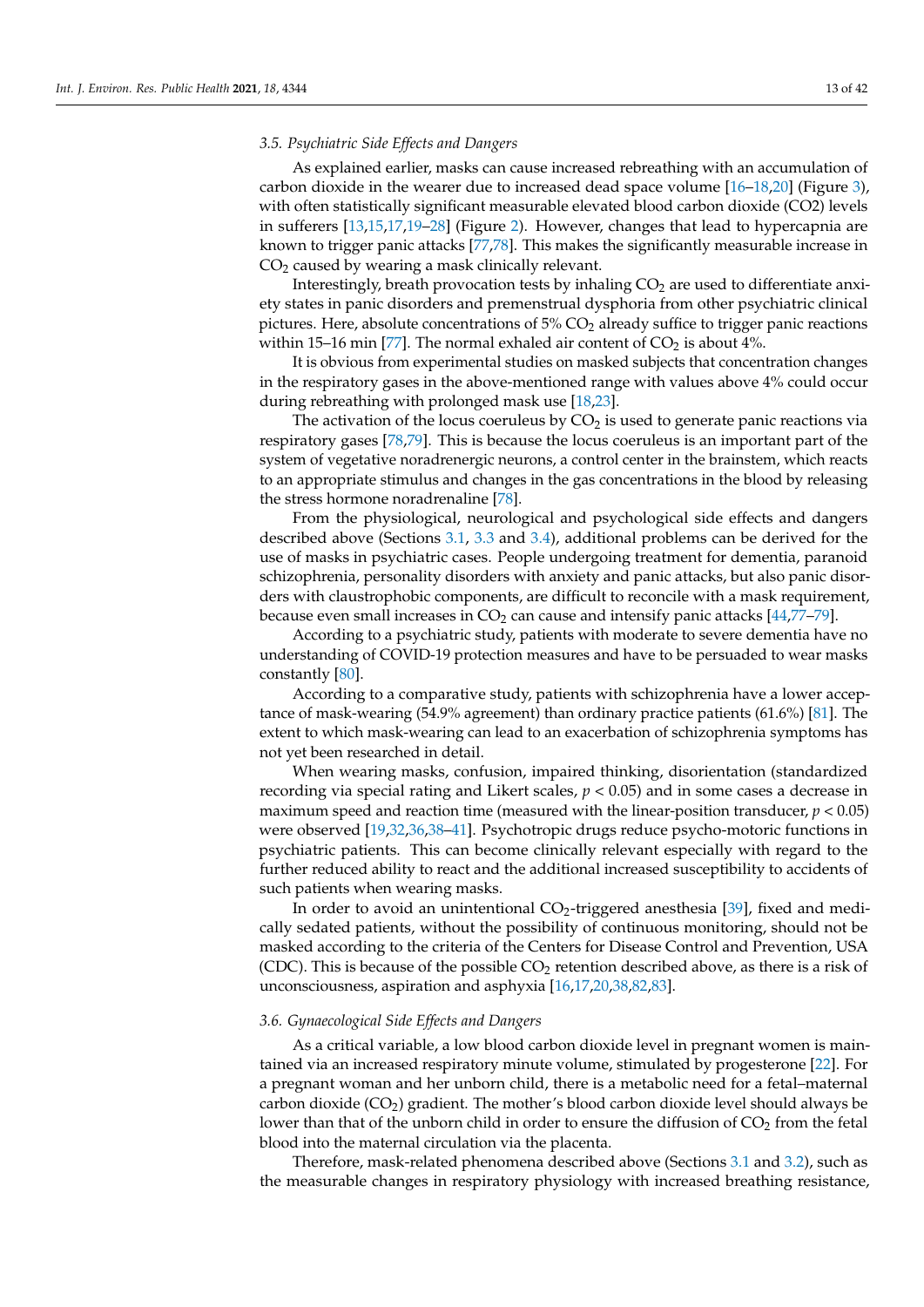### 3.5. Psychiatric Side Effects and Dangers

As explained earlier, masks can cause increased rebreathing with an accumulation of carbon dioxide in the wearer due to increased dead space volume [16–18,20] (Figure 3), with often statistically significant measurable elevated blood carbon dioxide (CO2) levels in sufferers [13,15,17,19–28] (Figure 2). However, changes that lead to hypercapnia are known to trigger panic attacks [77,78]. This makes the significantly measurable increase in $CO_2$ caused by wearing a mask clinically relevant.

Interestingly, breath provocation tests by inhaling $CO_2$ are used to differentiate anxiety states in panic disorders and premenstrual dysphoria from other psychiatric clinical pictures. Here, absolute concentrations of 5% $CO_2$ already suffice to trigger panic reactions within 15–16 min [77]. The normal exhaled air content of $CO_2$ is about 4%.

It is obvious from experimental studies on masked subjects that concentration changes in the respiratory gases in the above-mentioned range with values above 4% could occur during rebreathing with prolonged mask use [18,23].

The activation of the locus coeruleus by $CO_2$ is used to generate panic reactions via respiratory gases [78,79]. This is because the locus coeruleus is an important part of the system of vegetative noradrenergic neurons, a control center in the brainstem, which reacts to an appropriate stimulus and changes in the gas concentrations in the blood by releasing the stress hormone noradrenaline [78].

From the physiological, neurological and psychological side effects and dangers described above (Sections 3.1, 3.3 and 3.4), additional problems can be derived for the use of masks in psychiatric cases. People undergoing treatment for dementia, paranoid schizophrenia, personality disorders with anxiety and panic attacks, but also panic disorders with claustrophobic components, are difficult to reconcile with a mask requirement, because even small increases in $CO_2$ can cause and intensify panic attacks [44,77–79].

According to a psychiatric study, patients with moderate to severe dementia have no understanding of COVID-19 protection measures and have to be persuaded to wear masks constantly [80].

According to a comparative study, patients with schizophrenia have a lower acceptance of mask-wearing (54.9% agreement) than ordinary practice patients (61.6%) [81]. The extent to which mask-wearing can lead to an exacerbation of schizophrenia symptoms has not yet been researched in detail.

When wearing masks, confusion, impaired thinking, disorientation (standardized recording via special rating and Likert scales, $p < 0.05$) and in some cases a decrease in maximum speed and reaction time (measured with the linear-position transducer, $p < 0.05$) were observed [19,32,36,38–41]. Psychotropic drugs reduce psycho-motoric functions in psychiatric patients. This can become clinically relevant especially with regard to the further reduced ability to react and the additional increased susceptibility to accidents of such patients when wearing masks.

In order to avoid an unintentional $CO_2$-triggered anesthesia [39], fixed and medically sedated patients, without the possibility of continuous monitoring, should not be masked according to the criteria of the Centers for Disease Control and Prevention, USA (CDC). This is because of the possible $CO_2$ retention described above, as there is a risk of unconsciousness, aspiration and asphyxia [16,17,20,38,82,83].

### 3.6. Gynaecological Side Effects and Dangers

As a critical variable, a low blood carbon dioxide level in pregnant women is maintained via an increased respiratory minute volume, stimulated by progesterone [22]. For a pregnant woman and her unborn child, there is a metabolic need for a fetal–maternal carbon dioxide ($CO_2$) gradient. The mother's blood carbon dioxide level should always be lower than that of the unborn child in order to ensure the diffusion of $CO_2$ from the fetal blood into the maternal circulation via the placenta.

Therefore, mask-related phenomena described above (Sections 3.1 and 3.2), such as the measurable changes in respiratory physiology with increased breathing resistance,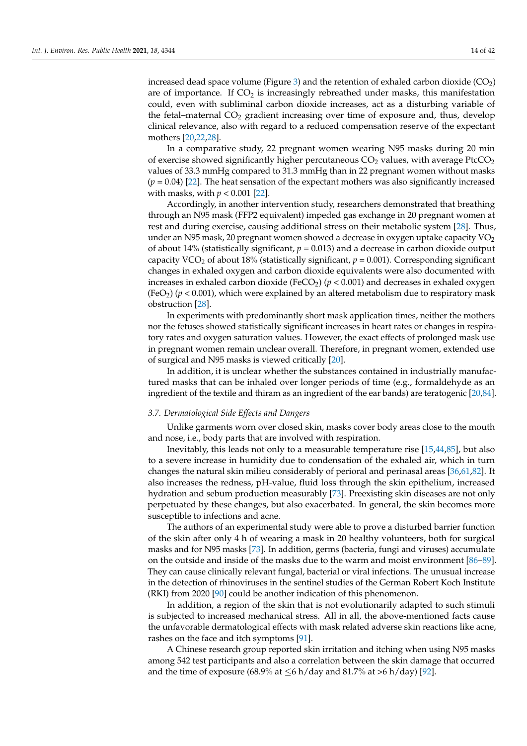increased dead space volume (Figure 3) and the retention of exhaled carbon dioxide ($CO_2$) are of importance. If $CO_2$ is increasingly rebreathed under masks, this manifestation could, even with subliminal carbon dioxide increases, act as a disturbing variable of the fetal–maternal $CO_2$ gradient increasing over time of exposure and, thus, develop clinical relevance, also with regard to a reduced compensation reserve of the expectant mothers [20,22,28].

In a comparative study, 22 pregnant women wearing N95 masks during 20 min of exercise showed significantly higher percutaneous $CO_2$ values, with average $PtcCO_2$ values of 33.3 mmHg compared to 31.3 mmHg than in 22 pregnant women without masks ($p = 0.04$) [22]. The heat sensation of the expectant mothers was also significantly increased with masks, with $p < 0.001$ [22].

Accordingly, in another intervention study, researchers demonstrated that breathing through an N95 mask (FFP2 equivalent) impeded gas exchange in 20 pregnant women at rest and during exercise, causing additional stress on their metabolic system [28]. Thus, under an N95 mask, 20 pregnant women showed a decrease in oxygen uptake capacity $VO_2$ of about 14% (statistically significant, $p = 0.013$) and a decrease in carbon dioxide output capacity $VCO_2$ of about 18% (statistically significant, $p = 0.001$). Corresponding significant changes in exhaled oxygen and carbon dioxide equivalents were also documented with increases in exhaled carbon dioxide ($FeCO_2$) ($p < 0.001$) and decreases in exhaled oxygen ($FeO_2$) ($p < 0.001$), which were explained by an altered metabolism due to respiratory mask obstruction [28].

In experiments with predominantly short mask application times, neither the mothers nor the fetuses showed statistically significant increases in heart rates or changes in respiratory rates and oxygen saturation values. However, the exact effects of prolonged mask use in pregnant women remain unclear overall. Therefore, in pregnant women, extended use of surgical and N95 masks is viewed critically [20].

In addition, it is unclear whether the substances contained in industrially manufactured masks that can be inhaled over longer periods of time (e.g., formaldehyde as an ingredient of the textile and thiram as an ingredient of the ear bands) are teratogenic [20,84].

### *3.7. Dermatological Side Effects and Dangers*

Unlike garments worn over closed skin, masks cover body areas close to the mouth and nose, i.e., body parts that are involved with respiration.

Inevitably, this leads not only to a measurable temperature rise [15,44,85], but also to a severe increase in humidity due to condensation of the exhaled air, which in turn changes the natural skin milieu considerably of perioral and perinasal areas [36,61,82]. It also increases the redness, pH-value, fluid loss through the skin epithelium, increased hydration and sebum production measurably [73]. Preexisting skin diseases are not only perpetuated by these changes, but also exacerbated. In general, the skin becomes more susceptible to infections and acne.

The authors of an experimental study were able to prove a disturbed barrier function of the skin after only 4 h of wearing a mask in 20 healthy volunteers, both for surgical masks and for N95 masks [73]. In addition, germs (bacteria, fungi and viruses) accumulate on the outside and inside of the masks due to the warm and moist environment [86–89]. They can cause clinically relevant fungal, bacterial or viral infections. The unusual increase in the detection of rhinoviruses in the sentinel studies of the German Robert Koch Institute (RKI) from 2020 [90] could be another indication of this phenomenon.

In addition, a region of the skin that is not evolutionarily adapted to such stimuli is subjected to increased mechanical stress. All in all, the above-mentioned facts cause the unfavorable dermatological effects with mask related adverse skin reactions like acne, rashes on the face and itch symptoms [91].

A Chinese research group reported skin irritation and itching when using N95 masks among 542 test participants and also a correlation between the skin damage that occurred and the time of exposure (68.9% at $\leq$6 h/day and 81.7% at >6 h/day) [92].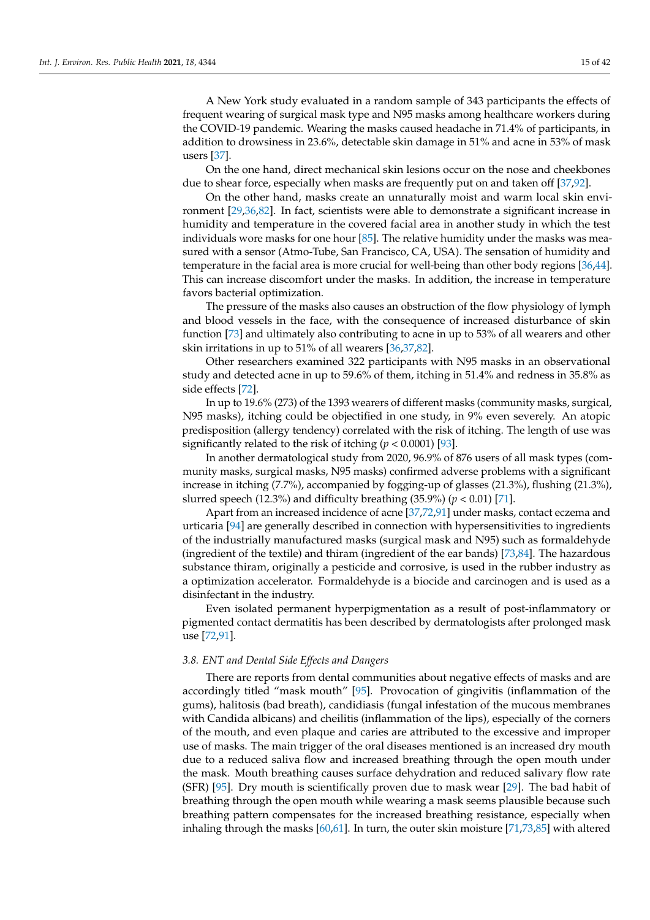A New York study evaluated in a random sample of 343 participants the effects of frequent wearing of surgical mask type and N95 masks among healthcare workers during the COVID-19 pandemic. Wearing the masks caused headache in 71.4% of participants, in addition to drowsiness in 23.6%, detectable skin damage in 51% and acne in 53% of mask users [37].

On the one hand, direct mechanical skin lesions occur on the nose and cheekbones due to shear force, especially when masks are frequently put on and taken off [37,92].

On the other hand, masks create an unnaturally moist and warm local skin environment [29,36,82]. In fact, scientists were able to demonstrate a significant increase in humidity and temperature in the covered facial area in another study in which the test individuals wore masks for one hour [85]. The relative humidity under the masks was measured with a sensor (Atmo-Tube, San Francisco, CA, USA). The sensation of humidity and temperature in the facial area is more crucial for well-being than other body regions [36,44]. This can increase discomfort under the masks. In addition, the increase in temperature favors bacterial optimization.

The pressure of the masks also causes an obstruction of the flow physiology of lymph and blood vessels in the face, with the consequence of increased disturbance of skin function [73] and ultimately also contributing to acne in up to 53% of all wearers and other skin irritations in up to 51% of all wearers [36,37,82].

Other researchers examined 322 participants with N95 masks in an observational study and detected acne in up to 59.6% of them, itching in 51.4% and redness in 35.8% as side effects [72].

In up to 19.6% (273) of the 1393 wearers of different masks (community masks, surgical, N95 masks), itching could be objectified in one study, in 9% even severely. An atopic predisposition (allergy tendency) correlated with the risk of itching. The length of use was significantly related to the risk of itching ($p < 0.0001$) [93].

In another dermatological study from 2020, 96.9% of 876 users of all mask types (community masks, surgical masks, N95 masks) confirmed adverse problems with a significant increase in itching (7.7%), accompanied by fogging-up of glasses (21.3%), flushing (21.3%), slurred speech (12.3%) and difficulty breathing (35.9%) ($p < 0.01$) [71].

Apart from an increased incidence of acne [37,72,91] under masks, contact eczema and urticaria [94] are generally described in connection with hypersensitivities to ingredients of the industrially manufactured masks (surgical mask and N95) such as formaldehyde (ingredient of the textile) and thiram (ingredient of the ear bands) [73,84]. The hazardous substance thiram, originally a pesticide and corrosive, is used in the rubber industry as a optimization accelerator. Formaldehyde is a biocide and carcinogen and is used as a disinfectant in the industry.

Even isolated permanent hyperpigmentation as a result of post-inflammatory or pigmented contact dermatitis has been described by dermatologists after prolonged mask use [72,91].

### *3.8. ENT and Dental Side Effects and Dangers*

There are reports from dental communities about negative effects of masks and are accordingly titled "mask mouth" [95]. Provocation of gingivitis (inflammation of the gums), halitosis (bad breath), candidiasis (fungal infestation of the mucous membranes with Candida albicans) and cheilitis (inflammation of the lips), especially of the corners of the mouth, and even plaque and caries are attributed to the excessive and improper use of masks. The main trigger of the oral diseases mentioned is an increased dry mouth due to a reduced saliva flow and increased breathing through the open mouth under the mask. Mouth breathing causes surface dehydration and reduced salivary flow rate (SFR) [95]. Dry mouth is scientifically proven due to mask wear [29]. The bad habit of breathing through the open mouth while wearing a mask seems plausible because such breathing pattern compensates for the increased breathing resistance, especially when inhaling through the masks [60,61]. In turn, the outer skin moisture [71,73,85] with altered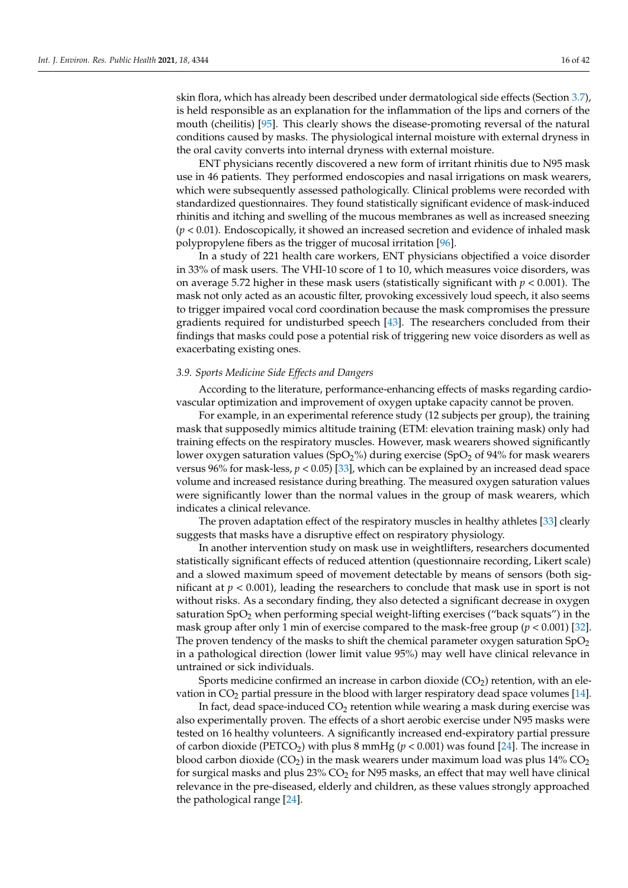skin flora, which has already been described under dermatological side effects (Section 3.7), is held responsible as an explanation for the inflammation of the lips and corners of the mouth (cheilitis) [95]. This clearly shows the disease-promoting reversal of the natural conditions caused by masks. The physiological internal moisture with external dryness in the oral cavity converts into internal dryness with external moisture.

ENT physicians recently discovered a new form of irritant rhinitis due to N95 mask use in 46 patients. They performed endoscopies and nasal irrigations on mask wearers, which were subsequently assessed pathologically. Clinical problems were recorded with standardized questionnaires. They found statistically significant evidence of mask-induced rhinitis and itching and swelling of the mucous membranes as well as increased sneezing ($p < 0.01$). Endoscopically, it showed an increased secretion and evidence of inhaled mask polypropylene fibers as the trigger of mucosal irritation [96].

In a study of 221 health care workers, ENT physicians objectified a voice disorder in 33% of mask users. The VHI-10 score of 1 to 10, which measures voice disorders, was on average 5.72 higher in these mask users (statistically significant with $p < 0.001$). The mask not only acted as an acoustic filter, provoking excessively loud speech, it also seems to trigger impaired vocal cord coordination because the mask compromises the pressure gradients required for undisturbed speech [43]. The researchers concluded from their findings that masks could pose a potential risk of triggering new voice disorders as well as exacerbating existing ones.

### *3.9. Sports Medicine Side Effects and Dangers*

According to the literature, performance-enhancing effects of masks regarding cardiovascular optimization and improvement of oxygen uptake capacity cannot be proven.

For example, in an experimental reference study (12 subjects per group), the training mask that supposedly mimics altitude training (ETM: elevation training mask) only had training effects on the respiratory muscles. However, mask wearers showed significantly lower oxygen saturation values ($SpO_2$%) during exercise ($SpO_2$ of 94% for mask wearers versus 96% for mask-less, $p < 0.05$) [33], which can be explained by an increased dead space volume and increased resistance during breathing. The measured oxygen saturation values were significantly lower than the normal values in the group of mask wearers, which indicates a clinical relevance.

The proven adaptation effect of the respiratory muscles in healthy athletes [33] clearly suggests that masks have a disruptive effect on respiratory physiology.

In another intervention study on mask use in weightlifters, researchers documented statistically significant effects of reduced attention (questionnaire recording, Likert scale) and a slowed maximum speed of movement detectable by means of sensors (both significant at $p < 0.001$), leading the researchers to conclude that mask use in sport is not without risks. As a secondary finding, they also detected a significant decrease in oxygen saturation $SpO_2$ when performing special weight-lifting exercises ("back squats") in the mask group after only 1 min of exercise compared to the mask-free group ($p < 0.001$) [32]. The proven tendency of the masks to shift the chemical parameter oxygen saturation $SpO_2$ in a pathological direction (lower limit value 95%) may well have clinical relevance in untrained or sick individuals.

Sports medicine confirmed an increase in carbon dioxide ($CO_2$) retention, with an elevation in $CO_2$ partial pressure in the blood with larger respiratory dead space volumes [14].

In fact, dead space-induced $CO_2$ retention while wearing a mask during exercise was also experimentally proven. The effects of a short aerobic exercise under N95 masks were tested on 16 healthy volunteers. A significantly increased end-expiratory partial pressure of carbon dioxide ($PETCO_2$) with plus 8 mmHg ($p < 0.001$) was found [24]. The increase in blood carbon dioxide ($CO_2$) in the mask wearers under maximum load was plus 14% $CO_2$ for surgical masks and plus 23% $CO_2$ for N95 masks, an effect that may well have clinical relevance in the pre-diseased, elderly and children, as these values strongly approached the pathological range [24].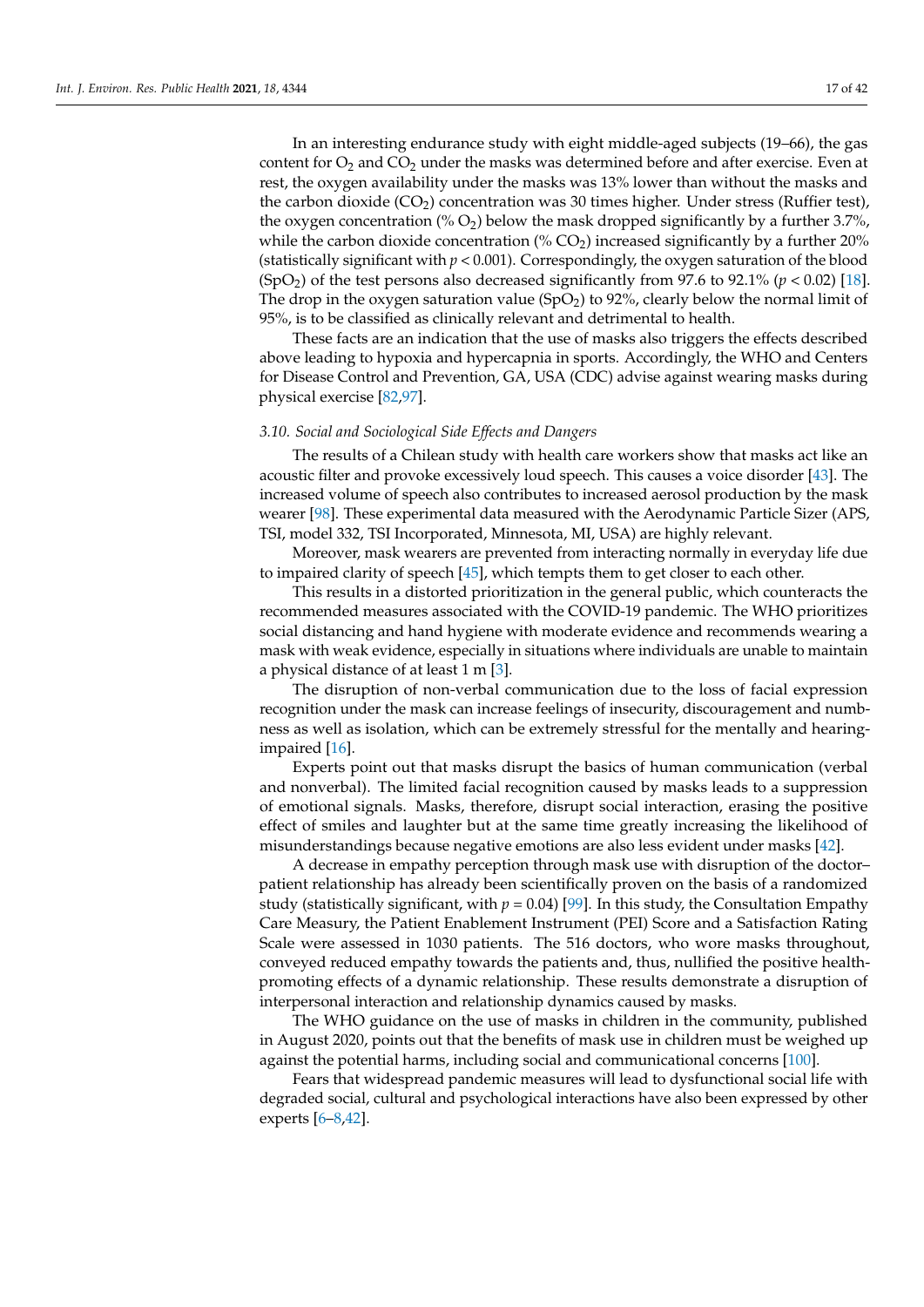In an interesting endurance study with eight middle-aged subjects (19–66), the gas content for $O_2$ and $CO_2$ under the masks was determined before and after exercise. Even at rest, the oxygen availability under the masks was 13% lower than without the masks and the carbon dioxide ($CO_2$) concentration was 30 times higher. Under stress (Ruffier test), the oxygen concentration (% $O_2$) below the mask dropped significantly by a further 3.7%, while the carbon dioxide concentration (% $CO_2$) increased significantly by a further 20% (statistically significant with $p < 0.001$). Correspondingly, the oxygen saturation of the blood ($SpO_2$) of the test persons also decreased significantly from 97.6 to 92.1% ($p < 0.02$) [18]. The drop in the oxygen saturation value ($SpO_2$) to 92%, clearly below the normal limit of 95%, is to be classified as clinically relevant and detrimental to health.

These facts are an indication that the use of masks also triggers the effects described above leading to hypoxia and hypercapnia in sports. Accordingly, the WHO and Centers for Disease Control and Prevention, GA, USA (CDC) advise against wearing masks during physical exercise [82,97].

### 3.10. Social and Sociological Side Effects and Dangers

The results of a Chilean study with health care workers show that masks act like an acoustic filter and provoke excessively loud speech. This causes a voice disorder [43]. The increased volume of speech also contributes to increased aerosol production by the mask wearer [98]. These experimental data measured with the Aerodynamic Particle Sizer (APS, TSI, model 332, TSI Incorporated, Minnesota, MI, USA) are highly relevant.

Moreover, mask wearers are prevented from interacting normally in everyday life due to impaired clarity of speech [45], which tempts them to get closer to each other.

This results in a distorted prioritization in the general public, which counteracts the recommended measures associated with the COVID-19 pandemic. The WHO prioritizes social distancing and hand hygiene with moderate evidence and recommends wearing a mask with weak evidence, especially in situations where individuals are unable to maintain a physical distance of at least 1 m [3].

The disruption of non-verbal communication due to the loss of facial expression recognition under the mask can increase feelings of insecurity, discouragement and numbness as well as isolation, which can be extremely stressful for the mentally and hearing-impaired [16].

Experts point out that masks disrupt the basics of human communication (verbal and nonverbal). The limited facial recognition caused by masks leads to a suppression of emotional signals. Masks, therefore, disrupt social interaction, erasing the positive effect of smiles and laughter but at the same time greatly increasing the likelihood of misunderstandings because negative emotions are also less evident under masks [42].

A decrease in empathy perception through mask use with disruption of the doctor–patient relationship has already been scientifically proven on the basis of a randomized study (statistically significant, with $p = 0.04$) [99]. In this study, the Consultation Empathy Care Measury, the Patient Enablement Instrument (PEI) Score and a Satisfaction Rating Scale were assessed in 1030 patients. The 516 doctors, who wore masks throughout, conveyed reduced empathy towards the patients and, thus, nullified the positive health-promoting effects of a dynamic relationship. These results demonstrate a disruption of interpersonal interaction and relationship dynamics caused by masks.

The WHO guidance on the use of masks in children in the community, published in August 2020, points out that the benefits of mask use in children must be weighed up against the potential harms, including social and communicational concerns [100].

Fears that widespread pandemic measures will lead to dysfunctional social life with degraded social, cultural and psychological interactions have also been expressed by other experts [6–8,42].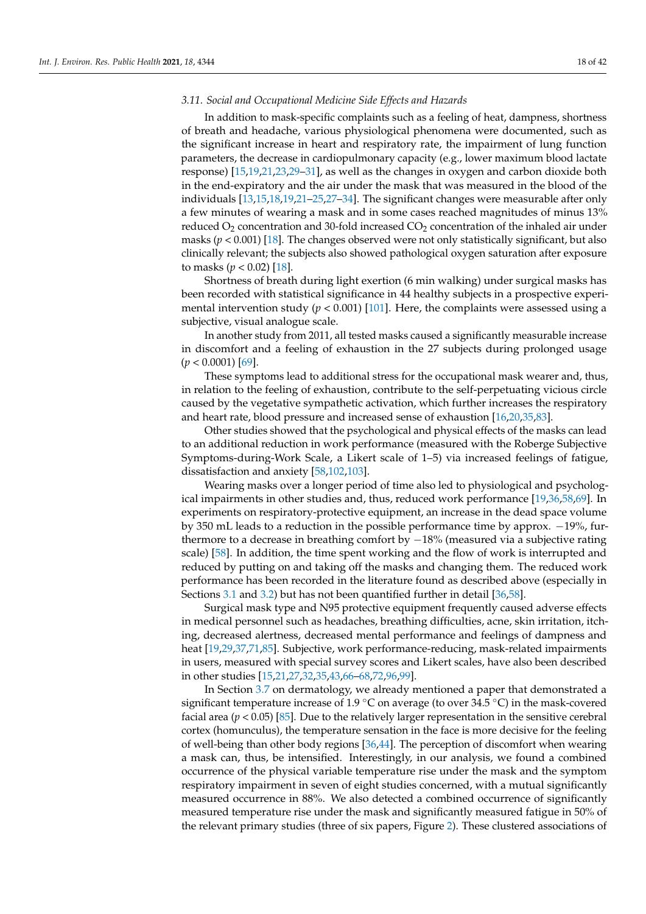### 3.11. Social and Occupational Medicine Side Effects and Hazards

In addition to mask-specific complaints such as a feeling of heat, dampness, shortness of breath and headache, various physiological phenomena were documented, such as the significant increase in heart and respiratory rate, the impairment of lung function parameters, the decrease in cardiopulmonary capacity (e.g., lower maximum blood lactate response) [15,19,21,23,29–31], as well as the changes in oxygen and carbon dioxide both in the end-expiratory and the air under the mask that was measured in the blood of the individuals [13,15,18,19,21–25,27–34]. The significant changes were measurable after only a few minutes of wearing a mask and in some cases reached magnitudes of minus 13% reduced $O_2$ concentration and 30-fold increased $CO_2$ concentration of the inhaled air under masks ($p < 0.001$) [18]. The changes observed were not only statistically significant, but also clinically relevant; the subjects also showed pathological oxygen saturation after exposure to masks ($p < 0.02$) [18].

Shortness of breath during light exertion (6 min walking) under surgical masks has been recorded with statistical significance in 44 healthy subjects in a prospective experimental intervention study ($p < 0.001$) [101]. Here, the complaints were assessed using a subjective, visual analogue scale.

In another study from 2011, all tested masks caused a significantly measurable increase in discomfort and a feeling of exhaustion in the 27 subjects during prolonged usage ($p < 0.0001$) [69].

These symptoms lead to additional stress for the occupational mask wearer and, thus, in relation to the feeling of exhaustion, contribute to the self-perpetuating vicious circle caused by the vegetative sympathetic activation, which further increases the respiratory and heart rate, blood pressure and increased sense of exhaustion [16,20,35,83].

Other studies showed that the psychological and physical effects of the masks can lead to an additional reduction in work performance (measured with the Roberge Subjective Symptoms-during-Work Scale, a Likert scale of 1–5) via increased feelings of fatigue, dissatisfaction and anxiety [58,102,103].

Wearing masks over a longer period of time also led to physiological and psychological impairments in other studies and, thus, reduced work performance [19,36,58,69]. In experiments on respiratory-protective equipment, an increase in the dead space volume by 350 mL leads to a reduction in the possible performance time by approx. −19%, furthermore to a decrease in breathing comfort by −18% (measured via a subjective rating scale) [58]. In addition, the time spent working and the flow of work is interrupted and reduced by putting on and taking off the masks and changing them. The reduced work performance has been recorded in the literature found as described above (especially in Sections 3.1 and 3.2) but has not been quantified further in detail [36,58].

Surgical mask type and N95 protective equipment frequently caused adverse effects in medical personnel such as headaches, breathing difficulties, acne, skin irritation, itching, decreased alertness, decreased mental performance and feelings of dampness and heat [19,29,37,71,85]. Subjective, work performance-reducing, mask-related impairments in users, measured with special survey scores and Likert scales, have also been described in other studies [15,21,27,32,35,43,66–68,72,96,99].

In Section 3.7 on dermatology, we already mentioned a paper that demonstrated a significant temperature increase of 1.9 °C on average (to over 34.5 °C) in the mask-covered facial area ($p < 0.05$) [85]. Due to the relatively larger representation in the sensitive cerebral cortex (homunculus), the temperature sensation in the face is more decisive for the feeling of well-being than other body regions [36,44]. The perception of discomfort when wearing a mask can, thus, be intensified. Interestingly, in our analysis, we found a combined occurrence of the physical variable temperature rise under the mask and the symptom respiratory impairment in seven of eight studies concerned, with a mutual significantly measured occurrence in 88%. We also detected a combined occurrence of significantly measured temperature rise under the mask and significantly measured fatigue in 50% of the relevant primary studies (three of six papers, Figure 2). These clustered associations of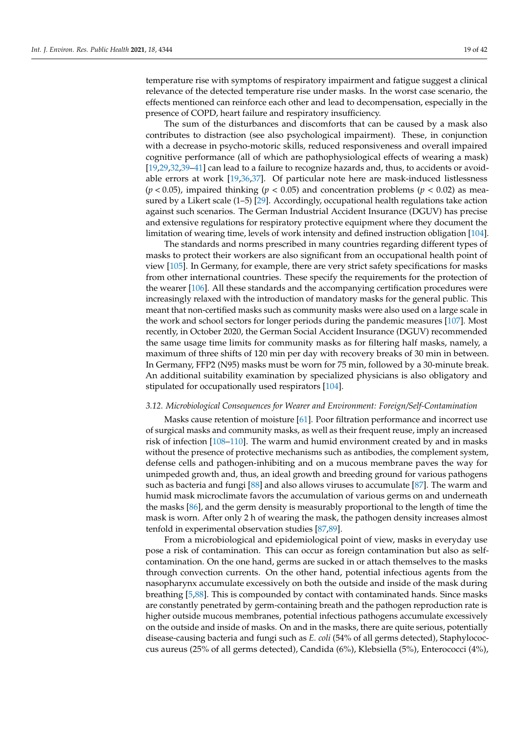temperature rise with symptoms of respiratory impairment and fatigue suggest a clinical relevance of the detected temperature rise under masks. In the worst case scenario, the effects mentioned can reinforce each other and lead to decompensation, especially in the presence of COPD, heart failure and respiratory insufficiency.

The sum of the disturbances and discomforts that can be caused by a mask also contributes to distraction (see also psychological impairment). These, in conjunction with a decrease in psycho-motoric skills, reduced responsiveness and overall impaired cognitive performance (all of which are pathophysiological effects of wearing a mask) [19,29,32,39–41] can lead to a failure to recognize hazards and, thus, to accidents or avoidable errors at work [19,36,37]. Of particular note here are mask-induced listlessness ($p < 0.05$), impaired thinking ($p < 0.05$) and concentration problems ($p < 0.02$) as measured by a Likert scale (1–5) [29]. Accordingly, occupational health regulations take action against such scenarios. The German Industrial Accident Insurance (DGUV) has precise and extensive regulations for respiratory protective equipment where they document the limitation of wearing time, levels of work intensity and defined instruction obligation [104].

The standards and norms prescribed in many countries regarding different types of masks to protect their workers are also significant from an occupational health point of view [105]. In Germany, for example, there are very strict safety specifications for masks from other international countries. These specify the requirements for the protection of the wearer [106]. All these standards and the accompanying certification procedures were increasingly relaxed with the introduction of mandatory masks for the general public. This meant that non-certified masks such as community masks were also used on a large scale in the work and school sectors for longer periods during the pandemic measures [107]. Most recently, in October 2020, the German Social Accident Insurance (DGUV) recommended the same usage time limits for community masks as for filtering half masks, namely, a maximum of three shifts of 120 min per day with recovery breaks of 30 min in between. In Germany, FFP2 (N95) masks must be worn for 75 min, followed by a 30-minute break. An additional suitability examination by specialized physicians is also obligatory and stipulated for occupationally used respirators [104].

### 3.12. Microbiological Consequences for Wearer and Environment: Foreign/Self-Contamination

Masks cause retention of moisture [61]. Poor filtration performance and incorrect use of surgical masks and community masks, as well as their frequent reuse, imply an increased risk of infection [108–110]. The warm and humid environment created by and in masks without the presence of protective mechanisms such as antibodies, the complement system, defense cells and pathogen-inhibiting and on a mucous membrane paves the way for unimpeded growth and, thus, an ideal growth and breeding ground for various pathogens such as bacteria and fungi [88] and also allows viruses to accumulate [87]. The warm and humid mask microclimate favors the accumulation of various germs on and underneath the masks [86], and the germ density is measurably proportional to the length of time the mask is worn. After only 2 h of wearing the mask, the pathogen density increases almost tenfold in experimental observation studies [87,89].

From a microbiological and epidemiological point of view, masks in everyday use pose a risk of contamination. This can occur as foreign contamination but also as self-contamination. On the one hand, germs are sucked in or attach themselves to the masks through convection currents. On the other hand, potential infectious agents from the nasopharynx accumulate excessively on both the outside and inside of the mask during breathing [5,88]. This is compounded by contact with contaminated hands. Since masks are constantly penetrated by germ-containing breath and the pathogen reproduction rate is higher outside mucous membranes, potential infectious pathogens accumulate excessively on the outside and inside of masks. On and in the masks, there are quite serious, potentially disease-causing bacteria and fungi such as *E. coli* (54% of all germs detected), Staphylococcus aureus (25% of all germs detected), Candida (6%), Klebsiella (5%), Enterococci (4%),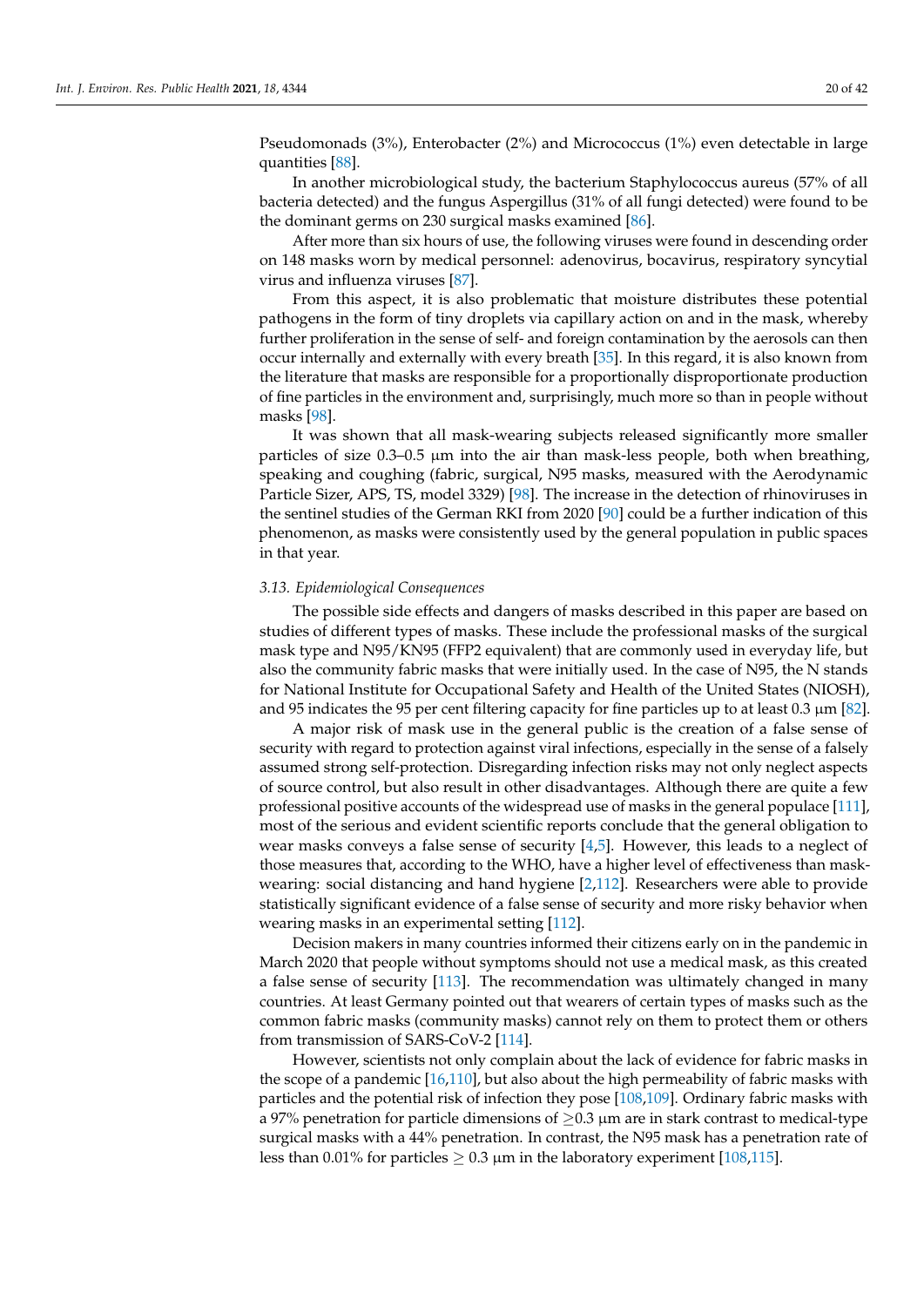Pseudomonads (3%), Enterobacter (2%) and Micrococcus (1%) even detectable in large quantities [88].

In another microbiological study, the bacterium Staphylococcus aureus (57% of all bacteria detected) and the fungus Aspergillus (31% of all fungi detected) were found to be the dominant germs on 230 surgical masks examined [86].

After more than six hours of use, the following viruses were found in descending order on 148 masks worn by medical personnel: adenovirus, bocavirus, respiratory syncytial virus and influenza viruses [87].

From this aspect, it is also problematic that moisture distributes these potential pathogens in the form of tiny droplets via capillary action on and in the mask, whereby further proliferation in the sense of self- and foreign contamination by the aerosols can then occur internally and externally with every breath [35]. In this regard, it is also known from the literature that masks are responsible for a proportionally disproportionate production of fine particles in the environment and, surprisingly, much more so than in people without masks [98].

It was shown that all mask-wearing subjects released significantly more smaller particles of size 0.3–0.5 μm into the air than mask-less people, both when breathing, speaking and coughing (fabric, surgical, N95 masks, measured with the Aerodynamic Particle Sizer, APS, TS, model 3329) [98]. The increase in the detection of rhinoviruses in the sentinel studies of the German RKI from 2020 [90] could be a further indication of this phenomenon, as masks were consistently used by the general population in public spaces in that year.

### 3.13. Epidemiological Consequences

The possible side effects and dangers of masks described in this paper are based on studies of different types of masks. These include the professional masks of the surgical mask type and N95/KN95 (FFP2 equivalent) that are commonly used in everyday life, but also the community fabric masks that were initially used. In the case of N95, the N stands for National Institute for Occupational Safety and Health of the United States (NIOSH), and 95 indicates the 95 per cent filtering capacity for fine particles up to at least 0.3 μm [82].

A major risk of mask use in the general public is the creation of a false sense of security with regard to protection against viral infections, especially in the sense of a falsely assumed strong self-protection. Disregarding infection risks may not only neglect aspects of source control, but also result in other disadvantages. Although there are quite a few professional positive accounts of the widespread use of masks in the general populace [111], most of the serious and evident scientific reports conclude that the general obligation to wear masks conveys a false sense of security [4,5]. However, this leads to a neglect of those measures that, according to the WHO, have a higher level of effectiveness than mask-wearing: social distancing and hand hygiene [2,112]. Researchers were able to provide statistically significant evidence of a false sense of security and more risky behavior when wearing masks in an experimental setting [112].

Decision makers in many countries informed their citizens early on in the pandemic in March 2020 that people without symptoms should not use a medical mask, as this created a false sense of security [113]. The recommendation was ultimately changed in many countries. At least Germany pointed out that wearers of certain types of masks such as the common fabric masks (community masks) cannot rely on them to protect them or others from transmission of SARS-CoV-2 [114].

However, scientists not only complain about the lack of evidence for fabric masks in the scope of a pandemic [16,110], but also about the high permeability of fabric masks with particles and the potential risk of infection they pose [108,109]. Ordinary fabric masks with a 97% penetration for particle dimensions of $\geq$0.3 μm are in stark contrast to medical-type surgical masks with a 44% penetration. In contrast, the N95 mask has a penetration rate of less than 0.01% for particles $\geq$ 0.3 μm in the laboratory experiment [108,115].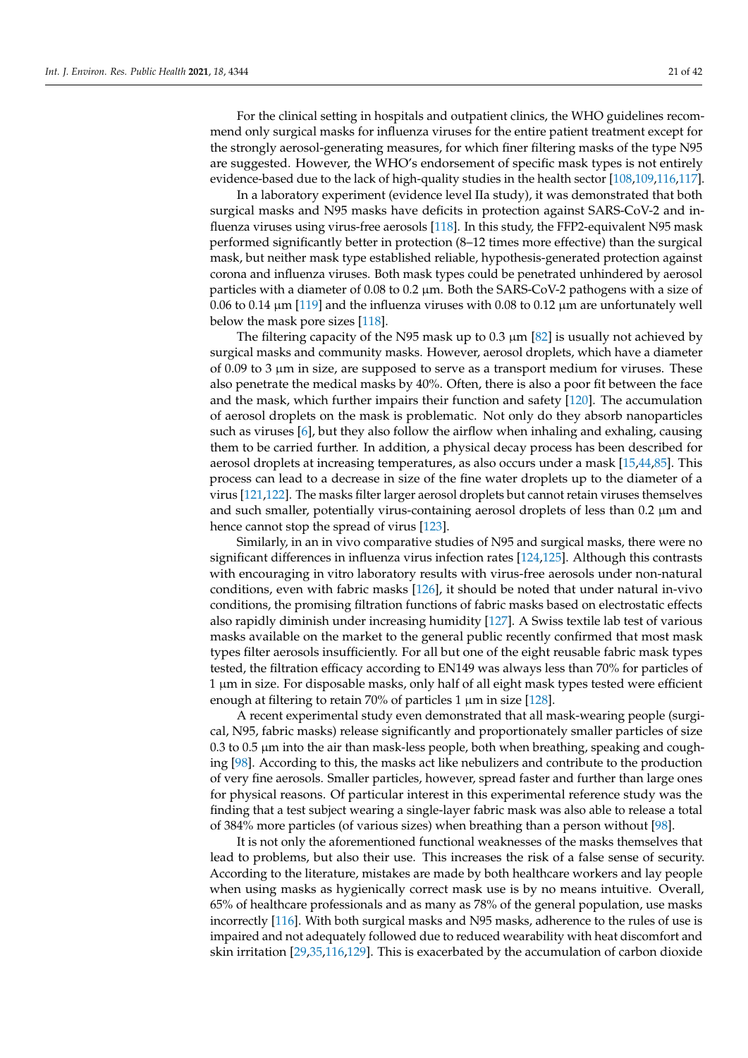For the clinical setting in hospitals and outpatient clinics, the WHO guidelines recommend only surgical masks for influenza viruses for the entire patient treatment except for the strongly aerosol-generating measures, for which finer filtering masks of the type N95 are suggested. However, the WHO's endorsement of specific mask types is not entirely evidence-based due to the lack of high-quality studies in the health sector [108,109,116,117].

In a laboratory experiment (evidence level IIa study), it was demonstrated that both surgical masks and N95 masks have deficits in protection against SARS-CoV-2 and influenza viruses using virus-free aerosols [118]. In this study, the FFP2-equivalent N95 mask performed significantly better in protection (8–12 times more effective) than the surgical mask, but neither mask type established reliable, hypothesis-generated protection against corona and influenza viruses. Both mask types could be penetrated unhindered by aerosol particles with a diameter of 0.08 to 0.2 µm. Both the SARS-CoV-2 pathogens with a size of 0.06 to 0.14 µm [119] and the influenza viruses with 0.08 to 0.12 µm are unfortunately well below the mask pore sizes [118].

The filtering capacity of the N95 mask up to 0.3 µm [82] is usually not achieved by surgical masks and community masks. However, aerosol droplets, which have a diameter of 0.09 to 3 µm in size, are supposed to serve as a transport medium for viruses. These also penetrate the medical masks by 40%. Often, there is also a poor fit between the face and the mask, which further impairs their function and safety [120]. The accumulation of aerosol droplets on the mask is problematic. Not only do they absorb nanoparticles such as viruses [6], but they also follow the airflow when inhaling and exhaling, causing them to be carried further. In addition, a physical decay process has been described for aerosol droplets at increasing temperatures, as also occurs under a mask [15,44,85]. This process can lead to a decrease in size of the fine water droplets up to the diameter of a virus [121,122]. The masks filter larger aerosol droplets but cannot retain viruses themselves and such smaller, potentially virus-containing aerosol droplets of less than 0.2 µm and hence cannot stop the spread of virus [123].

Similarly, in an in vivo comparative studies of N95 and surgical masks, there were no significant differences in influenza virus infection rates [124,125]. Although this contrasts with encouraging in vitro laboratory results with virus-free aerosols under non-natural conditions, even with fabric masks [126], it should be noted that under natural in-vivo conditions, the promising filtration functions of fabric masks based on electrostatic effects also rapidly diminish under increasing humidity [127]. A Swiss textile lab test of various masks available on the market to the general public recently confirmed that most mask types filter aerosols insufficiently. For all but one of the eight reusable fabric mask types tested, the filtration efficacy according to EN149 was always less than 70% for particles of 1 µm in size. For disposable masks, only half of all eight mask types tested were efficient enough at filtering to retain 70% of particles 1 µm in size [128].

A recent experimental study even demonstrated that all mask-wearing people (surgical, N95, fabric masks) release significantly and proportionately smaller particles of size 0.3 to 0.5 µm into the air than mask-less people, both when breathing, speaking and coughing [98]. According to this, the masks act like nebulizers and contribute to the production of very fine aerosols. Smaller particles, however, spread faster and further than large ones for physical reasons. Of particular interest in this experimental reference study was the finding that a test subject wearing a single-layer fabric mask was also able to release a total of 384% more particles (of various sizes) when breathing than a person without [98].

It is not only the aforementioned functional weaknesses of the masks themselves that lead to problems, but also their use. This increases the risk of a false sense of security. According to the literature, mistakes are made by both healthcare workers and lay people when using masks as hygienically correct mask use is by no means intuitive. Overall, 65% of healthcare professionals and as many as 78% of the general population, use masks incorrectly [116]. With both surgical masks and N95 masks, adherence to the rules of use is impaired and not adequately followed due to reduced wearability with heat discomfort and skin irritation [29,35,116,129]. This is exacerbated by the accumulation of carbon dioxide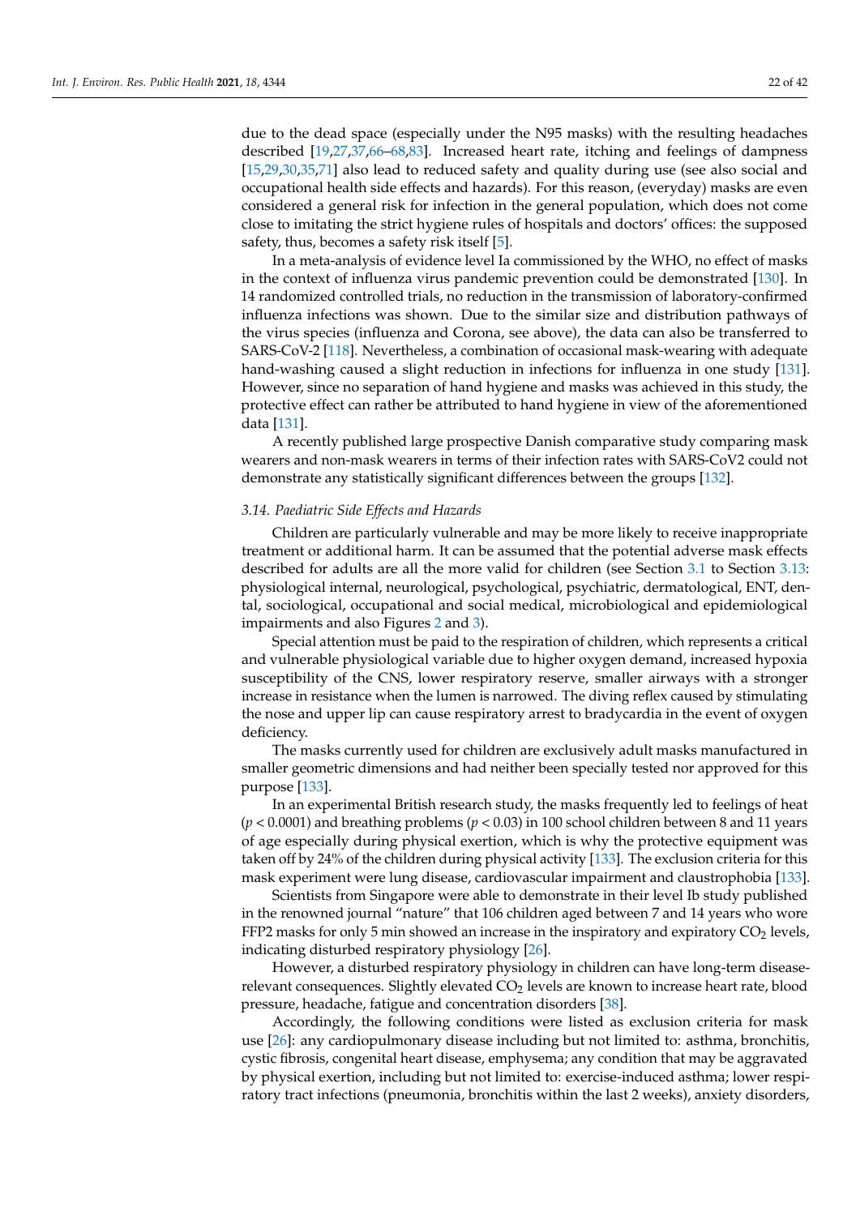due to the dead space (especially under the N95 masks) with the resulting headaches described [19,27,37,66–68,83]. Increased heart rate, itching and feelings of dampness [15,29,30,35,71] also lead to reduced safety and quality during use (see also social and occupational health side effects and hazards). For this reason, (everyday) masks are even considered a general risk for infection in the general population, which does not come close to imitating the strict hygiene rules of hospitals and doctors' offices: the supposed safety, thus, becomes a safety risk itself [5].

In a meta-analysis of evidence level Ia commissioned by the WHO, no effect of masks in the context of influenza virus pandemic prevention could be demonstrated [130]. In 14 randomized controlled trials, no reduction in the transmission of laboratory-confirmed influenza infections was shown. Due to the similar size and distribution pathways of the virus species (influenza and Corona, see above), the data can also be transferred to SARS-CoV-2 [118]. Nevertheless, a combination of occasional mask-wearing with adequate hand-washing caused a slight reduction in infections for influenza in one study [131]. However, since no separation of hand hygiene and masks was achieved in this study, the protective effect can rather be attributed to hand hygiene in view of the aforementioned data [131].

A recently published large prospective Danish comparative study comparing mask wearers and non-mask wearers in terms of their infection rates with SARS-CoV2 could not demonstrate any statistically significant differences between the groups [132].

### *3.14. Paediatric Side Effects and Hazards*

Children are particularly vulnerable and may be more likely to receive inappropriate treatment or additional harm. It can be assumed that the potential adverse mask effects described for adults are all the more valid for children (see Section 3.1 to Section 3.13: physiological internal, neurological, psychological, psychiatric, dermatological, ENT, dental, sociological, occupational and social medical, microbiological and epidemiological impairments and also Figures 2 and 3).

Special attention must be paid to the respiration of children, which represents a critical and vulnerable physiological variable due to higher oxygen demand, increased hypoxia susceptibility of the CNS, lower respiratory reserve, smaller airways with a stronger increase in resistance when the lumen is narrowed. The diving reflex caused by stimulating the nose and upper lip can cause respiratory arrest to bradycardia in the event of oxygen deficiency.

The masks currently used for children are exclusively adult masks manufactured in smaller geometric dimensions and had neither been specially tested nor approved for this purpose [133].

In an experimental British research study, the masks frequently led to feelings of heat ($p < 0.0001$) and breathing problems ($p < 0.03$) in 100 school children between 8 and 11 years of age especially during physical exertion, which is why the protective equipment was taken off by 24% of the children during physical activity [133]. The exclusion criteria for this mask experiment were lung disease, cardiovascular impairment and claustrophobia [133].

Scientists from Singapore were able to demonstrate in their level Ib study published in the renowned journal "nature" that 106 children aged between 7 and 14 years who wore FFP2 masks for only 5 min showed an increase in the inspiratory and expiratory $CO_2$ levels, indicating disturbed respiratory physiology [26].

However, a disturbed respiratory physiology in children can have long-term disease-relevant consequences. Slightly elevated $CO_2$ levels are known to increase heart rate, blood pressure, headache, fatigue and concentration disorders [38].

Accordingly, the following conditions were listed as exclusion criteria for mask use [26]: any cardiopulmonary disease including but not limited to: asthma, bronchitis, cystic fibrosis, congenital heart disease, emphysema; any condition that may be aggravated by physical exertion, including but not limited to: exercise-induced asthma; lower respiratory tract infections (pneumonia, bronchitis within the last 2 weeks), anxiety disorders,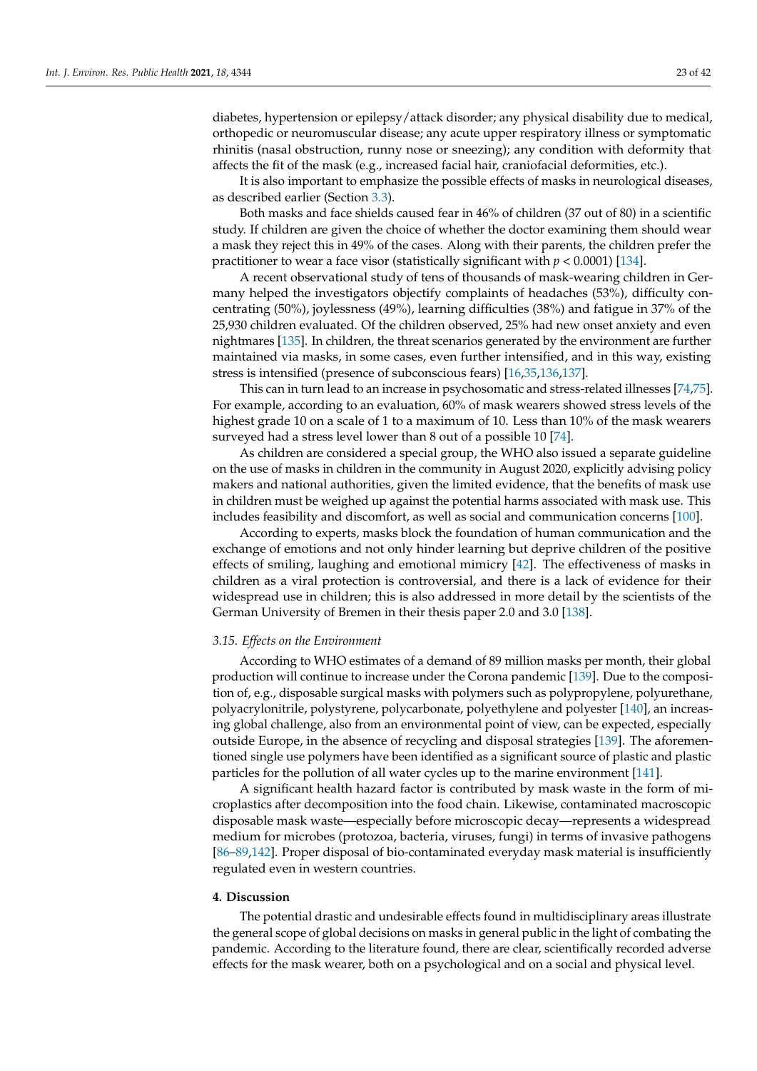diabetes, hypertension or epilepsy/attack disorder; any physical disability due to medical, orthopedic or neuromuscular disease; any acute upper respiratory illness or symptomatic rhinitis (nasal obstruction, runny nose or sneezing); any condition with deformity that affects the fit of the mask (e.g., increased facial hair, craniofacial deformities, etc.).

It is also important to emphasize the possible effects of masks in neurological diseases, as described earlier (Section 3.3).

Both masks and face shields caused fear in 46% of children (37 out of 80) in a scientific study. If children are given the choice of whether the doctor examining them should wear a mask they reject this in 49% of the cases. Along with their parents, the children prefer the practitioner to wear a face visor (statistically significant with $p < 0.0001$) [134].

A recent observational study of tens of thousands of mask-wearing children in Germany helped the investigators objectify complaints of headaches (53%), difficulty concentrating (50%), joylessness (49%), learning difficulties (38%) and fatigue in 37% of the 25,930 children evaluated. Of the children observed, 25% had new onset anxiety and even nightmares [135]. In children, the threat scenarios generated by the environment are further maintained via masks, in some cases, even further intensified, and in this way, existing stress is intensified (presence of subconscious fears) [16,35,136,137].

This can in turn lead to an increase in psychosomatic and stress-related illnesses [74,75]. For example, according to an evaluation, 60% of mask wearers showed stress levels of the highest grade 10 on a scale of 1 to a maximum of 10. Less than 10% of the mask wearers surveyed had a stress level lower than 8 out of a possible 10 [74].

As children are considered a special group, the WHO also issued a separate guideline on the use of masks in children in the community in August 2020, explicitly advising policy makers and national authorities, given the limited evidence, that the benefits of mask use in children must be weighed up against the potential harms associated with mask use. This includes feasibility and discomfort, as well as social and communication concerns [100].

According to experts, masks block the foundation of human communication and the exchange of emotions and not only hinder learning but deprive children of the positive effects of smiling, laughing and emotional mimicry [42]. The effectiveness of masks in children as a viral protection is controversial, and there is a lack of evidence for their widespread use in children; this is also addressed in more detail by the scientists of the German University of Bremen in their thesis paper 2.0 and 3.0 [138].

### *3.15. Effects on the Environment*

According to WHO estimates of a demand of 89 million masks per month, their global production will continue to increase under the Corona pandemic [139]. Due to the composition of, e.g., disposable surgical masks with polymers such as polypropylene, polyurethane, polyacrylonitrile, polystyrene, polycarbonate, polyethylene and polyester [140], an increasing global challenge, also from an environmental point of view, can be expected, especially outside Europe, in the absence of recycling and disposal strategies [139]. The aforementioned single use polymers have been identified as a significant source of plastic and plastic particles for the pollution of all water cycles up to the marine environment [141].

A significant health hazard factor is contributed by mask waste in the form of microplastics after decomposition into the food chain. Likewise, contaminated macroscopic disposable mask waste—especially before microscopic decay—represents a widespread medium for microbes (protozoa, bacteria, viruses, fungi) in terms of invasive pathogens [86–89,142]. Proper disposal of bio-contaminated everyday mask material is insufficiently regulated even in western countries.

## **4. Discussion**

The potential drastic and undesirable effects found in multidisciplinary areas illustrate the general scope of global decisions on masks in general public in the light of combating the pandemic. According to the literature found, there are clear, scientifically recorded adverse effects for the mask wearer, both on a psychological and on a social and physical level.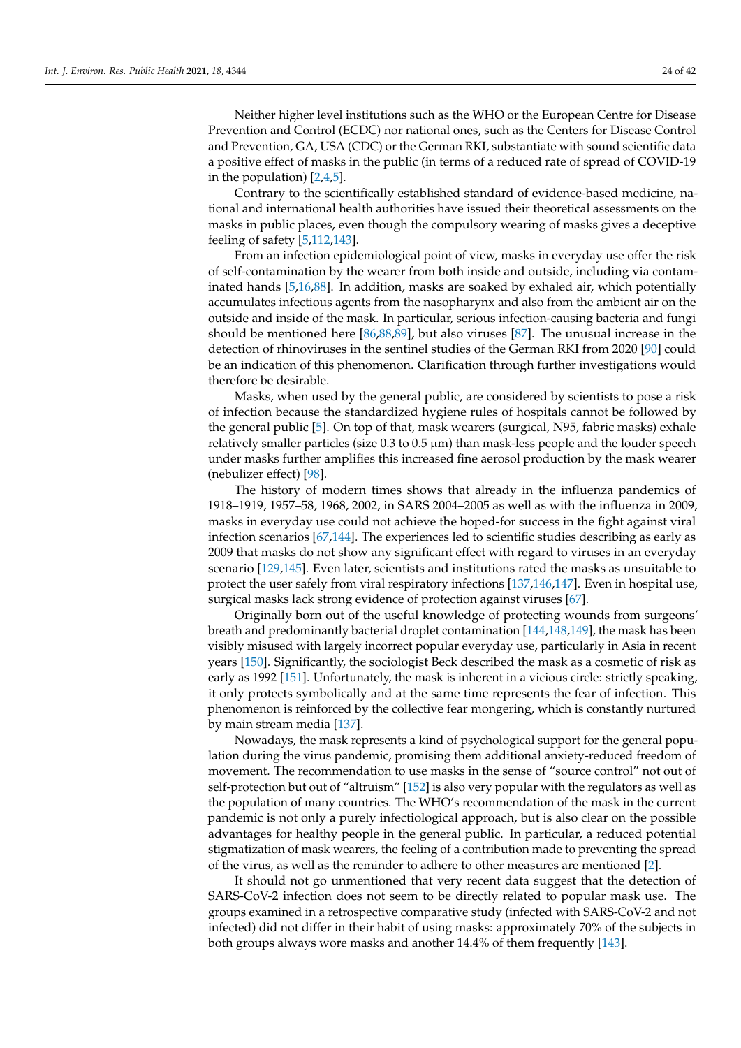Neither higher level institutions such as the WHO or the European Centre for Disease Prevention and Control (ECDC) nor national ones, such as the Centers for Disease Control and Prevention, GA, USA (CDC) or the German RKI, substantiate with sound scientific data a positive effect of masks in the public (in terms of a reduced rate of spread of COVID-19 in the population) [2,4,5].

Contrary to the scientifically established standard of evidence-based medicine, national and international health authorities have issued their theoretical assessments on the masks in public places, even though the compulsory wearing of masks gives a deceptive feeling of safety [5,112,143].

From an infection epidemiological point of view, masks in everyday use offer the risk of self-contamination by the wearer from both inside and outside, including via contaminated hands [5,16,88]. In addition, masks are soaked by exhaled air, which potentially accumulates infectious agents from the nasopharynx and also from the ambient air on the outside and inside of the mask. In particular, serious infection-causing bacteria and fungi should be mentioned here [86,88,89], but also viruses [87]. The unusual increase in the detection of rhinoviruses in the sentinel studies of the German RKI from 2020 [90] could be an indication of this phenomenon. Clarification through further investigations would therefore be desirable.

Masks, when used by the general public, are considered by scientists to pose a risk of infection because the standardized hygiene rules of hospitals cannot be followed by the general public [5]. On top of that, mask wearers (surgical, N95, fabric masks) exhale relatively smaller particles (size 0.3 to 0.5 μm) than mask-less people and the louder speech under masks further amplifies this increased fine aerosol production by the mask wearer (nebulizer effect) [98].

The history of modern times shows that already in the influenza pandemics of 1918–1919, 1957–58, 1968, 2002, in SARS 2004–2005 as well as with the influenza in 2009, masks in everyday use could not achieve the hoped-for success in the fight against viral infection scenarios [67,144]. The experiences led to scientific studies describing as early as 2009 that masks do not show any significant effect with regard to viruses in an everyday scenario [129,145]. Even later, scientists and institutions rated the masks as unsuitable to protect the user safely from viral respiratory infections [137,146,147]. Even in hospital use, surgical masks lack strong evidence of protection against viruses [67].

Originally born out of the useful knowledge of protecting wounds from surgeons' breath and predominantly bacterial droplet contamination [144,148,149], the mask has been visibly misused with largely incorrect popular everyday use, particularly in Asia in recent years [150]. Significantly, the sociologist Beck described the mask as a cosmetic of risk as early as 1992 [151]. Unfortunately, the mask is inherent in a vicious circle: strictly speaking, it only protects symbolically and at the same time represents the fear of infection. This phenomenon is reinforced by the collective fear mongering, which is constantly nurtured by main stream media [137].

Nowadays, the mask represents a kind of psychological support for the general population during the virus pandemic, promising them additional anxiety-reduced freedom of movement. The recommendation to use masks in the sense of "source control" not out of self-protection but out of "altruism" [152] is also very popular with the regulators as well as the population of many countries. The WHO's recommendation of the mask in the current pandemic is not only a purely infectiological approach, but is also clear on the possible advantages for healthy people in the general public. In particular, a reduced potential stigmatization of mask wearers, the feeling of a contribution made to preventing the spread of the virus, as well as the reminder to adhere to other measures are mentioned [2].

It should not go unmentioned that very recent data suggest that the detection of SARS-CoV-2 infection does not seem to be directly related to popular mask use. The groups examined in a retrospective comparative study (infected with SARS-CoV-2 and not infected) did not differ in their habit of using masks: approximately 70% of the subjects in both groups always wore masks and another 14.4% of them frequently [143].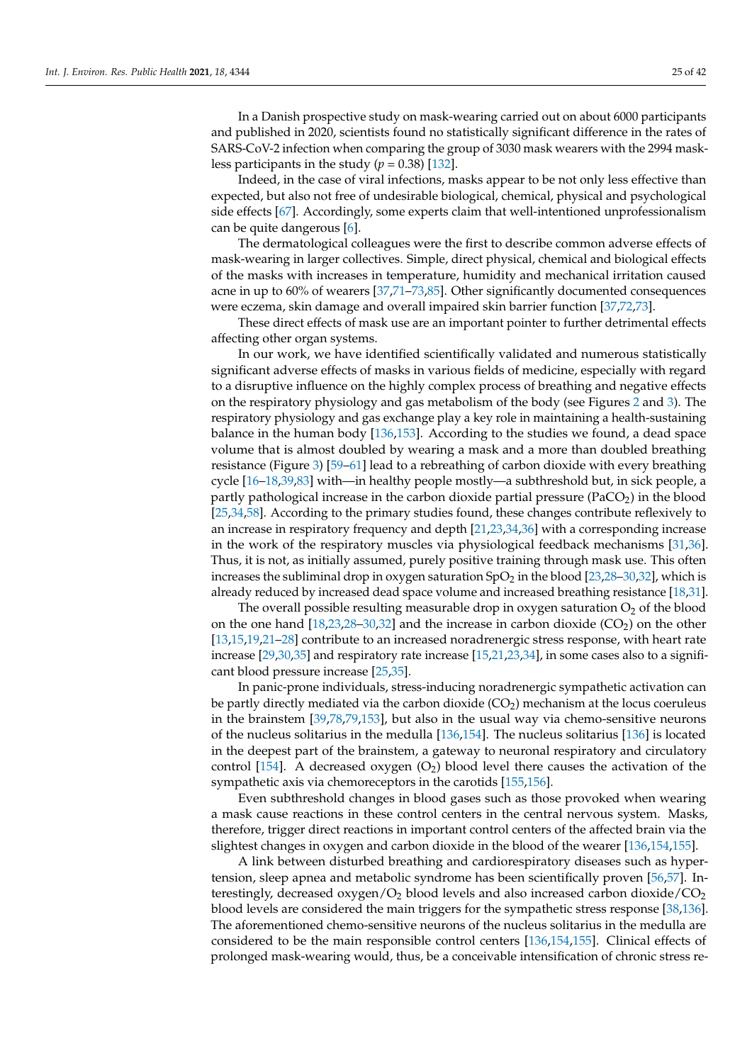In a Danish prospective study on mask-wearing carried out on about 6000 participants and published in 2020, scientists found no statistically significant difference in the rates of SARS-CoV-2 infection when comparing the group of 3030 mask wearers with the 2994 mask-less participants in the study ($p = 0.38$) [132].

Indeed, in the case of viral infections, masks appear to be not only less effective than expected, but also not free of undesirable biological, chemical, physical and psychological side effects [67]. Accordingly, some experts claim that well-intentioned unprofessionalism can be quite dangerous [6].

The dermatological colleagues were the first to describe common adverse effects of mask-wearing in larger collectives. Simple, direct physical, chemical and biological effects of the masks with increases in temperature, humidity and mechanical irritation caused acne in up to 60% of wearers [37,71–73,85]. Other significantly documented consequences were eczema, skin damage and overall impaired skin barrier function [37,72,73].

These direct effects of mask use are an important pointer to further detrimental effects affecting other organ systems.

In our work, we have identified scientifically validated and numerous statistically significant adverse effects of masks in various fields of medicine, especially with regard to a disruptive influence on the highly complex process of breathing and negative effects on the respiratory physiology and gas metabolism of the body (see Figures 2 and 3). The respiratory physiology and gas exchange play a key role in maintaining a health-sustaining balance in the human body [136,153]. According to the studies we found, a dead space volume that is almost doubled by wearing a mask and a more than doubled breathing resistance (Figure 3) [59–61] lead to a rebreathing of carbon dioxide with every breathing cycle [16–18,39,83] with—in healthy people mostly—a subthreshold but, in sick people, a partly pathological increase in the carbon dioxide partial pressure ($PaCO_2$) in the blood [25,34,58]. According to the primary studies found, these changes contribute reflexively to an increase in respiratory frequency and depth [21,23,34,36] with a corresponding increase in the work of the respiratory muscles via physiological feedback mechanisms [31,36]. Thus, it is not, as initially assumed, purely positive training through mask use. This often increases the subliminal drop in oxygen saturation $SpO_2$ in the blood [23,28–30,32], which is already reduced by increased dead space volume and increased breathing resistance [18,31].

The overall possible resulting measurable drop in oxygen saturation $O_2$ of the blood on the one hand [18,23,28–30,32] and the increase in carbon dioxide ($CO_2$) on the other [13,15,19,21–28] contribute to an increased noradrenergic stress response, with heart rate increase [29,30,35] and respiratory rate increase [15,21,23,34], in some cases also to a significant blood pressure increase [25,35].

In panic-prone individuals, stress-inducing noradrenergic sympathetic activation can be partly directly mediated via the carbon dioxide ($CO_2$) mechanism at the locus coeruleus in the brainstem [39,78,79,153], but also in the usual way via chemo-sensitive neurons of the nucleus solitarius in the medulla [136,154]. The nucleus solitarius [136] is located in the deepest part of the brainstem, a gateway to neuronal respiratory and circulatory control [154]. A decreased oxygen ($O_2$) blood level there causes the activation of the sympathetic axis via chemoreceptors in the carotids [155,156].

Even subthreshold changes in blood gases such as those provoked when wearing a mask cause reactions in these control centers in the central nervous system. Masks, therefore, trigger direct reactions in important control centers of the affected brain via the slightest changes in oxygen and carbon dioxide in the blood of the wearer [136,154,155].

A link between disturbed breathing and cardiorespiratory diseases such as hypertension, sleep apnea and metabolic syndrome has been scientifically proven [56,57]. Interestingly, decreased oxygen/$O_2$ blood levels and also increased carbon dioxide/$CO_2$ blood levels are considered the main triggers for the sympathetic stress response [38,136]. The aforementioned chemo-sensitive neurons of the nucleus solitarius in the medulla are considered to be the main responsible control centers [136,154,155]. Clinical effects of prolonged mask-wearing would, thus, be a conceivable intensification of chronic stress re-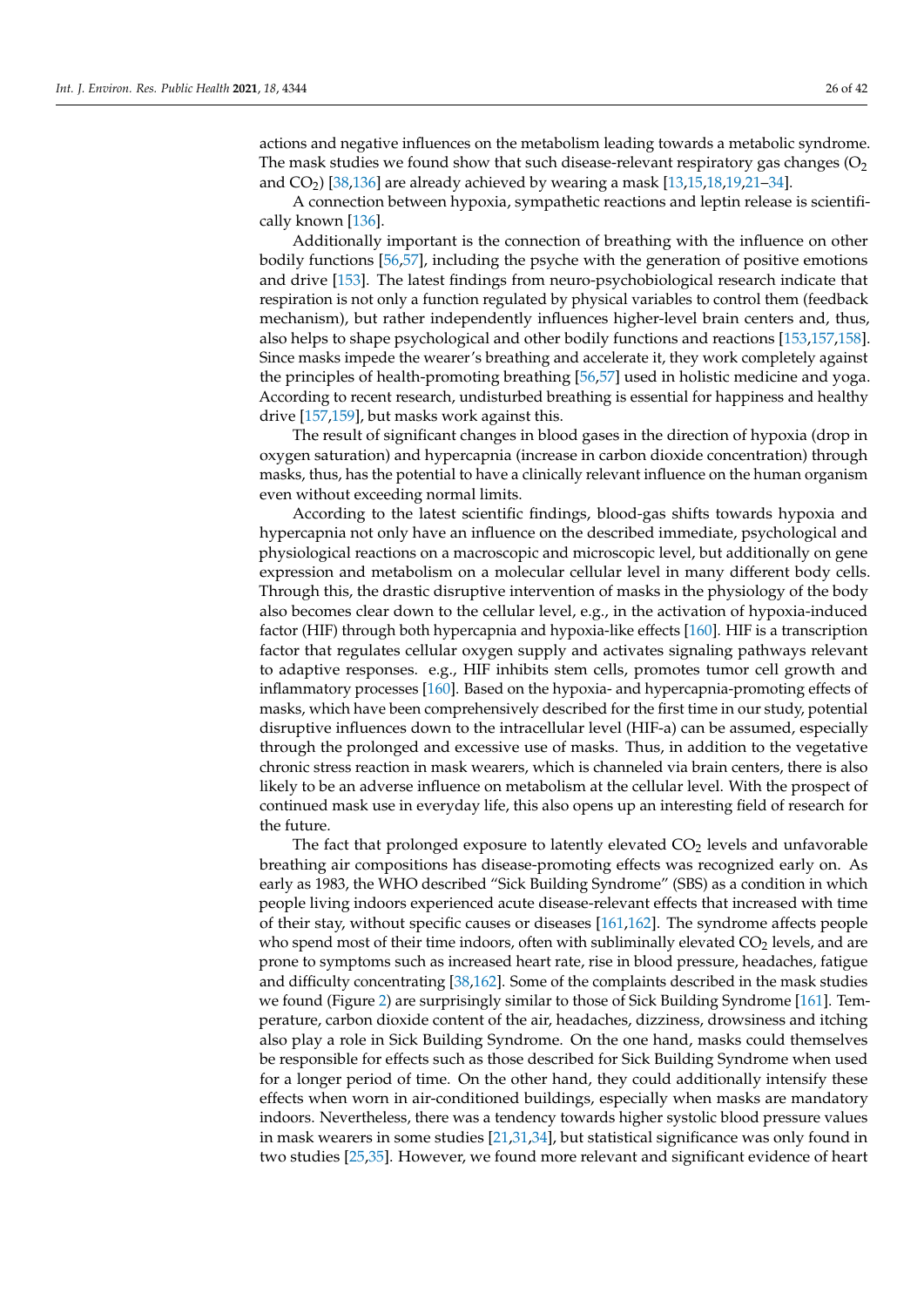actions and negative influences on the metabolism leading towards a metabolic syndrome. The mask studies we found show that such disease-relevant respiratory gas changes ($O_2$ and $CO_2$) [38,136] are already achieved by wearing a mask [13,15,18,19,21–34].

A connection between hypoxia, sympathetic reactions and leptin release is scientifically known [136].

Additionally important is the connection of breathing with the influence on other bodily functions [56,57], including the psyche with the generation of positive emotions and drive [153]. The latest findings from neuro-psychobiological research indicate that respiration is not only a function regulated by physical variables to control them (feedback mechanism), but rather independently influences higher-level brain centers and, thus, also helps to shape psychological and other bodily functions and reactions [153,157,158]. Since masks impede the wearer's breathing and accelerate it, they work completely against the principles of health-promoting breathing [56,57] used in holistic medicine and yoga. According to recent research, undisturbed breathing is essential for happiness and healthy drive [157,159], but masks work against this.

The result of significant changes in blood gases in the direction of hypoxia (drop in oxygen saturation) and hypercapnia (increase in carbon dioxide concentration) through masks, thus, has the potential to have a clinically relevant influence on the human organism even without exceeding normal limits.

According to the latest scientific findings, blood-gas shifts towards hypoxia and hypercapnia not only have an influence on the described immediate, psychological and physiological reactions on a macroscopic and microscopic level, but additionally on gene expression and metabolism on a molecular cellular level in many different body cells. Through this, the drastic disruptive intervention of masks in the physiology of the body also becomes clear down to the cellular level, e.g., in the activation of hypoxia-induced factor (HIF) through both hypercapnia and hypoxia-like effects [160]. HIF is a transcription factor that regulates cellular oxygen supply and activates signaling pathways relevant to adaptive responses. e.g., HIF inhibits stem cells, promotes tumor cell growth and inflammatory processes [160]. Based on the hypoxia- and hypercapnia-promoting effects of masks, which have been comprehensively described for the first time in our study, potential disruptive influences down to the intracellular level (HIF-a) can be assumed, especially through the prolonged and excessive use of masks. Thus, in addition to the vegetative chronic stress reaction in mask wearers, which is channeled via brain centers, there is also likely to be an adverse influence on metabolism at the cellular level. With the prospect of continued mask use in everyday life, this also opens up an interesting field of research for the future.

The fact that prolonged exposure to latently elevated $CO_2$ levels and unfavorable breathing air compositions has disease-promoting effects was recognized early on. As early as 1983, the WHO described "Sick Building Syndrome" (SBS) as a condition in which people living indoors experienced acute disease-relevant effects that increased with time of their stay, without specific causes or diseases [161,162]. The syndrome affects people who spend most of their time indoors, often with subliminally elevated $CO_2$ levels, and are prone to symptoms such as increased heart rate, rise in blood pressure, headaches, fatigue and difficulty concentrating [38,162]. Some of the complaints described in the mask studies we found (Figure 2) are surprisingly similar to those of Sick Building Syndrome [161]. Temperature, carbon dioxide content of the air, headaches, dizziness, drowsiness and itching also play a role in Sick Building Syndrome. On the one hand, masks could themselves be responsible for effects such as those described for Sick Building Syndrome when used for a longer period of time. On the other hand, they could additionally intensify these effects when worn in air-conditioned buildings, especially when masks are mandatory indoors. Nevertheless, there was a tendency towards higher systolic blood pressure values in mask wearers in some studies [21,31,34], but statistical significance was only found in two studies [25,35]. However, we found more relevant and significant evidence of heart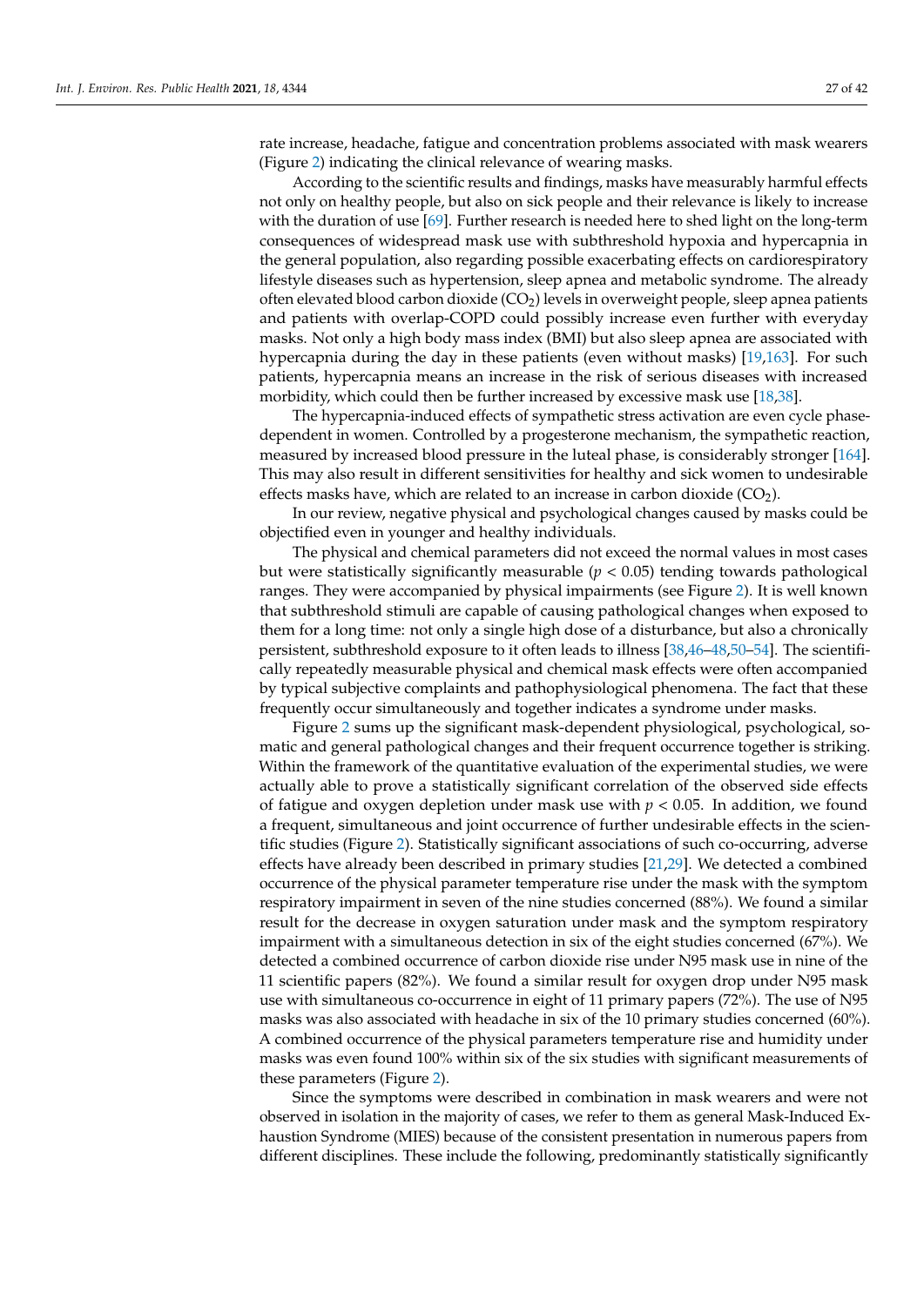rate increase, headache, fatigue and concentration problems associated with mask wearers (Figure 2) indicating the clinical relevance of wearing masks.

According to the scientific results and findings, masks have measurably harmful effects not only on healthy people, but also on sick people and their relevance is likely to increase with the duration of use [69]. Further research is needed here to shed light on the long-term consequences of widespread mask use with subthreshold hypoxia and hypercapnia in the general population, also regarding possible exacerbating effects on cardiorespiratory lifestyle diseases such as hypertension, sleep apnea and metabolic syndrome. The already often elevated blood carbon dioxide ($CO_2$) levels in overweight people, sleep apnea patients and patients with overlap-COPD could possibly increase even further with everyday masks. Not only a high body mass index (BMI) but also sleep apnea are associated with hypercapnia during the day in these patients (even without masks) [19,163]. For such patients, hypercapnia means an increase in the risk of serious diseases with increased morbidity, which could then be further increased by excessive mask use [18,38].

The hypercapnia-induced effects of sympathetic stress activation are even cycle phase-dependent in women. Controlled by a progesterone mechanism, the sympathetic reaction, measured by increased blood pressure in the luteal phase, is considerably stronger [164]. This may also result in different sensitivities for healthy and sick women to undesirable effects masks have, which are related to an increase in carbon dioxide ($CO_2$).

In our review, negative physical and psychological changes caused by masks could be objectified even in younger and healthy individuals.

The physical and chemical parameters did not exceed the normal values in most cases but were statistically significantly measurable ($p < 0.05$) tending towards pathological ranges. They were accompanied by physical impairments (see Figure 2). It is well known that subthreshold stimuli are capable of causing pathological changes when exposed to them for a long time: not only a single high dose of a disturbance, but also a chronically persistent, subthreshold exposure to it often leads to illness [38,46–48,50–54]. The scientifically repeatedly measurable physical and chemical mask effects were often accompanied by typical subjective complaints and pathophysiological phenomena. The fact that these frequently occur simultaneously and together indicates a syndrome under masks.

Figure 2 sums up the significant mask-dependent physiological, psychological, somatic and general pathological changes and their frequent occurrence together is striking. Within the framework of the quantitative evaluation of the experimental studies, we were actually able to prove a statistically significant correlation of the observed side effects of fatigue and oxygen depletion under mask use with $p < 0.05$. In addition, we found a frequent, simultaneous and joint occurrence of further undesirable effects in the scientific studies (Figure 2). Statistically significant associations of such co-occurring, adverse effects have already been described in primary studies [21,29]. We detected a combined occurrence of the physical parameter temperature rise under the mask with the symptom respiratory impairment in seven of the nine studies concerned (88%). We found a similar result for the decrease in oxygen saturation under mask and the symptom respiratory impairment with a simultaneous detection in six of the eight studies concerned (67%). We detected a combined occurrence of carbon dioxide rise under N95 mask use in nine of the 11 scientific papers (82%). We found a similar result for oxygen drop under N95 mask use with simultaneous co-occurrence in eight of 11 primary papers (72%). The use of N95 masks was also associated with headache in six of the 10 primary studies concerned (60%). A combined occurrence of the physical parameters temperature rise and humidity under masks was even found 100% within six of the six studies with significant measurements of these parameters (Figure 2).

Since the symptoms were described in combination in mask wearers and were not observed in isolation in the majority of cases, we refer to them as general Mask-Induced Exhaustion Syndrome (MIES) because of the consistent presentation in numerous papers from different disciplines. These include the following, predominantly statistically significantly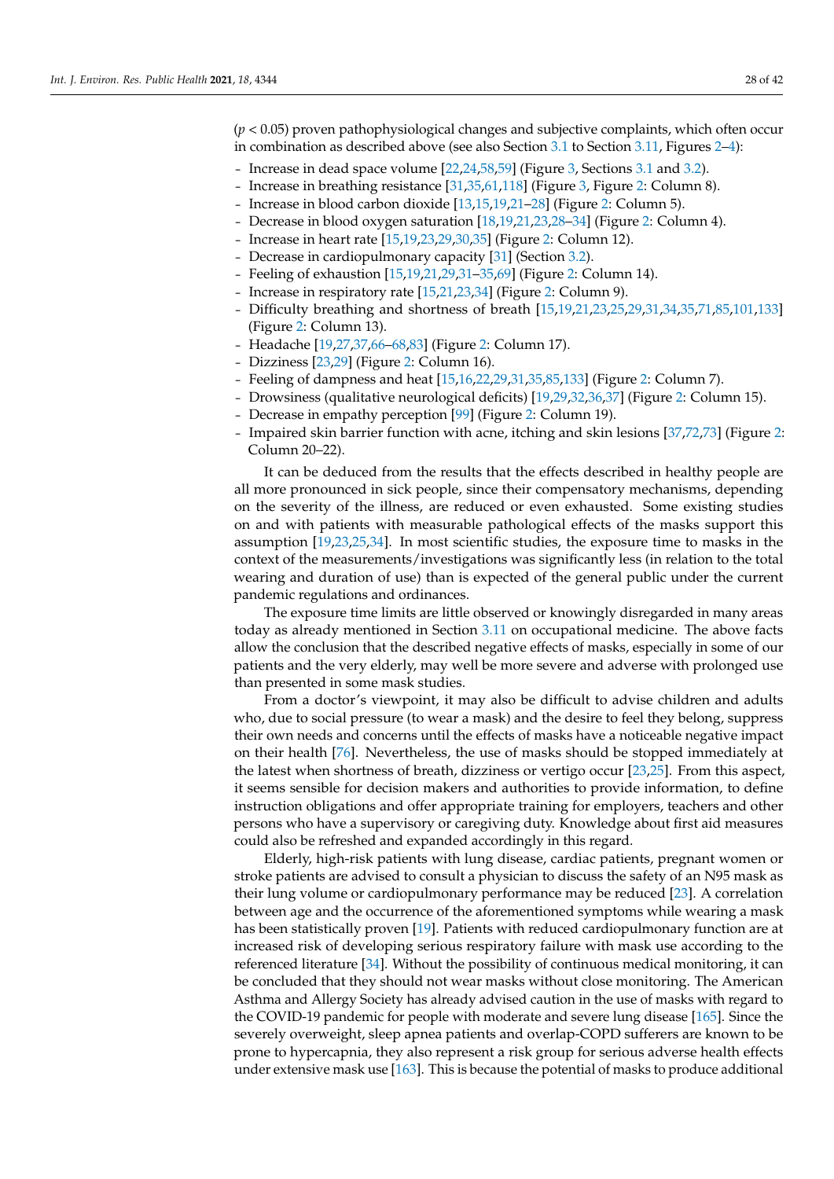($p < 0.05$) proven pathophysiological changes and subjective complaints, which often occur in combination as described above (see also Section 3.1 to Section 3.11, Figures 2–4):

- Increase in dead space volume [22,24,58,59] (Figure 3, Sections 3.1 and 3.2).
- Increase in breathing resistance [31,35,61,118] (Figure 3, Figure 2: Column 8).
- Increase in blood carbon dioxide [13,15,19,21–28] (Figure 2: Column 5).
- Decrease in blood oxygen saturation [18,19,21,23,28–34] (Figure 2: Column 4).
- Increase in heart rate [15,19,23,29,30,35] (Figure 2: Column 12).
- Decrease in cardiopulmonary capacity [31] (Section 3.2).
- Feeling of exhaustion [15,19,21,29,31–35,69] (Figure 2: Column 14).
- Increase in respiratory rate [15,21,23,34] (Figure 2: Column 9).
- Difficulty breathing and shortness of breath [15,19,21,23,25,29,31,34,35,71,85,101,133] (Figure 2: Column 13).
- Headache [19,27,37,66–68,83] (Figure 2: Column 17).
- Dizziness [23,29] (Figure 2: Column 16).
- Feeling of dampness and heat [15,16,22,29,31,35,85,133] (Figure 2: Column 7).
- Drowsiness (qualitative neurological deficits) [19,29,32,36,37] (Figure 2: Column 15).
- Decrease in empathy perception [99] (Figure 2: Column 19).
- Impaired skin barrier function with acne, itching and skin lesions [37,72,73] (Figure 2: Column 20–22).

It can be deduced from the results that the effects described in healthy people are all more pronounced in sick people, since their compensatory mechanisms, depending on the severity of the illness, are reduced or even exhausted. Some existing studies on and with patients with measurable pathological effects of the masks support this assumption [19,23,25,34]. In most scientific studies, the exposure time to masks in the context of the measurements/investigations was significantly less (in relation to the total wearing and duration of use) than is expected of the general public under the current pandemic regulations and ordinances.

The exposure time limits are little observed or knowingly disregarded in many areas today as already mentioned in Section 3.11 on occupational medicine. The above facts allow the conclusion that the described negative effects of masks, especially in some of our patients and the very elderly, may well be more severe and adverse with prolonged use than presented in some mask studies.

From a doctor's viewpoint, it may also be difficult to advise children and adults who, due to social pressure (to wear a mask) and the desire to feel they belong, suppress their own needs and concerns until the effects of masks have a noticeable negative impact on their health [76]. Nevertheless, the use of masks should be stopped immediately at the latest when shortness of breath, dizziness or vertigo occur [23,25]. From this aspect, it seems sensible for decision makers and authorities to provide information, to define instruction obligations and offer appropriate training for employers, teachers and other persons who have a supervisory or caregiving duty. Knowledge about first aid measures could also be refreshed and expanded accordingly in this regard.

Elderly, high-risk patients with lung disease, cardiac patients, pregnant women or stroke patients are advised to consult a physician to discuss the safety of an N95 mask as their lung volume or cardiopulmonary performance may be reduced [23]. A correlation between age and the occurrence of the aforementioned symptoms while wearing a mask has been statistically proven [19]. Patients with reduced cardiopulmonary function are at increased risk of developing serious respiratory failure with mask use according to the referenced literature [34]. Without the possibility of continuous medical monitoring, it can be concluded that they should not wear masks without close monitoring. The American Asthma and Allergy Society has already advised caution in the use of masks with regard to the COVID-19 pandemic for people with moderate and severe lung disease [165]. Since the severely overweight, sleep apnea patients and overlap-COPD sufferers are known to be prone to hypercapnia, they also represent a risk group for serious adverse health effects under extensive mask use [163]. This is because the potential of masks to produce additional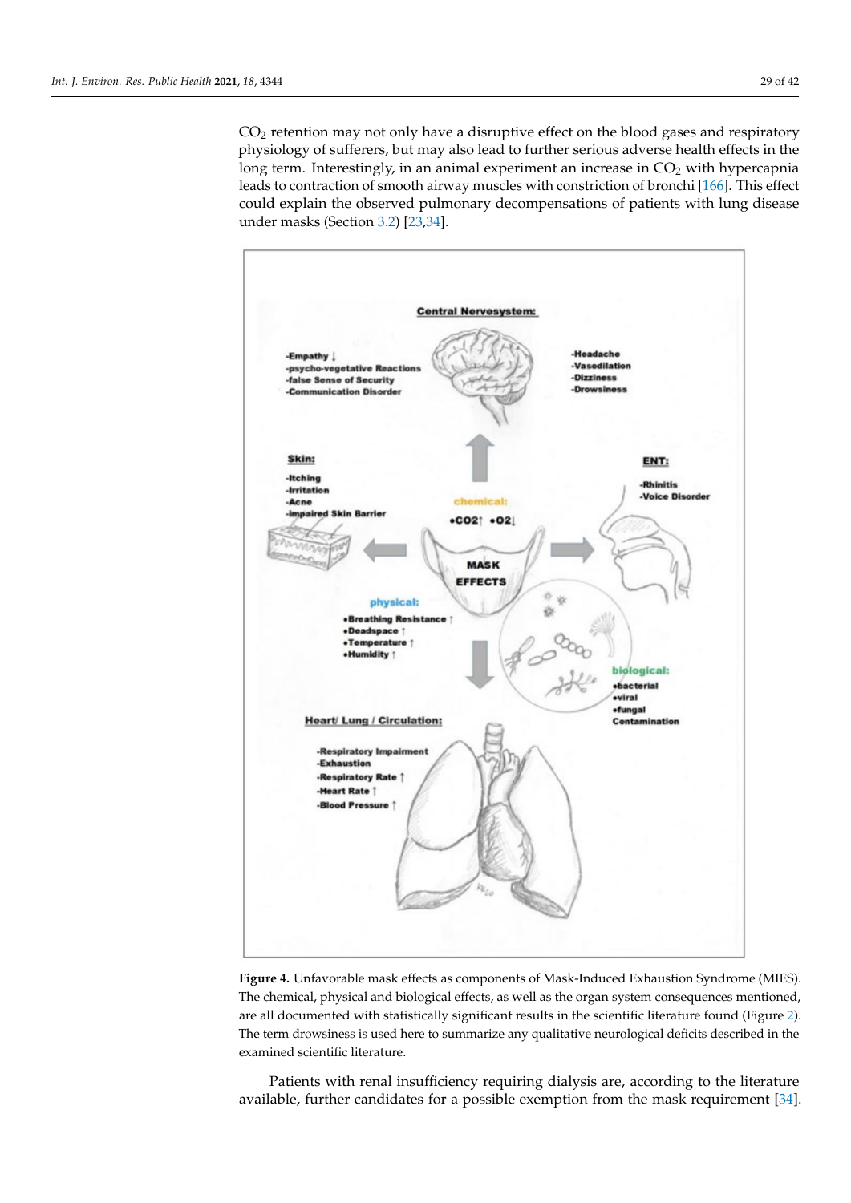$CO_2$ retention may not only have a disruptive effect on the blood gases and respiratory physiology of sufferers, but may also lead to further serious adverse health effects in the long term. Interestingly, in an animal experiment an increase in $CO_2$ with hypercapnia leads to contraction of smooth airway muscles with constriction of bronchi [166]. This effect could explain the observed pulmonary decompensations of patients with lung disease under masks (Section 3.2) [23,34].

**Figure 4.** Unfavorable mask effects as components of Mask-Induced Exhaustion Syndrome (MIES). The chemical, physical and biological effects, as well as the organ system consequences mentioned, are all documented with statistically significant results in the scientific literature found (Figure 2). The term drowsiness is used here to summarize any qualitative neurological deficits described in the examined scientific literature.

Patients with renal insufficiency requiring dialysis are, according to the literature available, further candidates for a possible exemption from the mask requirement [34].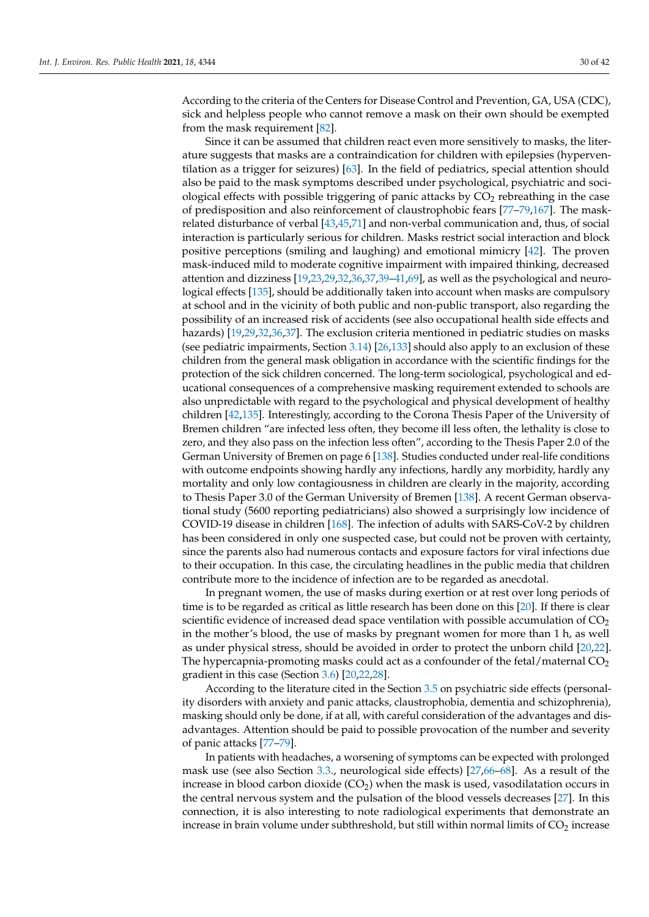According to the criteria of the Centers for Disease Control and Prevention, GA, USA (CDC), sick and helpless people who cannot remove a mask on their own should be exempted from the mask requirement [82].

Since it can be assumed that children react even more sensitively to masks, the literature suggests that masks are a contraindication for children with epilepsies (hyperventilation as a trigger for seizures) [63]. In the field of pediatrics, special attention should also be paid to the mask symptoms described under psychological, psychiatric and sociological effects with possible triggering of panic attacks by $CO_2$ rebreathing in the case of predisposition and also reinforcement of claustrophobic fears [77–79,167]. The mask-related disturbance of verbal [43,45,71] and non-verbal communication and, thus, of social interaction is particularly serious for children. Masks restrict social interaction and block positive perceptions (smiling and laughing) and emotional mimicry [42]. The proven mask-induced mild to moderate cognitive impairment with impaired thinking, decreased attention and dizziness [19,23,29,32,36,37,39–41,69], as well as the psychological and neurological effects [135], should be additionally taken into account when masks are compulsory at school and in the vicinity of both public and non-public transport, also regarding the possibility of an increased risk of accidents (see also occupational health side effects and hazards) [19,29,32,36,37]. The exclusion criteria mentioned in pediatric studies on masks (see pediatric impairments, Section 3.14) [26,133] should also apply to an exclusion of these children from the general mask obligation in accordance with the scientific findings for the protection of the sick children concerned. The long-term sociological, psychological and educational consequences of a comprehensive masking requirement extended to schools are also unpredictable with regard to the psychological and physical development of healthy children [42,135]. Interestingly, according to the Corona Thesis Paper of the University of Bremen children "are infected less often, they become ill less often, the lethality is close to zero, and they also pass on the infection less often", according to the Thesis Paper 2.0 of the German University of Bremen on page 6 [138]. Studies conducted under real-life conditions with outcome endpoints showing hardly any infections, hardly any morbidity, hardly any mortality and only low contagiousness in children are clearly in the majority, according to Thesis Paper 3.0 of the German University of Bremen [138]. A recent German observational study (5600 reporting pediatricians) also showed a surprisingly low incidence of COVID-19 disease in children [168]. The infection of adults with SARS-CoV-2 by children has been considered in only one suspected case, but could not be proven with certainty, since the parents also had numerous contacts and exposure factors for viral infections due to their occupation. In this case, the circulating headlines in the public media that children contribute more to the incidence of infection are to be regarded as anecdotal.

In pregnant women, the use of masks during exertion or at rest over long periods of time is to be regarded as critical as little research has been done on this [20]. If there is clear scientific evidence of increased dead space ventilation with possible accumulation of $CO_2$ in the mother's blood, the use of masks by pregnant women for more than 1 h, as well as under physical stress, should be avoided in order to protect the unborn child [20,22]. The hypercapnia-promoting masks could act as a confounder of the fetal/maternal $CO_2$ gradient in this case (Section 3.6) [20,22,28].

According to the literature cited in the Section 3.5 on psychiatric side effects (personality disorders with anxiety and panic attacks, claustrophobia, dementia and schizophrenia), masking should only be done, if at all, with careful consideration of the advantages and disadvantages. Attention should be paid to possible provocation of the number and severity of panic attacks [77–79].

In patients with headaches, a worsening of symptoms can be expected with prolonged mask use (see also Section 3.3., neurological side effects) [27,66–68]. As a result of the increase in blood carbon dioxide ($CO_2$) when the mask is used, vasodilatation occurs in the central nervous system and the pulsation of the blood vessels decreases [27]. In this connection, it is also interesting to note radiological experiments that demonstrate an increase in brain volume under subthreshold, but still within normal limits of $CO_2$ increase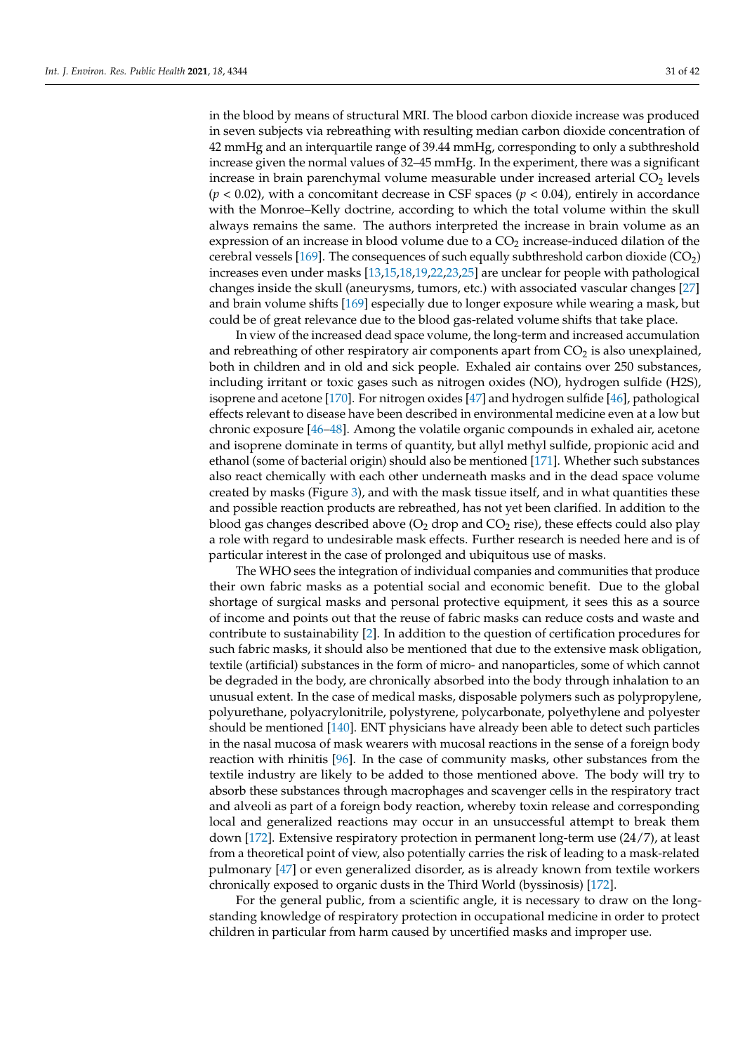in the blood by means of structural MRI. The blood carbon dioxide increase was produced in seven subjects via rebreathing with resulting median carbon dioxide concentration of 42 mmHg and an interquartile range of 39.44 mmHg, corresponding to only a subthreshold increase given the normal values of 32–45 mmHg. In the experiment, there was a significant increase in brain parenchymal volume measurable under increased arterial $CO_2$ levels ($p < 0.02$), with a concomitant decrease in CSF spaces ($p < 0.04$), entirely in accordance with the Monroe–Kelly doctrine, according to which the total volume within the skull always remains the same. The authors interpreted the increase in brain volume as an expression of an increase in blood volume due to a $CO_2$ increase-induced dilation of the cerebral vessels [169]. The consequences of such equally subthreshold carbon dioxide ($CO_2$) increases even under masks [13,15,18,19,22,23,25] are unclear for people with pathological changes inside the skull (aneurysms, tumors, etc.) with associated vascular changes [27] and brain volume shifts [169] especially due to longer exposure while wearing a mask, but could be of great relevance due to the blood gas-related volume shifts that take place.

In view of the increased dead space volume, the long-term and increased accumulation and rebreathing of other respiratory air components apart from $CO_2$ is also unexplained, both in children and in old and sick people. Exhaled air contains over 250 substances, including irritant or toxic gases such as nitrogen oxides (NO), hydrogen sulfide (H2S), isoprene and acetone [170]. For nitrogen oxides [47] and hydrogen sulfide [46], pathological effects relevant to disease have been described in environmental medicine even at a low but chronic exposure [46–48]. Among the volatile organic compounds in exhaled air, acetone and isoprene dominate in terms of quantity, but allyl methyl sulfide, propionic acid and ethanol (some of bacterial origin) should also be mentioned [171]. Whether such substances also react chemically with each other underneath masks and in the dead space volume created by masks (Figure 3), and with the mask tissue itself, and in what quantities these and possible reaction products are rebreathed, has not yet been clarified. In addition to the blood gas changes described above ($O_2$ drop and $CO_2$ rise), these effects could also play a role with regard to undesirable mask effects. Further research is needed here and is of particular interest in the case of prolonged and ubiquitous use of masks.

The WHO sees the integration of individual companies and communities that produce their own fabric masks as a potential social and economic benefit. Due to the global shortage of surgical masks and personal protective equipment, it sees this as a source of income and points out that the reuse of fabric masks can reduce costs and waste and contribute to sustainability [2]. In addition to the question of certification procedures for such fabric masks, it should also be mentioned that due to the extensive mask obligation, textile (artificial) substances in the form of micro- and nanoparticles, some of which cannot be degraded in the body, are chronically absorbed into the body through inhalation to an unusual extent. In the case of medical masks, disposable polymers such as polypropylene, polyurethane, polyacrylonitrile, polystyrene, polycarbonate, polyethylene and polyester should be mentioned [140]. ENT physicians have already been able to detect such particles in the nasal mucosa of mask wearers with mucosal reactions in the sense of a foreign body reaction with rhinitis [96]. In the case of community masks, other substances from the textile industry are likely to be added to those mentioned above. The body will try to absorb these substances through macrophages and scavenger cells in the respiratory tract and alveoli as part of a foreign body reaction, whereby toxin release and corresponding local and generalized reactions may occur in an unsuccessful attempt to break them down [172]. Extensive respiratory protection in permanent long-term use (24/7), at least from a theoretical point of view, also potentially carries the risk of leading to a mask-related pulmonary [47] or even generalized disorder, as is already known from textile workers chronically exposed to organic dusts in the Third World (byssinosis) [172].

For the general public, from a scientific angle, it is necessary to draw on the long-standing knowledge of respiratory protection in occupational medicine in order to protect children in particular from harm caused by uncertified masks and improper use.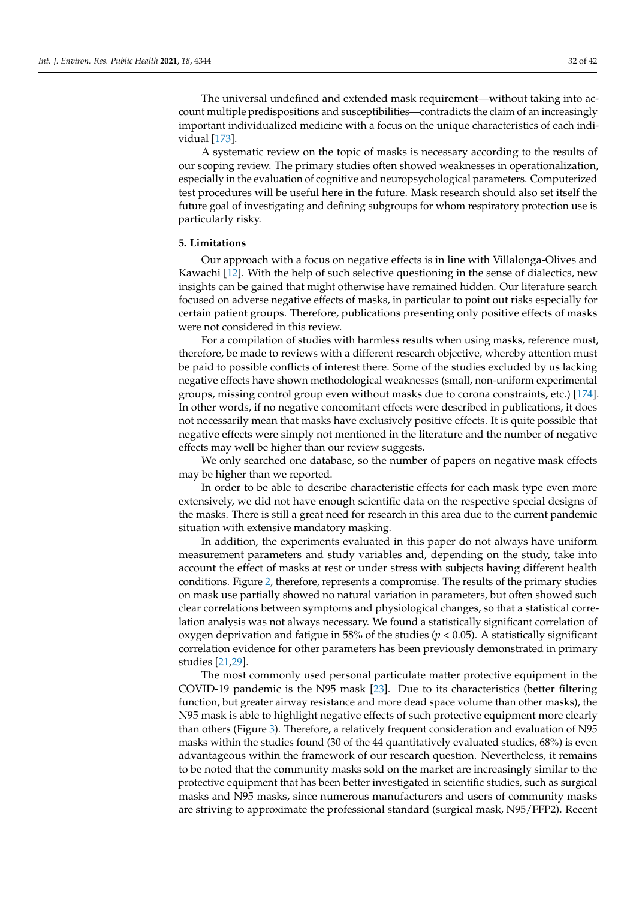The universal undefined and extended mask requirement—without taking into account multiple predispositions and susceptibilities—contradicts the claim of an increasingly important individualized medicine with a focus on the unique characteristics of each individual [173].

A systematic review on the topic of masks is necessary according to the results of our scoping review. The primary studies often showed weaknesses in operationalization, especially in the evaluation of cognitive and neuropsychological parameters. Computerized test procedures will be useful here in the future. Mask research should also set itself the future goal of investigating and defining subgroups for whom respiratory protection use is particularly risky.

## 5. Limitations

Our approach with a focus on negative effects is in line with Villalonga-Olives and Kawachi [12]. With the help of such selective questioning in the sense of dialectics, new insights can be gained that might otherwise have remained hidden. Our literature search focused on adverse negative effects of masks, in particular to point out risks especially for certain patient groups. Therefore, publications presenting only positive effects of masks were not considered in this review.

For a compilation of studies with harmless results when using masks, reference must, therefore, be made to reviews with a different research objective, whereby attention must be paid to possible conflicts of interest there. Some of the studies excluded by us lacking negative effects have shown methodological weaknesses (small, non-uniform experimental groups, missing control group even without masks due to corona constraints, etc.) [174]. In other words, if no negative concomitant effects were described in publications, it does not necessarily mean that masks have exclusively positive effects. It is quite possible that negative effects were simply not mentioned in the literature and the number of negative effects may well be higher than our review suggests.

We only searched one database, so the number of papers on negative mask effects may be higher than we reported.

In order to be able to describe characteristic effects for each mask type even more extensively, we did not have enough scientific data on the respective special designs of the masks. There is still a great need for research in this area due to the current pandemic situation with extensive mandatory masking.

In addition, the experiments evaluated in this paper do not always have uniform measurement parameters and study variables and, depending on the study, take into account the effect of masks at rest or under stress with subjects having different health conditions. Figure 2, therefore, represents a compromise. The results of the primary studies on mask use partially showed no natural variation in parameters, but often showed such clear correlations between symptoms and physiological changes, so that a statistical correlation analysis was not always necessary. We found a statistically significant correlation of oxygen deprivation and fatigue in 58% of the studies ($p < 0.05$). A statistically significant correlation evidence for other parameters has been previously demonstrated in primary studies [21,29].

The most commonly used personal particulate matter protective equipment in the COVID-19 pandemic is the N95 mask [23]. Due to its characteristics (better filtering function, but greater airway resistance and more dead space volume than other masks), the N95 mask is able to highlight negative effects of such protective equipment more clearly than others (Figure 3). Therefore, a relatively frequent consideration and evaluation of N95 masks within the studies found (30 of the 44 quantitatively evaluated studies, 68%) is even advantageous within the framework of our research question. Nevertheless, it remains to be noted that the community masks sold on the market are increasingly similar to the protective equipment that has been better investigated in scientific studies, such as surgical masks and N95 masks, since numerous manufacturers and users of community masks are striving to approximate the professional standard (surgical mask, N95/FFP2). Recent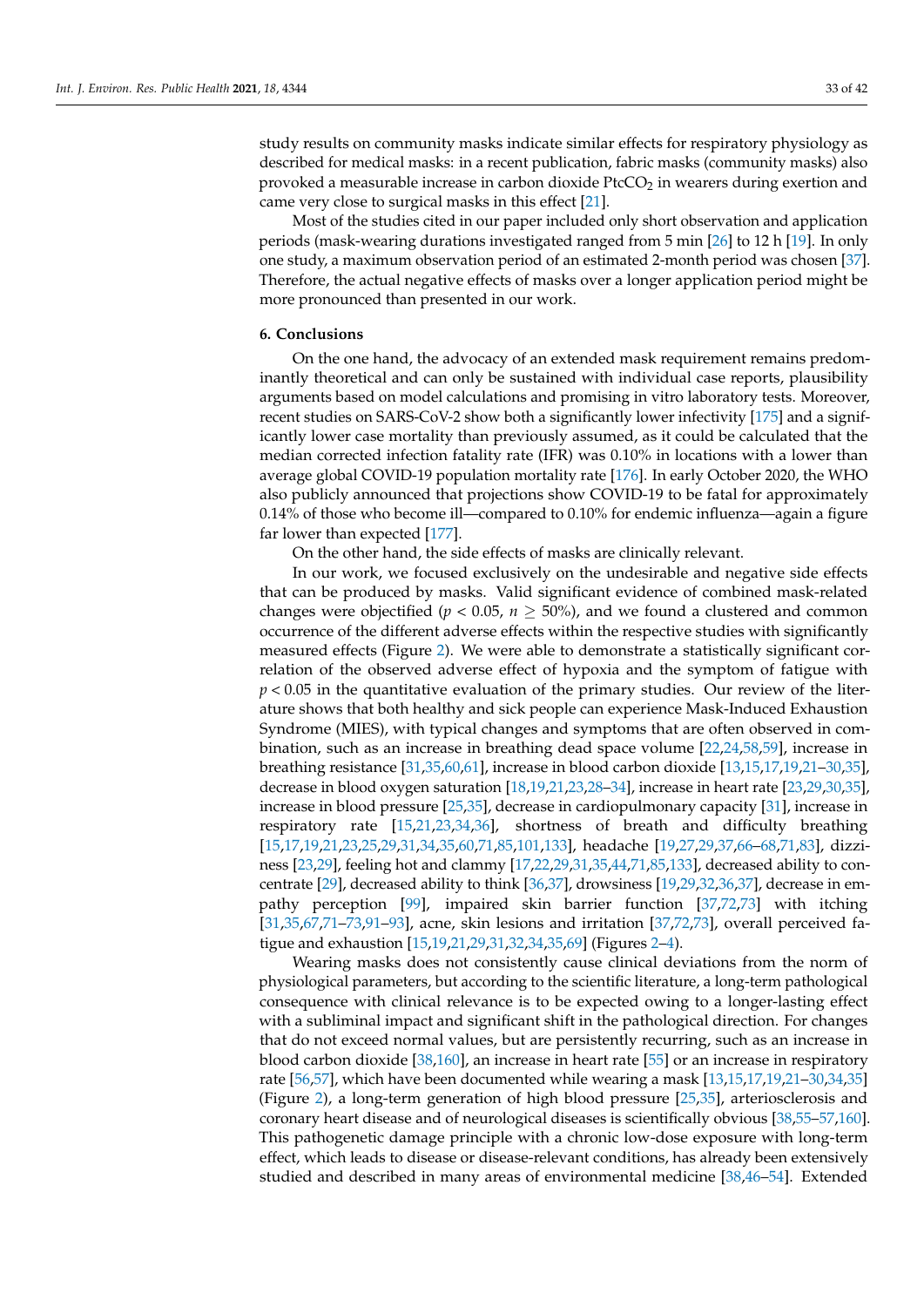study results on community masks indicate similar effects for respiratory physiology as described for medical masks: in a recent publication, fabric masks (community masks) also provoked a measurable increase in carbon dioxide $PtcCO_2$ in wearers during exertion and came very close to surgical masks in this effect [21].

Most of the studies cited in our paper included only short observation and application periods (mask-wearing durations investigated ranged from 5 min [26] to 12 h [19]. In only one study, a maximum observation period of an estimated 2-month period was chosen [37]. Therefore, the actual negative effects of masks over a longer application period might be more pronounced than presented in our work.

## 6. Conclusions

On the one hand, the advocacy of an extended mask requirement remains predominantly theoretical and can only be sustained with individual case reports, plausibility arguments based on model calculations and promising in vitro laboratory tests. Moreover, recent studies on SARS-CoV-2 show both a significantly lower infectivity [175] and a significantly lower case mortality than previously assumed, as it could be calculated that the median corrected infection fatality rate (IFR) was 0.10% in locations with a lower than average global COVID-19 population mortality rate [176]. In early October 2020, the WHO also publicly announced that projections show COVID-19 to be fatal for approximately 0.14% of those who become ill—compared to 0.10% for endemic influenza—again a figure far lower than expected [177].

On the other hand, the side effects of masks are clinically relevant.

In our work, we focused exclusively on the undesirable and negative side effects that can be produced by masks. Valid significant evidence of combined mask-related changes were objectified ($p < 0.05$, $n \geq 50\%$), and we found a clustered and common occurrence of the different adverse effects within the respective studies with significantly measured effects (Figure 2). We were able to demonstrate a statistically significant correlation of the observed adverse effect of hypoxia and the symptom of fatigue with $p < 0.05$ in the quantitative evaluation of the primary studies. Our review of the literature shows that both healthy and sick people can experience Mask-Induced Exhaustion Syndrome (MIES), with typical changes and symptoms that are often observed in combination, such as an increase in breathing dead space volume [22,24,58,59], increase in breathing resistance [31,35,60,61], increase in blood carbon dioxide [13,15,17,19,21–30,35], decrease in blood oxygen saturation [18,19,21,23,28–34], increase in heart rate [23,29,30,35], increase in blood pressure [25,35], decrease in cardiopulmonary capacity [31], increase in respiratory rate [15,21,23,34,36], shortness of breath and difficulty breathing [15,17,19,21,23,25,29,31,34,35,60,71,85,101,133], headache [19,27,29,37,66–68,71,83], dizziness [23,29], feeling hot and clammy [17,22,29,31,35,44,71,85,133], decreased ability to concentrate [29], decreased ability to think [36,37], drowsiness [19,29,32,36,37], decrease in empathy perception [99], impaired skin barrier function [37,72,73] with itching [31,35,67,71–73,91–93], acne, skin lesions and irritation [37,72,73], overall perceived fatigue and exhaustion [15,19,21,29,31,32,34,35,69] (Figures 2–4).

Wearing masks does not consistently cause clinical deviations from the norm of physiological parameters, but according to the scientific literature, a long-term pathological consequence with clinical relevance is to be expected owing to a longer-lasting effect with a subliminal impact and significant shift in the pathological direction. For changes that do not exceed normal values, but are persistently recurring, such as an increase in blood carbon dioxide [38,160], an increase in heart rate [55] or an increase in respiratory rate [56,57], which have been documented while wearing a mask [13,15,17,19,21–30,34,35] (Figure 2), a long-term generation of high blood pressure [25,35], arteriosclerosis and coronary heart disease and of neurological diseases is scientifically obvious [38,55–57,160]. This pathogenetic damage principle with a chronic low-dose exposure with long-term effect, which leads to disease or disease-relevant conditions, has already been extensively studied and described in many areas of environmental medicine [38,46–54]. Extended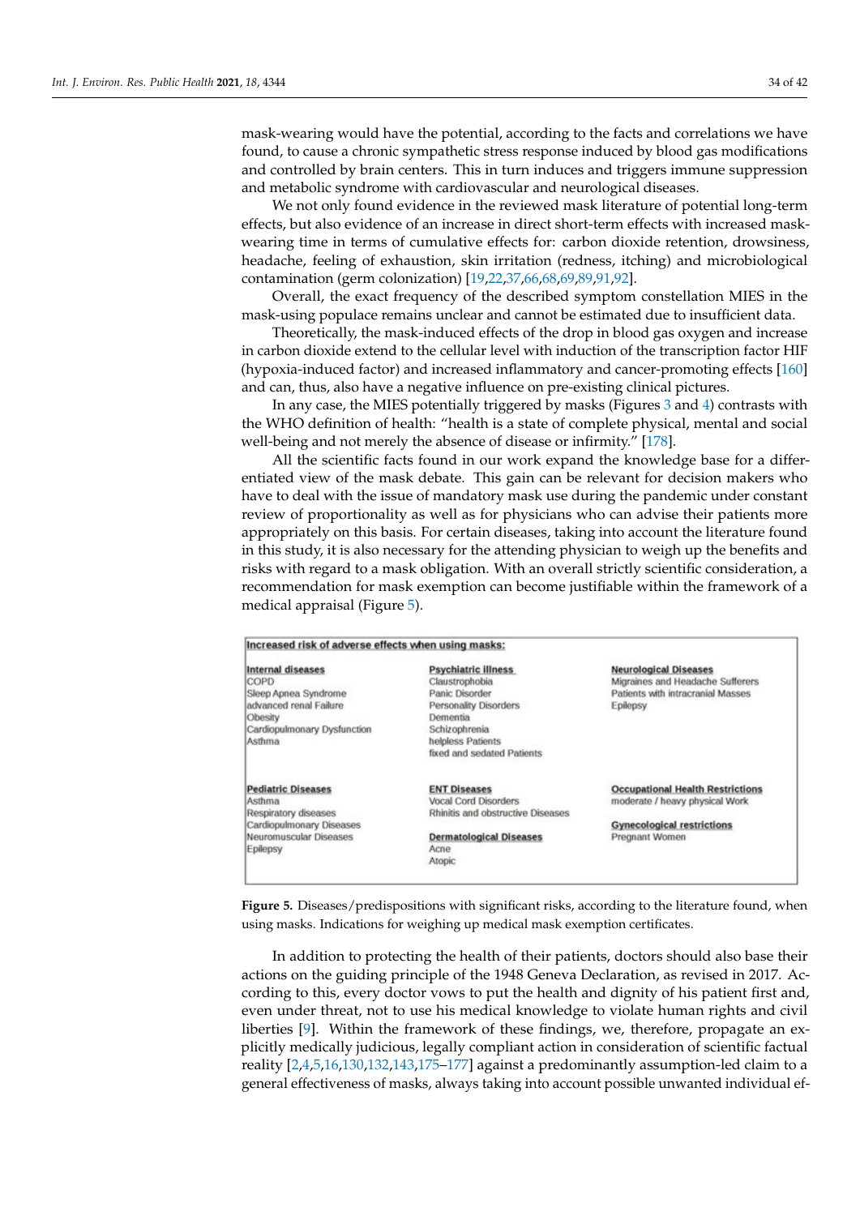mask-wearing would have the potential, according to the facts and correlations we have found, to cause a chronic sympathetic stress response induced by blood gas modifications and controlled by brain centers. This in turn induces and triggers immune suppression and metabolic syndrome with cardiovascular and neurological diseases.

We not only found evidence in the reviewed mask literature of potential long-term effects, but also evidence of an increase in direct short-term effects with increased mask-wearing time in terms of cumulative effects for: carbon dioxide retention, drowsiness, headache, feeling of exhaustion, skin irritation (redness, itching) and microbiological contamination (germ colonization) [19,22,37,66,68,69,89,91,92].

Overall, the exact frequency of the described symptom constellation MIES in the mask-using populace remains unclear and cannot be estimated due to insufficient data.

Theoretically, the mask-induced effects of the drop in blood gas oxygen and increase in carbon dioxide extend to the cellular level with induction of the transcription factor HIF (hypoxia-induced factor) and increased inflammatory and cancer-promoting effects [160] and can, thus, also have a negative influence on pre-existing clinical pictures.

In any case, the MIES potentially triggered by masks (Figures 3 and 4) contrasts with the WHO definition of health: "health is a state of complete physical, mental and social well-being and not merely the absence of disease or infirmity." [178].

All the scientific facts found in our work expand the knowledge base for a differentiated view of the mask debate. This gain can be relevant for decision makers who have to deal with the issue of mandatory mask use during the pandemic under constant review of proportionality as well as for physicians who can advise their patients more appropriately on this basis. For certain diseases, taking into account the literature found in this study, it is also necessary for the attending physician to weigh up the benefits and risks with regard to a mask obligation. With an overall strictly scientific consideration, a recommendation for mask exemption can become justifiable within the framework of a medical appraisal (Figure 5).

**Increased risk of adverse effects when using masks:**

| **Internal diseases** | **Psychiatric illness** | **Neurological Diseases** |
|---|---|---|
| COPD<br>Sleep Apnea Syndrome<br>advanced renal Failure<br>Obesity<br>Cardiopulmonary Dysfunction<br>Asthma | Claustrophobia<br>Panic Disorder<br>Personality Disorders<br>Dementia<br>Schizophrenia<br>helpless Patients<br>fixed and sedated Patients | Migraines and Headache Sufferers<br>Patients with intracranial Masses<br>Epilepsy |
| **Pediatric Diseases**<br>Asthma<br>Respiratory diseases<br>Cardiopulmonary Diseases<br>Neuromuscular Diseases<br>Epilepsy | **ENT Diseases**<br>Vocal Cord Disorders<br>Rhinitis and obstructive Diseases<br><br>**Dermatological Diseases**<br>Acne<br>Atopic | **Occupational Health Restrictions**<br>moderate / heavy physical Work<br><br>**Gynecological restrictions**<br>Pregnant Women |

**Figure 5.** Diseases/predispositions with significant risks, according to the literature found, when using masks. Indications for weighing up medical mask exemption certificates.

In addition to protecting the health of their patients, doctors should also base their actions on the guiding principle of the 1948 Geneva Declaration, as revised in 2017. According to this, every doctor vows to put the health and dignity of his patient first and, even under threat, not to use his medical knowledge to violate human rights and civil liberties [9]. Within the framework of these findings, we, therefore, propagate an explicitly medically judicious, legally compliant action in consideration of scientific factual reality [2,4,5,16,130,132,143,175–177] against a predominantly assumption-led claim to a general effectiveness of masks, always taking into account possible unwanted individual ef-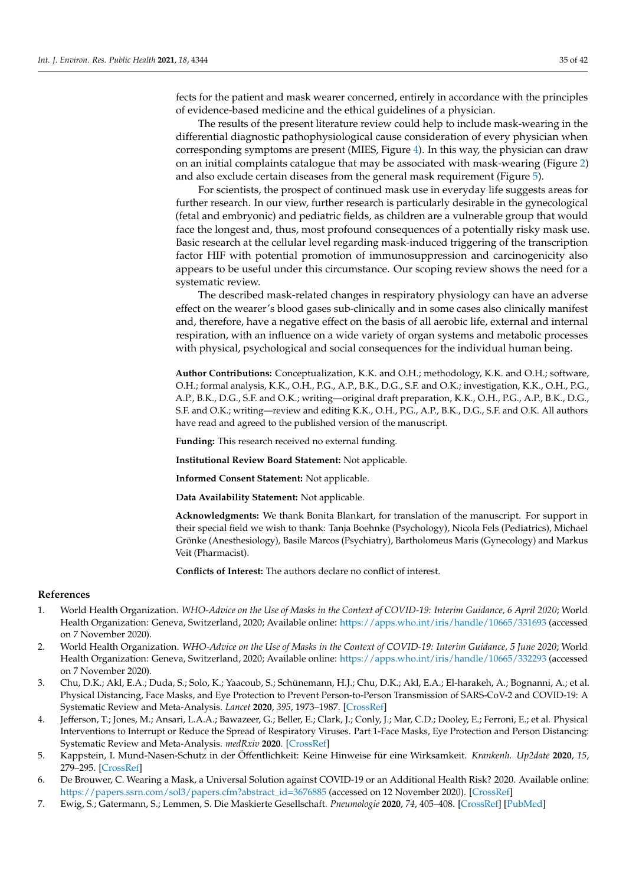fects for the patient and mask wearer concerned, entirely in accordance with the principles of evidence-based medicine and the ethical guidelines of a physician.

The results of the present literature review could help to include mask-wearing in the differential diagnostic pathophysiological cause consideration of every physician when corresponding symptoms are present (MIES, Figure 4). In this way, the physician can draw on an initial complaints catalogue that may be associated with mask-wearing (Figure 2) and also exclude certain diseases from the general mask requirement (Figure 5).

For scientists, the prospect of continued mask use in everyday life suggests areas for further research. In our view, further research is particularly desirable in the gynecological (fetal and embryonic) and pediatric fields, as children are a vulnerable group that would face the longest and, thus, most profound consequences of a potentially risky mask use. Basic research at the cellular level regarding mask-induced triggering of the transcription factor HIF with potential promotion of immunosuppression and carcinogenicity also appears to be useful under this circumstance. Our scoping review shows the need for a systematic review.

The described mask-related changes in respiratory physiology can have an adverse effect on the wearer's blood gases sub-clinically and in some cases also clinically manifest and, therefore, have a negative effect on the basis of all aerobic life, external and internal respiration, with an influence on a wide variety of organ systems and metabolic processes with physical, psychological and social consequences for the individual human being.

**Author Contributions:** Conceptualization, K.K. and O.H.; methodology, K.K. and O.H.; software, O.H.; formal analysis, K.K., O.H., P.G., A.P., B.K., D.G., S.F. and O.K.; investigation, K.K., O.H., P.G., A.P., B.K., D.G., S.F. and O.K.; writing—original draft preparation, K.K., O.H., P.G., A.P., B.K., D.G., S.F. and O.K.; writing—review and editing K.K., O.H., P.G., A.P., B.K., D.G., S.F. and O.K. All authors have read and agreed to the published version of the manuscript.

**Funding:** This research received no external funding.

**Institutional Review Board Statement:** Not applicable.

**Informed Consent Statement:** Not applicable.

**Data Availability Statement:** Not applicable.

**Acknowledgments:** We thank Bonita Blankart, for translation of the manuscript. For support in their special field we wish to thank: Tanja Boehnke (Psychology), Nicola Fels (Pediatrics), Michael Grönke (Anesthesiology), Basile Marcos (Psychiatry), Bartholomeus Maris (Gynecology) and Markus Veit (Pharmacist).

**Conflicts of Interest:** The authors declare no conflict of interest.

## References

1. World Health Organization. *WHO-Advice on the Use of Masks in the Context of COVID-19: Interim Guidance, 6 April 2020*; World Health Organization: Geneva, Switzerland, 2020; Available online: https://apps.who.int/iris/handle/10665/331693 (accessed on 7 November 2020).
2. World Health Organization. *WHO-Advice on the Use of Masks in the Context of COVID-19: Interim Guidance, 5 June 2020*; World Health Organization: Geneva, Switzerland, 2020; Available online: https://apps.who.int/iris/handle/10665/332293 (accessed on 7 November 2020).
3. Chu, D.K.; Akl, E.A.; Duda, S.; Solo, K.; Yaacoub, S.; Schünemann, H.J.; Chu, D.K.; Akl, E.A.; El-harakeh, A.; Bognanni, A.; et al. Physical Distancing, Face Masks, and Eye Protection to Prevent Person-to-Person Transmission of SARS-CoV-2 and COVID-19: A Systematic Review and Meta-Analysis. *Lancet* **2020**, *395*, 1973–1987. [CrossRef]
4. Jefferson, T.; Jones, M.; Ansari, L.A.A.; Bawazeer, G.; Beller, E.; Clark, J.; Conly, J.; Mar, C.D.; Dooley, E.; Ferroni, E.; et al. Physical Interventions to Interrupt or Reduce the Spread of Respiratory Viruses. Part 1-Face Masks, Eye Protection and Person Distancing: Systematic Review and Meta-Analysis. *medRxiv* **2020**. [CrossRef]
5. Kappstein, I. Mund-Nasen-Schutz in der Öffentlichkeit: Keine Hinweise für eine Wirksamkeit. *Krankenh. Up2date* **2020**, *15*, 279–295. [CrossRef]
6. De Brouwer, C. Wearing a Mask, a Universal Solution against COVID-19 or an Additional Health Risk? 2020. Available online: https://papers.ssrn.com/sol3/papers.cfm?abstract_id=3676885 (accessed on 12 November 2020). [CrossRef]
7. Ewig, S.; Gatermann, S.; Lemmen, S. Die Maskierte Gesellschaft. *Pneumologie* **2020**, *74*, 405–408. [CrossRef] [PubMed]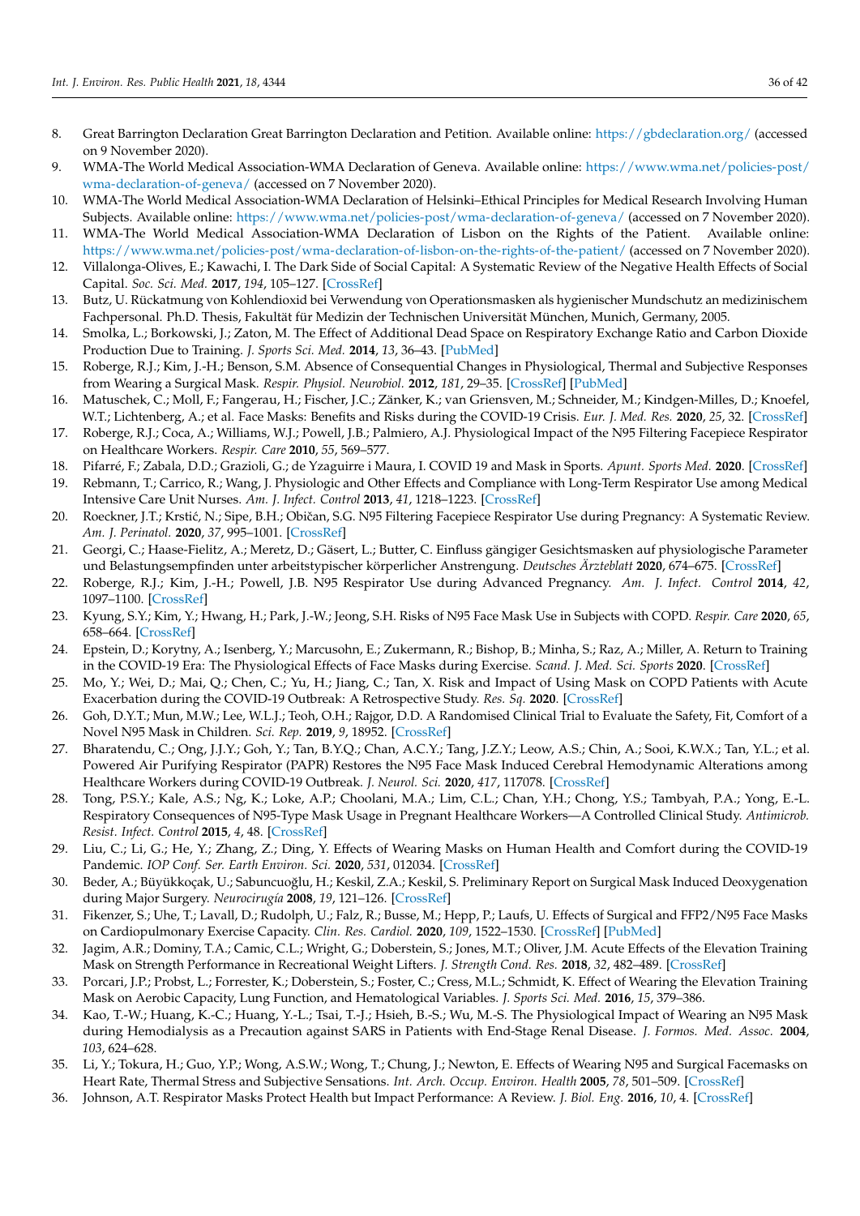8. Great Barrington Declaration Great Barrington Declaration and Petition. Available online: https://gbdeclaration.org/ (accessed on 9 November 2020).
9. WMA-The World Medical Association-WMA Declaration of Geneva. Available online: https://www.wma.net/policies-post/wma-declaration-of-geneva/ (accessed on 7 November 2020).
10. WMA-The World Medical Association-WMA Declaration of Helsinki–Ethical Principles for Medical Research Involving Human Subjects. Available online: https://www.wma.net/policies-post/wma-declaration-of-geneva/ (accessed on 7 November 2020).
11. WMA-The World Medical Association-WMA Declaration of Lisbon on the Rights of the Patient. Available online: https://www.wma.net/policies-post/wma-declaration-of-lisbon-on-the-rights-of-the-patient/ (accessed on 7 November 2020).
12. Villalonga-Olives, E.; Kawachi, I. The Dark Side of Social Capital: A Systematic Review of the Negative Health Effects of Social Capital. *Soc. Sci. Med.* **2017**, *194*, 105–127. [CrossRef]
13. Butz, U. Rückatmung von Kohlendioxid bei Verwendung von Operationsmasken als hygienischer Mundschutz an medizinischem Fachpersonal. Ph.D. Thesis, Fakultät für Medizin der Technischen Universität München, Munich, Germany, 2005.
14. Smolka, L.; Borkowski, J.; Zaton, M. The Effect of Additional Dead Space on Respiratory Exchange Ratio and Carbon Dioxide Production Due to Training. *J. Sports Sci. Med.* **2014**, *13*, 36–43. [PubMed]
15. Roberge, R.J.; Kim, J.-H.; Benson, S.M. Absence of Consequential Changes in Physiological, Thermal and Subjective Responses from Wearing a Surgical Mask. *Respir. Physiol. Neurobiol.* **2012**, *181*, 29–35. [CrossRef] [PubMed]
16. Matuschek, C.; Moll, F.; Fangerau, H.; Fischer, J.C.; Zänker, K.; van Griensven, M.; Schneider, M.; Kindgen-Milles, D.; Knoefel, W.T.; Lichtenberg, A.; et al. Face Masks: Benefits and Risks during the COVID-19 Crisis. *Eur. J. Med. Res.* **2020**, *25*, 32. [CrossRef]
17. Roberge, R.J.; Coca, A.; Williams, W.J.; Powell, J.B.; Palmiero, A.J. Physiological Impact of the N95 Filtering Facepiece Respirator on Healthcare Workers. *Respir. Care* **2010**, *55*, 569–577.
18. Pifarré, F.; Zabala, D.D.; Grazioli, G.; de Yzaguirre i Maura, I. COVID 19 and Mask in Sports. *Apunt. Sports Med.* **2020**. [CrossRef]
19. Rebmann, T.; Carrico, R.; Wang, J. Physiologic and Other Effects and Compliance with Long-Term Respirator Use among Medical Intensive Care Unit Nurses. *Am. J. Infect. Control* **2013**, *41*, 1218–1223. [CrossRef]
20. Roeckner, J.T.; Krstić, N.; Sipe, B.H.; Običan, S.G. N95 Filtering Facepiece Respirator Use during Pregnancy: A Systematic Review. *Am. J. Perinatol.* **2020**, *37*, 995–1001. [CrossRef]
21. Georgi, C.; Haase-Fielitz, A.; Meretz, D.; Gäsert, L.; Butter, C. Einfluss gängiger Gesichtsmasken auf physiologische Parameter und Belastungsempfinden unter arbeitstypischer körperlicher Anstrengung. *Deutsches Ärzteblatt* **2020**, 674–675. [CrossRef]
22. Roberge, R.J.; Kim, J.-H.; Powell, J.B. N95 Respirator Use during Advanced Pregnancy. *Am. J. Infect. Control* **2014**, *42*, 1097–1100. [CrossRef]
23. Kyung, S.Y.; Kim, Y.; Hwang, H.; Park, J.-W.; Jeong, S.H. Risks of N95 Face Mask Use in Subjects with COPD. *Respir. Care* **2020**, *65*, 658–664. [CrossRef]
24. Epstein, D.; Korytny, A.; Isenberg, Y.; Marcusohn, E.; Zukermann, R.; Bishop, B.; Minha, S.; Raz, A.; Miller, A. Return to Training in the COVID-19 Era: The Physiological Effects of Face Masks during Exercise. *Scand. J. Med. Sci. Sports* **2020**. [CrossRef]
25. Mo, Y.; Wei, D.; Mai, Q.; Chen, C.; Yu, H.; Jiang, C.; Tan, X. Risk and Impact of Using Mask on COPD Patients with Acute Exacerbation during the COVID-19 Outbreak: A Retrospective Study. *Res. Sq.* **2020**. [CrossRef]
26. Goh, D.Y.T.; Mun, M.W.; Lee, W.L.J.; Teoh, O.H.; Rajgor, D.D. A Randomised Clinical Trial to Evaluate the Safety, Fit, Comfort of a Novel N95 Mask in Children. *Sci. Rep.* **2019**, *9*, 18952. [CrossRef]
27. Bharatendu, C.; Ong, J.J.Y.; Goh, Y.; Tan, B.Y.Q.; Chan, A.C.Y.; Tang, J.Z.Y.; Leow, A.S.; Chin, A.; Sooi, K.W.X.; Tan, Y.L.; et al. Powered Air Purifying Respirator (PAPR) Restores the N95 Face Mask Induced Cerebral Hemodynamic Alterations among Healthcare Workers during COVID-19 Outbreak. *J. Neurol. Sci.* **2020**, *417*, 117078. [CrossRef]
28. Tong, P.S.Y.; Kale, A.S.; Ng, K.; Loke, A.P.; Choolani, M.A.; Lim, C.L.; Chan, Y.H.; Chong, Y.S.; Tambyah, P.A.; Yong, E.-L. Respiratory Consequences of N95-Type Mask Usage in Pregnant Healthcare Workers—A Controlled Clinical Study. *Antimicrob. Resist. Infect. Control* **2015**, *4*, 48. [CrossRef]
29. Liu, C.; Li, G.; He, Y.; Zhang, Z.; Ding, Y. Effects of Wearing Masks on Human Health and Comfort during the COVID-19 Pandemic. *IOP Conf. Ser. Earth Environ. Sci.* **2020**, *531*, 012034. [CrossRef]
30. Beder, A.; Büyükkoçak, U.; Sabuncuoğlu, H.; Keskil, Z.A.; Keskil, S. Preliminary Report on Surgical Mask Induced Deoxygenation during Major Surgery. *Neurocirugía* **2008**, *19*, 121–126. [CrossRef]
31. Fikenzer, S.; Uhe, T.; Lavall, D.; Rudolph, U.; Falz, R.; Busse, M.; Hepp, P.; Laufs, U. Effects of Surgical and FFP2/N95 Face Masks on Cardiopulmonary Exercise Capacity. *Clin. Res. Cardiol.* **2020**, *109*, 1522–1530. [CrossRef] [PubMed]
32. Jagim, A.R.; Dominy, T.A.; Camic, C.L.; Wright, G.; Doberstein, S.; Jones, M.T.; Oliver, J.M. Acute Effects of the Elevation Training Mask on Strength Performance in Recreational Weight Lifters. *J. Strength Cond. Res.* **2018**, *32*, 482–489. [CrossRef]
33. Porcari, J.P.; Probst, L.; Forrester, K.; Doberstein, S.; Foster, C.; Cress, M.L.; Schmidt, K. Effect of Wearing the Elevation Training Mask on Aerobic Capacity, Lung Function, and Hematological Variables. *J. Sports Sci. Med.* **2016**, *15*, 379–386.
34. Kao, T.-W.; Huang, K.-C.; Huang, Y.-L.; Tsai, T.-J.; Hsieh, B.-S.; Wu, M.-S. The Physiological Impact of Wearing an N95 Mask during Hemodialysis as a Precaution against SARS in Patients with End-Stage Renal Disease. *J. Formos. Med. Assoc.* **2004**, *103*, 624–628.
35. Li, Y.; Tokura, H.; Guo, Y.P.; Wong, A.S.W.; Wong, T.; Chung, J.; Newton, E. Effects of Wearing N95 and Surgical Facemasks on Heart Rate, Thermal Stress and Subjective Sensations. *Int. Arch. Occup. Environ. Health* **2005**, *78*, 501–509. [CrossRef]
36. Johnson, A.T. Respirator Masks Protect Health but Impact Performance: A Review. *J. Biol. Eng.* **2016**, *10*, 4. [CrossRef]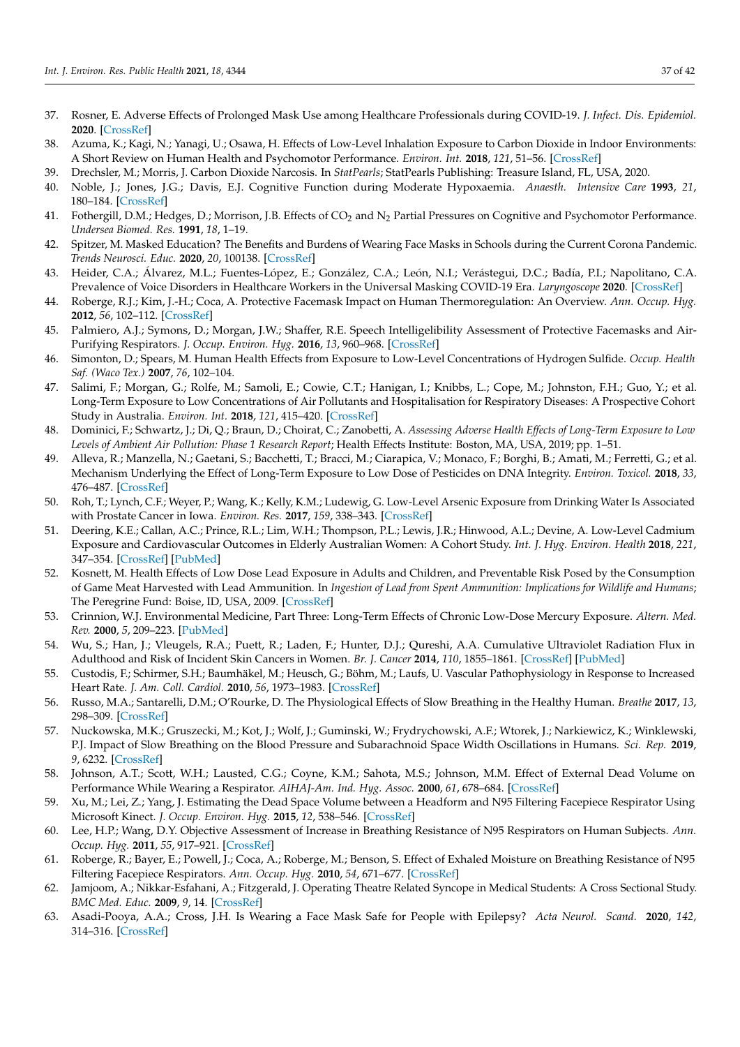37. Rosner, E. Adverse Effects of Prolonged Mask Use among Healthcare Professionals during COVID-19. *J. Infect. Dis. Epidemiol.* **2020**. [CrossRef]
38. Azuma, K.; Kagi, N.; Yanagi, U.; Osawa, H. Effects of Low-Level Inhalation Exposure to Carbon Dioxide in Indoor Environments: A Short Review on Human Health and Psychomotor Performance. *Environ. Int.* **2018**, *121*, 51–56. [CrossRef]
39. Drechsler, M.; Morris, J. Carbon Dioxide Narcosis. In *StatPearls*; StatPearls Publishing: Treasure Island, FL, USA, 2020.
40. Noble, J.; Jones, J.G.; Davis, E.J. Cognitive Function during Moderate Hypoxaemia. *Anaesth. Intensive Care* **1993**, *21*, 180–184. [CrossRef]
41. Fothergill, D.M.; Hedges, D.; Morrison, J.B. Effects of $CO_2$ and $N_2$ Partial Pressures on Cognitive and Psychomotor Performance. *Undersea Biomed. Res.* **1991**, *18*, 1–19.
42. Spitzer, M. Masked Education? The Benefits and Burdens of Wearing Face Masks in Schools during the Current Corona Pandemic. *Trends Neurosci. Educ.* **2020**, *20*, 100138. [CrossRef]
43. Heider, C.A.; Álvarez, M.L.; Fuentes-López, E.; González, C.A.; León, N.I.; Verástegui, D.C.; Badía, P.I.; Napolitano, C.A. Prevalence of Voice Disorders in Healthcare Workers in the Universal Masking COVID-19 Era. *Laryngoscope* **2020**. [CrossRef]
44. Roberge, R.J.; Kim, J.-H.; Coca, A. Protective Facemask Impact on Human Thermoregulation: An Overview. *Ann. Occup. Hyg.* **2012**, *56*, 102–112. [CrossRef]
45. Palmiero, A.J.; Symons, D.; Morgan, J.W.; Shaffer, R.E. Speech Intelligelibility Assessment of Protective Facemasks and Air-Purifying Respirators. *J. Occup. Environ. Hyg.* **2016**, *13*, 960–968. [CrossRef]
46. Simonton, D.; Spears, M. Human Health Effects from Exposure to Low-Level Concentrations of Hydrogen Sulfide. *Occup. Health Saf. (Waco Tex.)* **2007**, *76*, 102–104.
47. Salimi, F.; Morgan, G.; Rolfe, M.; Samoli, E.; Cowie, C.T.; Hanigan, I.; Knibbs, L.; Cope, M.; Johnston, F.H.; Guo, Y.; et al. Long-Term Exposure to Low Concentrations of Air Pollutants and Hospitalisation for Respiratory Diseases: A Prospective Cohort Study in Australia. *Environ. Int.* **2018**, *121*, 415–420. [CrossRef]
48. Dominici, F.; Schwartz, J.; Di, Q.; Braun, D.; Choirat, C.; Zanobetti, A. *Assessing Adverse Health Effects of Long-Term Exposure to Low Levels of Ambient Air Pollution: Phase 1 Research Report*; Health Effects Institute: Boston, MA, USA, 2019; pp. 1–51.
49. Alleva, R.; Manzella, N.; Gaetani, S.; Bacchetti, T.; Bracci, M.; Ciarapica, V.; Monaco, F.; Borghi, B.; Amati, M.; Ferretti, G.; et al. Mechanism Underlying the Effect of Long-Term Exposure to Low Dose of Pesticides on DNA Integrity. *Environ. Toxicol.* **2018**, *33*, 476–487. [CrossRef]
50. Roh, T.; Lynch, C.F.; Weyer, P.; Wang, K.; Kelly, K.M.; Ludewig, G. Low-Level Arsenic Exposure from Drinking Water Is Associated with Prostate Cancer in Iowa. *Environ. Res.* **2017**, *159*, 338–343. [CrossRef]
51. Deering, K.E.; Callan, A.C.; Prince, R.L.; Lim, W.H.; Thompson, P.L.; Lewis, J.R.; Hinwood, A.L.; Devine, A. Low-Level Cadmium Exposure and Cardiovascular Outcomes in Elderly Australian Women: A Cohort Study. *Int. J. Hyg. Environ. Health* **2018**, *221*, 347–354. [CrossRef] [PubMed]
52. Kosnett, M. Health Effects of Low Dose Lead Exposure in Adults and Children, and Preventable Risk Posed by the Consumption of Game Meat Harvested with Lead Ammunition. In *Ingestion of Lead from Spent Ammunition: Implications for Wildlife and Humans*; The Peregrine Fund: Boise, ID, USA, 2009. [CrossRef]
53. Crinnion, W.J. Environmental Medicine, Part Three: Long-Term Effects of Chronic Low-Dose Mercury Exposure. *Altern. Med. Rev.* **2000**, *5*, 209–223. [PubMed]
54. Wu, S.; Han, J.; Vleugels, R.A.; Puett, R.; Laden, F.; Hunter, D.J.; Qureshi, A.A. Cumulative Ultraviolet Radiation Flux in Adulthood and Risk of Incident Skin Cancers in Women. *Br. J. Cancer* **2014**, *110*, 1855–1861. [CrossRef] [PubMed]
55. Custodis, F.; Schirmer, S.H.; Baumhäkel, M.; Heusch, G.; Böhm, M.; Laufs, U. Vascular Pathophysiology in Response to Increased Heart Rate. *J. Am. Coll. Cardiol.* **2010**, *56*, 1973–1983. [CrossRef]
56. Russo, M.A.; Santarelli, D.M.; O'Rourke, D. The Physiological Effects of Slow Breathing in the Healthy Human. *Breathe* **2017**, *13*, 298–309. [CrossRef]
57. Nuckowska, M.K.; Gruszecki, M.; Kot, J.; Wolf, J.; Guminski, W.; Frydrychowski, A.F.; Wtorek, J.; Narkiewicz, K.; Winklewski, P.J. Impact of Slow Breathing on the Blood Pressure and Subarachnoid Space Width Oscillations in Humans. *Sci. Rep.* **2019**, *9*, 6232. [CrossRef]
58. Johnson, A.T.; Scott, W.H.; Lausted, C.G.; Coyne, K.M.; Sahota, M.S.; Johnson, M.M. Effect of External Dead Volume on Performance While Wearing a Respirator. *AIHAJ-Am. Ind. Hyg. Assoc.* **2000**, *61*, 678–684. [CrossRef]
59. Xu, M.; Lei, Z.; Yang, J. Estimating the Dead Space Volume between a Headform and N95 Filtering Facepiece Respirator Using Microsoft Kinect. *J. Occup. Environ. Hyg.* **2015**, *12*, 538–546. [CrossRef]
60. Lee, H.P.; Wang, D.Y. Objective Assessment of Increase in Breathing Resistance of N95 Respirators on Human Subjects. *Ann. Occup. Hyg.* **2011**, *55*, 917–921. [CrossRef]
61. Roberge, R.; Bayer, E.; Powell, J.; Coca, A.; Roberge, M.; Benson, S. Effect of Exhaled Moisture on Breathing Resistance of N95 Filtering Facepiece Respirators. *Ann. Occup. Hyg.* **2010**, *54*, 671–677. [CrossRef]
62. Jamjoom, A.; Nikkar-Esfahani, A.; Fitzgerald, J. Operating Theatre Related Syncope in Medical Students: A Cross Sectional Study. *BMC Med. Educ.* **2009**, *9*, 14. [CrossRef]
63. Asadi-Pooya, A.A.; Cross, J.H. Is Wearing a Face Mask Safe for People with Epilepsy? *Acta Neurol. Scand.* **2020**, *142*, 314–316. [CrossRef]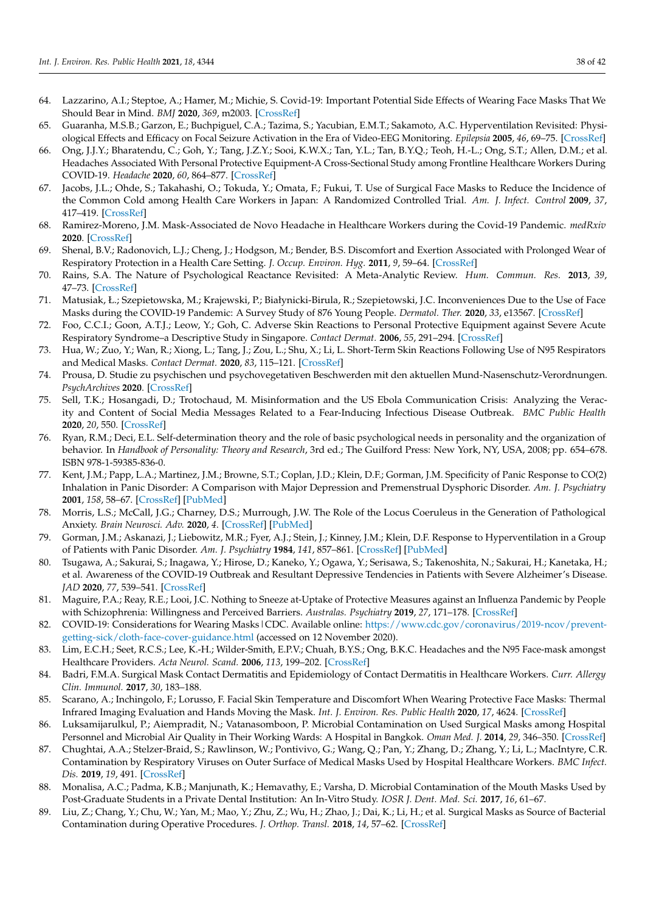64. Lazzarino, A.I.; Steptoe, A.; Hamer, M.; Michie, S. Covid-19: Important Potential Side Effects of Wearing Face Masks That We Should Bear in Mind. *BMJ* **2020**, *369*, m2003. [CrossRef]
65. Guaranha, M.S.B.; Garzon, E.; Buchpiguel, C.A.; Tazima, S.; Yacubian, E.M.T.; Sakamoto, A.C. Hyperventilation Revisited: Physiological Effects and Efficacy on Focal Seizure Activation in the Era of Video-EEG Monitoring. *Epilepsia* **2005**, *46*, 69–75. [CrossRef]
66. Ong, J.J.Y.; Bharatendu, C.; Goh, Y.; Tang, J.Z.Y.; Sooi, K.W.X.; Tan, Y.L.; Tan, B.Y.Q.; Teoh, H.-L.; Ong, S.T.; Allen, D.M.; et al. Headaches Associated With Personal Protective Equipment-A Cross-Sectional Study among Frontline Healthcare Workers During COVID-19. *Headache* **2020**, *60*, 864–877. [CrossRef]
67. Jacobs, J.L.; Ohde, S.; Takahashi, O.; Tokuda, Y.; Omata, F.; Fukui, T. Use of Surgical Face Masks to Reduce the Incidence of the Common Cold among Health Care Workers in Japan: A Randomized Controlled Trial. *Am. J. Infect. Control* **2009**, *37*, 417–419. [CrossRef]
68. Ramirez-Moreno, J.M. Mask-Associated de Novo Headache in Healthcare Workers during the Covid-19 Pandemic. *medRxiv* **2020**. [CrossRef]
69. Shenal, B.V.; Radonovich, L.J.; Cheng, J.; Hodgson, M.; Bender, B.S. Discomfort and Exertion Associated with Prolonged Wear of Respiratory Protection in a Health Care Setting. *J. Occup. Environ. Hyg.* **2011**, *9*, 59–64. [CrossRef]
70. Rains, S.A. The Nature of Psychological Reactance Revisited: A Meta-Analytic Review. *Hum. Commun. Res.* **2013**, *39*, 47–73. [CrossRef]
71. Matusiak, Ł.; Szepietowska, M.; Krajewski, P.; Białynicki-Birula, R.; Szepietowski, J.C. Inconveniences Due to the Use of Face Masks during the COVID-19 Pandemic: A Survey Study of 876 Young People. *Dermatol. Ther.* **2020**, *33*, e13567. [CrossRef]
72. Foo, C.C.I.; Goon, A.T.J.; Leow, Y.; Goh, C. Adverse Skin Reactions to Personal Protective Equipment against Severe Acute Respiratory Syndrome–a Descriptive Study in Singapore. *Contact Dermat.* **2006**, *55*, 291–294. [CrossRef]
73. Hua, W.; Zuo, Y.; Wan, R.; Xiong, L.; Tang, J.; Zou, L.; Shu, X.; Li, L. Short-Term Skin Reactions Following Use of N95 Respirators and Medical Masks. *Contact Dermat.* **2020**, *83*, 115–121. [CrossRef]
74. Prousa, D. Studie zu psychischen und psychovegetativen Beschwerden mit den aktuellen Mund-Nasenschutz-Verordnungen. *PsychArchives* **2020**. [CrossRef]
75. Sell, T.K.; Hosangadi, D.; Trotochaud, M. Misinformation and the US Ebola Communication Crisis: Analyzing the Veracity and Content of Social Media Messages Related to a Fear-Inducing Infectious Disease Outbreak. *BMC Public Health* **2020**, *20*, 550. [CrossRef]
76. Ryan, R.M.; Deci, E.L. Self-determination theory and the role of basic psychological needs in personality and the organization of behavior. In *Handbook of Personality: Theory and Research*, 3rd ed.; The Guilford Press: New York, NY, USA, 2008; pp. 654–678. ISBN 978-1-59385-836-0.
77. Kent, J.M.; Papp, L.A.; Martinez, J.M.; Browne, S.T.; Coplan, J.D.; Klein, D.F.; Gorman, J.M. Specificity of Panic Response to CO(2) Inhalation in Panic Disorder: A Comparison with Major Depression and Premenstrual Dysphoric Disorder. *Am. J. Psychiatry* **2001**, *158*, 58–67. [CrossRef] [PubMed]
78. Morris, L.S.; McCall, J.G.; Charney, D.S.; Murrough, J.W. The Role of the Locus Coeruleus in the Generation of Pathological Anxiety. *Brain Neurosci. Adv.* **2020**, *4*. [CrossRef] [PubMed]
79. Gorman, J.M.; Askanazi, J.; Liebowitz, M.R.; Fyer, A.J.; Stein, J.; Kinney, J.M.; Klein, D.F. Response to Hyperventilation in a Group of Patients with Panic Disorder. *Am. J. Psychiatry* **1984**, *141*, 857–861. [CrossRef] [PubMed]
80. Tsugawa, A.; Sakurai, S.; Inagawa, Y.; Hirose, D.; Kaneko, Y.; Ogawa, Y.; Serisawa, S.; Takenoshita, N.; Sakurai, H.; Kanetaka, H.; et al. Awareness of the COVID-19 Outbreak and Resultant Depressive Tendencies in Patients with Severe Alzheimer's Disease. *JAD* **2020**, *77*, 539–541. [CrossRef]
81. Maguire, P.A.; Reay, R.E.; Looi, J.C. Nothing to Sneeze at-Uptake of Protective Measures against an Influenza Pandemic by People with Schizophrenia: Willingness and Perceived Barriers. *Australas. Psychiatry* **2019**, *27*, 171–178. [CrossRef]
82. COVID-19: Considerations for Wearing Masks | CDC. Available online: https://www.cdc.gov/coronavirus/2019-ncov/prevent-getting-sick/cloth-face-cover-guidance.html (accessed on 12 November 2020).
83. Lim, E.C.H.; Seet, R.C.S.; Lee, K.-H.; Wilder-Smith, E.P.V.; Chuah, B.Y.S.; Ong, B.K.C. Headaches and the N95 Face-mask amongst Healthcare Providers. *Acta Neurol. Scand.* **2006**, *113*, 199–202. [CrossRef]
84. Badri, F.M.A. Surgical Mask Contact Dermatitis and Epidemiology of Contact Dermatitis in Healthcare Workers. *Curr. Allergy Clin. Immunol.* **2017**, *30*, 183–188.
85. Scarano, A.; Inchingolo, F.; Lorusso, F. Facial Skin Temperature and Discomfort When Wearing Protective Face Masks: Thermal Infrared Imaging Evaluation and Hands Moving the Mask. *Int. J. Environ. Res. Public Health* **2020**, *17*, 4624. [CrossRef]
86. Luksamijarulkul, P.; Aiempradit, N.; Vatanasomboon, P. Microbial Contamination on Used Surgical Masks among Hospital Personnel and Microbial Air Quality in Their Working Wards: A Hospital in Bangkok. *Oman Med. J.* **2014**, *29*, 346–350. [CrossRef]
87. Chughtai, A.A.; Stelzer-Braid, S.; Rawlinson, W.; Pontivivo, G.; Wang, Q.; Pan, Y.; Zhang, D.; Zhang, Y.; Li, L.; MacIntyre, C.R. Contamination by Respiratory Viruses on Outer Surface of Medical Masks Used by Hospital Healthcare Workers. *BMC Infect. Dis.* **2019**, *19*, 491. [CrossRef]
88. Monalisa, A.C.; Padma, K.B.; Manjunath, K.; Hemavathy, E.; Varsha, D. Microbial Contamination of the Mouth Masks Used by Post-Graduate Students in a Private Dental Institution: An In-Vitro Study. *IOSR J. Dent. Med. Sci.* **2017**, *16*, 61–67.
89. Liu, Z.; Chang, Y.; Chu, W.; Yan, M.; Mao, Y.; Zhu, Z.; Wu, H.; Zhao, J.; Dai, K.; Li, H.; et al. Surgical Masks as Source of Bacterial Contamination during Operative Procedures. *J. Orthop. Transl.* **2018**, *14*, 57–62. [CrossRef]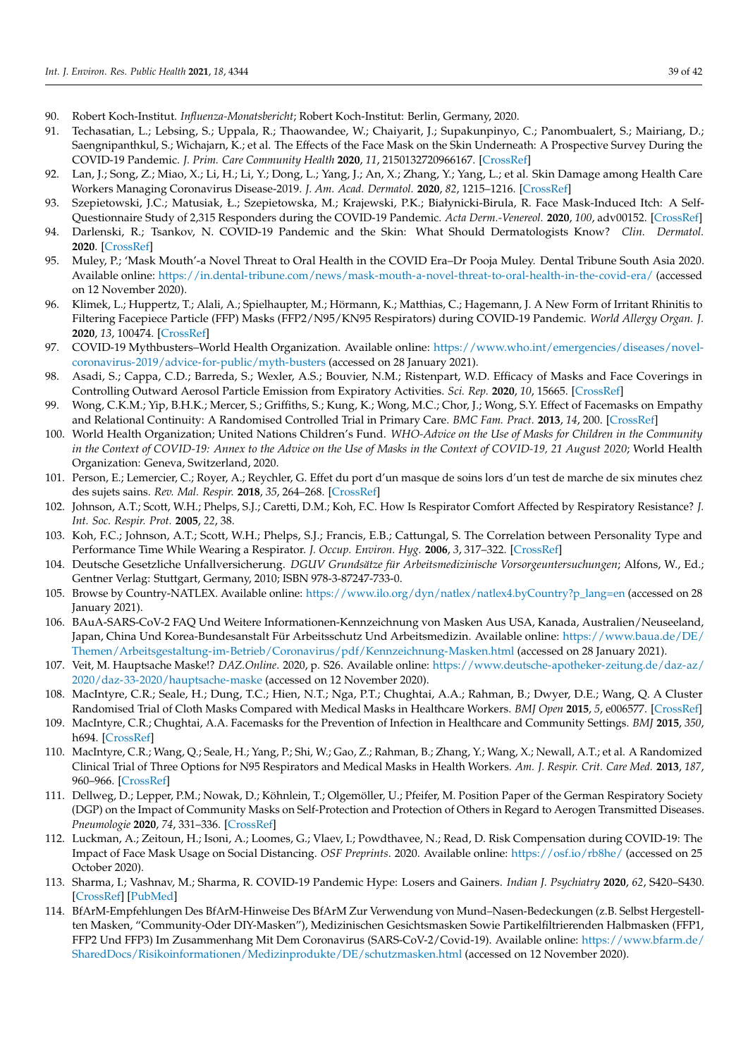90. Robert Koch-Institut. *Influenza-Monatsbericht*; Robert Koch-Institut: Berlin, Germany, 2020.
91. Techasatian, L.; Lebsing, S.; Uppala, R.; Thaowandee, W.; Chaiyarit, J.; Supakunpinyo, C.; Panombualert, S.; Mairiang, D.; Saengnipanthkul, S.; Wichajarn, K.; et al. The Effects of the Face Mask on the Skin Underneath: A Prospective Survey During the COVID-19 Pandemic. *J. Prim. Care Community Health* **2020**, *11*, 2150132720966167. [CrossRef]
92. Lan, J.; Song, Z.; Miao, X.; Li, H.; Li, Y.; Dong, L.; Yang, J.; An, X.; Zhang, Y.; Yang, L.; et al. Skin Damage among Health Care Workers Managing Coronavirus Disease-2019. *J. Am. Acad. Dermatol.* **2020**, *82*, 1215–1216. [CrossRef]
93. Szepietowski, J.C.; Matusiak, Ł.; Szepietowska, M.; Krajewski, P.K.; Białynicki-Birula, R. Face Mask-Induced Itch: A Self-Questionnaire Study of 2,315 Responders during the COVID-19 Pandemic. *Acta Derm.-Venereol.* **2020**, *100*, adv00152. [CrossRef]
94. Darlenski, R.; Tsankov, N. COVID-19 Pandemic and the Skin: What Should Dermatologists Know? *Clin. Dermatol.* **2020**. [CrossRef]
95. Muley, P.; 'Mask Mouth'-a Novel Threat to Oral Health in the COVID Era–Dr Pooja Muley. Dental Tribune South Asia 2020. Available online: https://in.dental-tribune.com/news/mask-mouth-a-novel-threat-to-oral-health-in-the-covid-era/ (accessed on 12 November 2020).
96. Klimek, L.; Huppertz, T.; Alali, A.; Spielhaupter, M.; Hörmann, K.; Matthias, C.; Hagemann, J. A New Form of Irritant Rhinitis to Filtering Facepiece Particle (FFP) Masks (FFP2/N95/KN95 Respirators) during COVID-19 Pandemic. *World Allergy Organ. J.* **2020**, *13*, 100474. [CrossRef]
97. COVID-19 Mythbusters–World Health Organization. Available online: https://www.who.int/emergencies/diseases/novel-coronavirus-2019/advice-for-public/myth-busters (accessed on 28 January 2021).
98. Asadi, S.; Cappa, C.D.; Barreda, S.; Wexler, A.S.; Bouvier, N.M.; Ristenpart, W.D. Efficacy of Masks and Face Coverings in Controlling Outward Aerosol Particle Emission from Expiratory Activities. *Sci. Rep.* **2020**, *10*, 15665. [CrossRef]
99. Wong, C.K.M.; Yip, B.H.K.; Mercer, S.; Griffiths, S.; Kung, K.; Wong, M.C.; Chor, J.; Wong, S.Y. Effect of Facemasks on Empathy and Relational Continuity: A Randomised Controlled Trial in Primary Care. *BMC Fam. Pract.* **2013**, *14*, 200. [CrossRef]
100. World Health Organization; United Nations Children's Fund. *WHO-Advice on the Use of Masks for Children in the Community in the Context of COVID-19: Annex to the Advice on the Use of Masks in the Context of COVID-19, 21 August 2020*; World Health Organization: Geneva, Switzerland, 2020.
101. Person, E.; Lemercier, C.; Royer, A.; Reychler, G. Effet du port d'un masque de soins lors d'un test de marche de six minutes chez des sujets sains. *Rev. Mal. Respir.* **2018**, *35*, 264–268. [CrossRef]
102. Johnson, A.T.; Scott, W.H.; Phelps, S.J.; Caretti, D.M.; Koh, F.C. How Is Respirator Comfort Affected by Respiratory Resistance? *J. Int. Soc. Respir. Prot.* **2005**, *22*, 38.
103. Koh, F.C.; Johnson, A.T.; Scott, W.H.; Phelps, S.J.; Francis, E.B.; Cattungal, S. The Correlation between Personality Type and Performance Time While Wearing a Respirator. *J. Occup. Environ. Hyg.* **2006**, *3*, 317–322. [CrossRef]
104. Deutsche Gesetzliche Unfallversicherung. *DGUV Grundsätze für Arbeitsmedizinische Vorsorgeuntersuchungen*; Alfons, W., Ed.; Gentner Verlag: Stuttgart, Germany, 2010; ISBN 978-3-87247-733-0.
105. Browse by Country-NATLEX. Available online: https://www.ilo.org/dyn/natlex/natlex4.byCountry?p_lang=en (accessed on 28 January 2021).
106. BAuA-SARS-CoV-2 FAQ Und Weitere Informationen-Kennzeichnung von Masken Aus USA, Kanada, Australien/Neuseeland, Japan, China Und Korea-Bundesanstalt Für Arbeitsschutz Und Arbeitsmedizin. Available online: https://www.baua.de/DE/Themen/Arbeitsgestaltung-im-Betrieb/Coronavirus/pdf/Kennzeichnung-Masken.html (accessed on 28 January 2021).
107. Veit, M. Hauptsache Maske!? *DAZ.Online*. 2020, p. S26. Available online: https://www.deutsche-apotheker-zeitung.de/daz-az/2020/daz-33-2020/hauptsache-maske (accessed on 12 November 2020).
108. MacIntyre, C.R.; Seale, H.; Dung, T.C.; Hien, N.T.; Nga, P.T.; Chughtai, A.A.; Rahman, B.; Dwyer, D.E.; Wang, Q. A Cluster Randomised Trial of Cloth Masks Compared with Medical Masks in Healthcare Workers. *BMJ Open* **2015**, *5*, e006577. [CrossRef]
109. MacIntyre, C.R.; Chughtai, A.A. Facemasks for the Prevention of Infection in Healthcare and Community Settings. *BMJ* **2015**, *350*, h694. [CrossRef]
110. MacIntyre, C.R.; Wang, Q.; Seale, H.; Yang, P.; Shi, W.; Gao, Z.; Rahman, B.; Zhang, Y.; Wang, X.; Newall, A.T.; et al. A Randomized Clinical Trial of Three Options for N95 Respirators and Medical Masks in Health Workers. *Am. J. Respir. Crit. Care Med.* **2013**, *187*, 960–966. [CrossRef]
111. Dellweg, D.; Lepper, P.M.; Nowak, D.; Köhnlein, T.; Olgemöller, U.; Pfeifer, M. Position Paper of the German Respiratory Society (DGP) on the Impact of Community Masks on Self-Protection and Protection of Others in Regard to Aerogen Transmitted Diseases. *Pneumologie* **2020**, *74*, 331–336. [CrossRef]
112. Luckman, A.; Zeitoun, H.; Isoni, A.; Loomes, G.; Vlaev, I.; Powdthavee, N.; Read, D. Risk Compensation during COVID-19: The Impact of Face Mask Usage on Social Distancing. *OSF Preprints*. 2020. Available online: https://osf.io/rb8he/ (accessed on 25 October 2020).
113. Sharma, I.; Vashnav, M.; Sharma, R. COVID-19 Pandemic Hype: Losers and Gainers. *Indian J. Psychiatry* **2020**, *62*, S420–S430. [CrossRef] [PubMed]
114. BfArM-Empfehlungen Des BfArM-Hinweise Des BfArM Zur Verwendung von Mund–Nasen-Bedeckungen (z.B. Selbst Hergestellten Masken, "Community-Oder DIY-Masken"), Medizinischen Gesichtsmasken Sowie Partikelfiltrierenden Halbmasken (FFP1, FFP2 Und FFP3) Im Zusammenhang Mit Dem Coronavirus (SARS-CoV-2/Covid-19). Available online: https://www.bfarm.de/SharedDocs/Risikoinformationen/Medizinprodukte/DE/schutzmasken.html (accessed on 12 November 2020).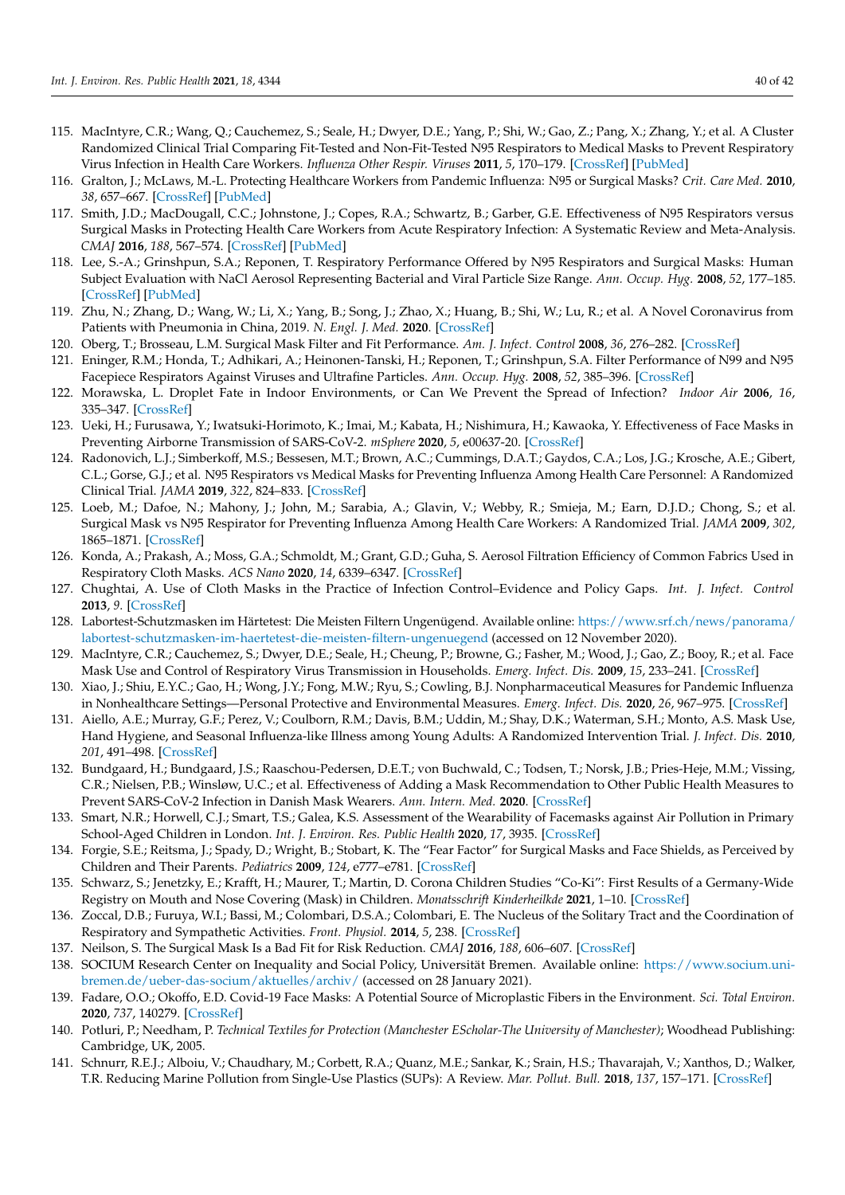115. MacIntyre, C.R.; Wang, Q.; Cauchemez, S.; Seale, H.; Dwyer, D.E.; Yang, P.; Shi, W.; Gao, Z.; Pang, X.; Zhang, Y.; et al. A Cluster Randomized Clinical Trial Comparing Fit-Tested and Non-Fit-Tested N95 Respirators to Medical Masks to Prevent Respiratory Virus Infection in Health Care Workers. *Influenza Other Respir. Viruses* **2011**, *5*, 170–179. [CrossRef] [PubMed]
116. Gralton, J.; McLaws, M.-L. Protecting Healthcare Workers from Pandemic Influenza: N95 or Surgical Masks? *Crit. Care Med.* **2010**, *38*, 657–667. [CrossRef] [PubMed]
117. Smith, J.D.; MacDougall, C.C.; Johnstone, J.; Copes, R.A.; Schwartz, B.; Garber, G.E. Effectiveness of N95 Respirators versus Surgical Masks in Protecting Health Care Workers from Acute Respiratory Infection: A Systematic Review and Meta-Analysis. *CMAJ* **2016**, *188*, 567–574. [CrossRef] [PubMed]
118. Lee, S.-A.; Grinshpun, S.A.; Reponen, T. Respiratory Performance Offered by N95 Respirators and Surgical Masks: Human Subject Evaluation with NaCl Aerosol Representing Bacterial and Viral Particle Size Range. *Ann. Occup. Hyg.* **2008**, *52*, 177–185. [CrossRef] [PubMed]
119. Zhu, N.; Zhang, D.; Wang, W.; Li, X.; Yang, B.; Song, J.; Zhao, X.; Huang, B.; Shi, W.; Lu, R.; et al. A Novel Coronavirus from Patients with Pneumonia in China, 2019. *N. Engl. J. Med.* **2020**. [CrossRef]
120. Oberg, T.; Brosseau, L.M. Surgical Mask Filter and Fit Performance. *Am. J. Infect. Control* **2008**, *36*, 276–282. [CrossRef]
121. Eninger, R.M.; Honda, T.; Adhikari, A.; Heinonen-Tanski, H.; Reponen, T.; Grinshpun, S.A. Filter Performance of N99 and N95 Facepiece Respirators Against Viruses and Ultrafine Particles. *Ann. Occup. Hyg.* **2008**, *52*, 385–396. [CrossRef]
122. Morawska, L. Droplet Fate in Indoor Environments, or Can We Prevent the Spread of Infection? *Indoor Air* **2006**, *16*, 335–347. [CrossRef]
123. Ueki, H.; Furusawa, Y.; Iwatsuki-Horimoto, K.; Imai, M.; Kabata, H.; Nishimura, H.; Kawaoka, Y. Effectiveness of Face Masks in Preventing Airborne Transmission of SARS-CoV-2. *mSphere* **2020**, *5*, e00637-20. [CrossRef]
124. Radonovich, L.J.; Simberkoff, M.S.; Bessesen, M.T.; Brown, A.C.; Cummings, D.A.T.; Gaydos, C.A.; Los, J.G.; Krosche, A.E.; Gibert, C.L.; Gorse, G.J.; et al. N95 Respirators vs Medical Masks for Preventing Influenza Among Health Care Personnel: A Randomized Clinical Trial. *JAMA* **2019**, *322*, 824–833. [CrossRef]
125. Loeb, M.; Dafoe, N.; Mahony, J.; John, M.; Sarabia, A.; Glavin, V.; Webby, R.; Smieja, M.; Earn, D.J.D.; Chong, S.; et al. Surgical Mask vs N95 Respirator for Preventing Influenza Among Health Care Workers: A Randomized Trial. *JAMA* **2009**, *302*, 1865–1871. [CrossRef]
126. Konda, A.; Prakash, A.; Moss, G.A.; Schmoldt, M.; Grant, G.D.; Guha, S. Aerosol Filtration Efficiency of Common Fabrics Used in Respiratory Cloth Masks. *ACS Nano* **2020**, *14*, 6339–6347. [CrossRef]
127. Chughtai, A. Use of Cloth Masks in the Practice of Infection Control–Evidence and Policy Gaps. *Int. J. Infect. Control* **2013**, *9*. [CrossRef]
128. Labortest-Schutzmasken im Härtetest: Die Meisten Filtern Ungenügend. Available online: https://www.srf.ch/news/panorama/labortest-schutzmasken-im-haertetest-die-meisten-filtern-ungenuegend (accessed on 12 November 2020).
129. MacIntyre, C.R.; Cauchemez, S.; Dwyer, D.E.; Seale, H.; Cheung, P.; Browne, G.; Fasher, M.; Wood, J.; Gao, Z.; Booy, R.; et al. Face Mask Use and Control of Respiratory Virus Transmission in Households. *Emerg. Infect. Dis.* **2009**, *15*, 233–241. [CrossRef]
130. Xiao, J.; Shiu, E.Y.C.; Gao, H.; Wong, J.Y.; Fong, M.W.; Ryu, S.; Cowling, B.J. Nonpharmaceutical Measures for Pandemic Influenza in Nonhealthcare Settings—Personal Protective and Environmental Measures. *Emerg. Infect. Dis.* **2020**, *26*, 967–975. [CrossRef]
131. Aiello, A.E.; Murray, G.F.; Perez, V.; Coulborn, R.M.; Davis, B.M.; Uddin, M.; Shay, D.K.; Waterman, S.H.; Monto, A.S. Mask Use, Hand Hygiene, and Seasonal Influenza-like Illness among Young Adults: A Randomized Intervention Trial. *J. Infect. Dis.* **2010**, *201*, 491–498. [CrossRef]
132. Bundgaard, H.; Bundgaard, J.S.; Raaschou-Pedersen, D.E.T.; von Buchwald, C.; Todsen, T.; Norsk, J.B.; Pries-Heje, M.M.; Vissing, C.R.; Nielsen, P.B.; Winsløw, U.C.; et al. Effectiveness of Adding a Mask Recommendation to Other Public Health Measures to Prevent SARS-CoV-2 Infection in Danish Mask Wearers. *Ann. Intern. Med.* **2020**. [CrossRef]
133. Smart, N.R.; Horwell, C.J.; Smart, T.S.; Galea, K.S. Assessment of the Wearability of Facemasks against Air Pollution in Primary School-Aged Children in London. *Int. J. Environ. Res. Public Health* **2020**, *17*, 3935. [CrossRef]
134. Forgie, S.E.; Reitsma, J.; Spady, D.; Wright, B.; Stobart, K. The "Fear Factor" for Surgical Masks and Face Shields, as Perceived by Children and Their Parents. *Pediatrics* **2009**, *124*, e777–e781. [CrossRef]
135. Schwarz, S.; Jenetzky, E.; Krafft, H.; Maurer, T.; Martin, D. Corona Children Studies "Co-Ki": First Results of a Germany-Wide Registry on Mouth and Nose Covering (Mask) in Children. *Monatsschrift Kinderheilkde* **2021**, 1–10. [CrossRef]
136. Zoccal, D.B.; Furuya, W.I.; Bassi, M.; Colombari, D.S.A.; Colombari, E. The Nucleus of the Solitary Tract and the Coordination of Respiratory and Sympathetic Activities. *Front. Physiol.* **2014**, *5*, 238. [CrossRef]
137. Neilson, S. The Surgical Mask Is a Bad Fit for Risk Reduction. *CMAJ* **2016**, *188*, 606–607. [CrossRef]
138. SOCIUM Research Center on Inequality and Social Policy, Universität Bremen. Available online: https://www.socium.uni-bremen.de/ueber-das-socium/aktuelles/archiv/ (accessed on 28 January 2021).
139. Fadare, O.O.; Okoffo, E.D. Covid-19 Face Masks: A Potential Source of Microplastic Fibers in the Environment. *Sci. Total Environ.* **2020**, *737*, 140279. [CrossRef]
140. Potluri, P.; Needham, P. *Technical Textiles for Protection (Manchester EScholar-The University of Manchester)*; Woodhead Publishing: Cambridge, UK, 2005.
141. Schnurr, R.E.J.; Alboiu, V.; Chaudhary, M.; Corbett, R.A.; Quanz, M.E.; Sankar, K.; Srain, H.S.; Thavarajah, V.; Xanthos, D.; Walker, T.R. Reducing Marine Pollution from Single-Use Plastics (SUPs): A Review. *Mar. Pollut. Bull.* **2018**, *137*, 157–171. [CrossRef]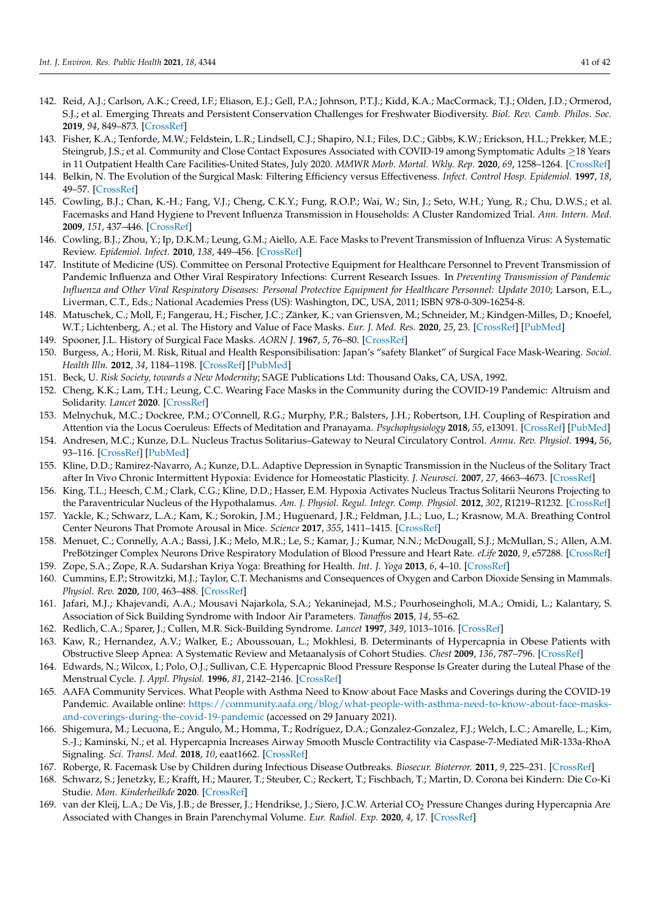142. Reid, A.J.; Carlson, A.K.; Creed, I.F.; Eliason, E.J.; Gell, P.A.; Johnson, P.T.J.; Kidd, K.A.; MacCormack, T.J.; Olden, J.D.; Ormerod, S.J.; et al. Emerging Threats and Persistent Conservation Challenges for Freshwater Biodiversity. *Biol. Rev. Camb. Philos. Soc.* **2019**, *94*, 849–873. [CrossRef]
143. Fisher, K.A.; Tenforde, M.W.; Feldstein, L.R.; Lindsell, C.J.; Shapiro, N.I.; Files, D.C.; Gibbs, K.W.; Erickson, H.L.; Prekker, M.E.; Steingrub, J.S.; et al. Community and Close Contact Exposures Associated with COVID-19 among Symptomatic Adults ≥18 Years in 11 Outpatient Health Care Facilities-United States, July 2020. *MMWR Morb. Mortal. Wkly. Rep.* **2020**, *69*, 1258–1264. [CrossRef]
144. Belkin, N. The Evolution of the Surgical Mask: Filtering Efficiency versus Effectiveness. *Infect. Control Hosp. Epidemiol.* **1997**, *18*, 49–57. [CrossRef]
145. Cowling, B.J.; Chan, K.-H.; Fang, V.J.; Cheng, C.K.Y.; Fung, R.O.P.; Wai, W.; Sin, J.; Seto, W.H.; Yung, R.; Chu, D.W.S.; et al. Facemasks and Hand Hygiene to Prevent Influenza Transmission in Households: A Cluster Randomized Trial. *Ann. Intern. Med.* **2009**, *151*, 437–446. [CrossRef]
146. Cowling, B.J.; Zhou, Y.; Ip, D.K.M.; Leung, G.M.; Aiello, A.E. Face Masks to Prevent Transmission of Influenza Virus: A Systematic Review. *Epidemiol. Infect.* **2010**, *138*, 449–456. [CrossRef]
147. Institute of Medicine (US). Committee on Personal Protective Equipment for Healthcare Personnel to Prevent Transmission of Pandemic Influenza and Other Viral Respiratory Infections: Current Research Issues. In *Preventing Transmission of Pandemic Influenza and Other Viral Respiratory Diseases: Personal Protective Equipment for Healthcare Personnel: Update 2010*; Larson, E.L., Liverman, C.T., Eds.; National Academies Press (US): Washington, DC, USA, 2011; ISBN 978-0-309-16254-8.
148. Matuschek, C.; Moll, F.; Fangerau, H.; Fischer, J.C.; Zänker, K.; van Griensven, M.; Schneider, M.; Kindgen-Milles, D.; Knoefel, W.T.; Lichtenberg, A.; et al. The History and Value of Face Masks. *Eur. J. Med. Res.* **2020**, *25*, 23. [CrossRef] [PubMed]
149. Spooner, J.L. History of Surgical Face Masks. *AORN J.* **1967**, *5*, 76–80. [CrossRef]
150. Burgess, A.; Horii, M. Risk, Ritual and Health Responsibilisation: Japan's "safety Blanket" of Surgical Face Mask-Wearing. *Sociol. Health Illn.* **2012**, *34*, 1184–1198. [CrossRef] [PubMed]
151. Beck, U. *Risk Society, towards a New Modernity*; SAGE Publications Ltd: Thousand Oaks, CA, USA, 1992.
152. Cheng, K.K.; Lam, T.H.; Leung, C.C. Wearing Face Masks in the Community during the COVID-19 Pandemic: Altruism and Solidarity. *Lancet* **2020**. [CrossRef]
153. Melnychuk, M.C.; Dockree, P.M.; O'Connell, R.G.; Murphy, P.R.; Balsters, J.H.; Robertson, I.H. Coupling of Respiration and Attention via the Locus Coeruleus: Effects of Meditation and Pranayama. *Psychophysiology* **2018**, *55*, e13091. [CrossRef] [PubMed]
154. Andresen, M.C.; Kunze, D.L. Nucleus Tractus Solitarius–Gateway to Neural Circulatory Control. *Annu. Rev. Physiol.* **1994**, *56*, 93–116. [CrossRef] [PubMed]
155. Kline, D.D.; Ramirez-Navarro, A.; Kunze, D.L. Adaptive Depression in Synaptic Transmission in the Nucleus of the Solitary Tract after In Vivo Chronic Intermittent Hypoxia: Evidence for Homeostatic Plasticity. *J. Neurosci.* **2007**, *27*, 4663–4673. [CrossRef]
156. King, T.L.; Heesch, C.M.; Clark, C.G.; Kline, D.D.; Hasser, E.M. Hypoxia Activates Nucleus Tractus Solitarii Neurons Projecting to the Paraventricular Nucleus of the Hypothalamus. *Am. J. Physiol. Regul. Integr. Comp. Physiol.* **2012**, *302*, R1219–R1232. [CrossRef]
157. Yackle, K.; Schwarz, L.A.; Kam, K.; Sorokin, J.M.; Huguenard, J.R.; Feldman, J.L.; Luo, L.; Krasnow, M.A. Breathing Control Center Neurons That Promote Arousal in Mice. *Science* **2017**, *355*, 1411–1415. [CrossRef]
158. Menuet, C.; Connelly, A.A.; Bassi, J.K.; Melo, M.R.; Le, S.; Kamar, J.; Kumar, N.N.; McDougall, S.J.; McMullan, S.; Allen, A.M. PreBötzinger Complex Neurons Drive Respiratory Modulation of Blood Pressure and Heart Rate. *eLife* **2020**, *9*, e57288. [CrossRef]
159. Zope, S.A.; Zope, R.A. Sudarshan Kriya Yoga: Breathing for Health. *Int. J. Yoga* **2013**, *6*, 4–10. [CrossRef]
160. Cummins, E.P.; Strowitzki, M.J.; Taylor, C.T. Mechanisms and Consequences of Oxygen and Carbon Dioxide Sensing in Mammals. *Physiol. Rev.* **2020**, *100*, 463–488. [CrossRef]
161. Jafari, M.J.; Khajevandi, A.A.; Mousavi Najarkola, S.A.; Yekaninejad, M.S.; Pourhoseingholi, M.A.; Omidi, L.; Kalantary, S. Association of Sick Building Syndrome with Indoor Air Parameters. *Tanaffos* **2015**, *14*, 55–62.
162. Redlich, C.A.; Sparer, J.; Cullen, M.R. Sick-Building Syndrome. *Lancet* **1997**, *349*, 1013–1016. [CrossRef]
163. Kaw, R.; Hernandez, A.V.; Walker, E.; Aboussouan, L.; Mokhlesi, B. Determinants of Hypercapnia in Obese Patients with Obstructive Sleep Apnea: A Systematic Review and Metaanalysis of Cohort Studies. *Chest* **2009**, *136*, 787–796. [CrossRef]
164. Edwards, N.; Wilcox, I.; Polo, O.J.; Sullivan, C.E. Hypercapnic Blood Pressure Response Is Greater during the Luteal Phase of the Menstrual Cycle. *J. Appl. Physiol.* **1996**, *81*, 2142–2146. [CrossRef]
165. AAFA Community Services. What People with Asthma Need to Know about Face Masks and Coverings during the COVID-19 Pandemic. Available online: https://community.aafa.org/blog/what-people-with-asthma-need-to-know-about-face-masks-and-coverings-during-the-covid-19-pandemic (accessed on 29 January 2021).
166. Shigemura, M.; Lecuona, E.; Angulo, M.; Homma, T.; Rodríguez, D.A.; Gonzalez-Gonzalez, F.J.; Welch, L.C.; Amarelle, L.; Kim, S.-J.; Kaminski, N.; et al. Hypercapnia Increases Airway Smooth Muscle Contractility via Caspase-7-Mediated MiR-133a-RhoA Signaling. *Sci. Transl. Med.* **2018**, *10*, eaat1662. [CrossRef]
167. Roberge, R. Facemask Use by Children during Infectious Disease Outbreaks. *Biosecur. Bioterror.* **2011**, *9*, 225–231. [CrossRef]
168. Schwarz, S.; Jenetzky, E.; Krafft, H.; Maurer, T.; Steuber, C.; Reckert, T.; Fischbach, T.; Martin, D. Corona bei Kindern: Die Co-Ki Studie. *Mon. Kinderheilkde* **2020**. [CrossRef]
169. van der Kleij, L.A.; De Vis, J.B.; de Bresser, J.; Hendrikse, J.; Siero, J.C.W. Arterial $CO_2$ Pressure Changes during Hypercapnia Are Associated with Changes in Brain Parenchymal Volume. *Eur. Radiol. Exp.* **2020**, *4*, 17. [CrossRef]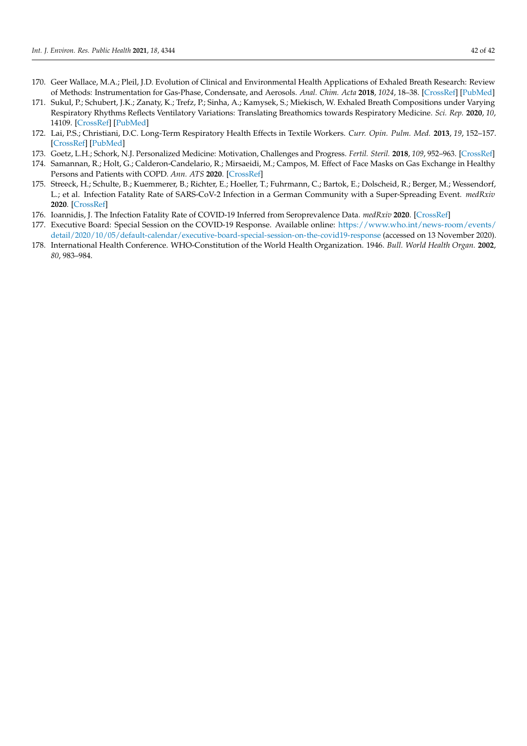170. Geer Wallace, M.A.; Pleil, J.D. Evolution of Clinical and Environmental Health Applications of Exhaled Breath Research: Review of Methods: Instrumentation for Gas-Phase, Condensate, and Aerosols. *Anal. Chim. Acta* **2018**, *1024*, 18–38. [CrossRef] [PubMed]
171. Sukul, P.; Schubert, J.K.; Zanaty, K.; Trefz, P.; Sinha, A.; Kamysek, S.; Miekisch, W. Exhaled Breath Compositions under Varying Respiratory Rhythms Reflects Ventilatory Variations: Translating Breathomics towards Respiratory Medicine. *Sci. Rep.* **2020**, *10*, 14109. [CrossRef] [PubMed]
172. Lai, P.S.; Christiani, D.C. Long-Term Respiratory Health Effects in Textile Workers. *Curr. Opin. Pulm. Med.* **2013**, *19*, 152–157. [CrossRef] [PubMed]
173. Goetz, L.H.; Schork, N.J. Personalized Medicine: Motivation, Challenges and Progress. *Fertil. Steril.* **2018**, *109*, 952–963. [CrossRef]
174. Samannan, R.; Holt, G.; Calderon-Candelario, R.; Mirsaeidi, M.; Campos, M. Effect of Face Masks on Gas Exchange in Healthy Persons and Patients with COPD. *Ann. ATS* **2020**. [CrossRef]
175. Streeck, H.; Schulte, B.; Kuemmerer, B.; Richter, E.; Hoeller, T.; Fuhrmann, C.; Bartok, E.; Dolscheid, R.; Berger, M.; Wessendorf, L.; et al. Infection Fatality Rate of SARS-CoV-2 Infection in a German Community with a Super-Spreading Event. *medRxiv* **2020**. [CrossRef]
176. Ioannidis, J. The Infection Fatality Rate of COVID-19 Inferred from Seroprevalence Data. *medRxiv* **2020**. [CrossRef]
177. Executive Board: Special Session on the COVID-19 Response. Available online: https://www.who.int/news-room/events/detail/2020/10/05/default-calendar/executive-board-special-session-on-the-covid19-response (accessed on 13 November 2020).
178. International Health Conference. WHO-Constitution of the World Health Organization. 1946. *Bull. World Health Organ.* **2002**, *80*, 983–984.